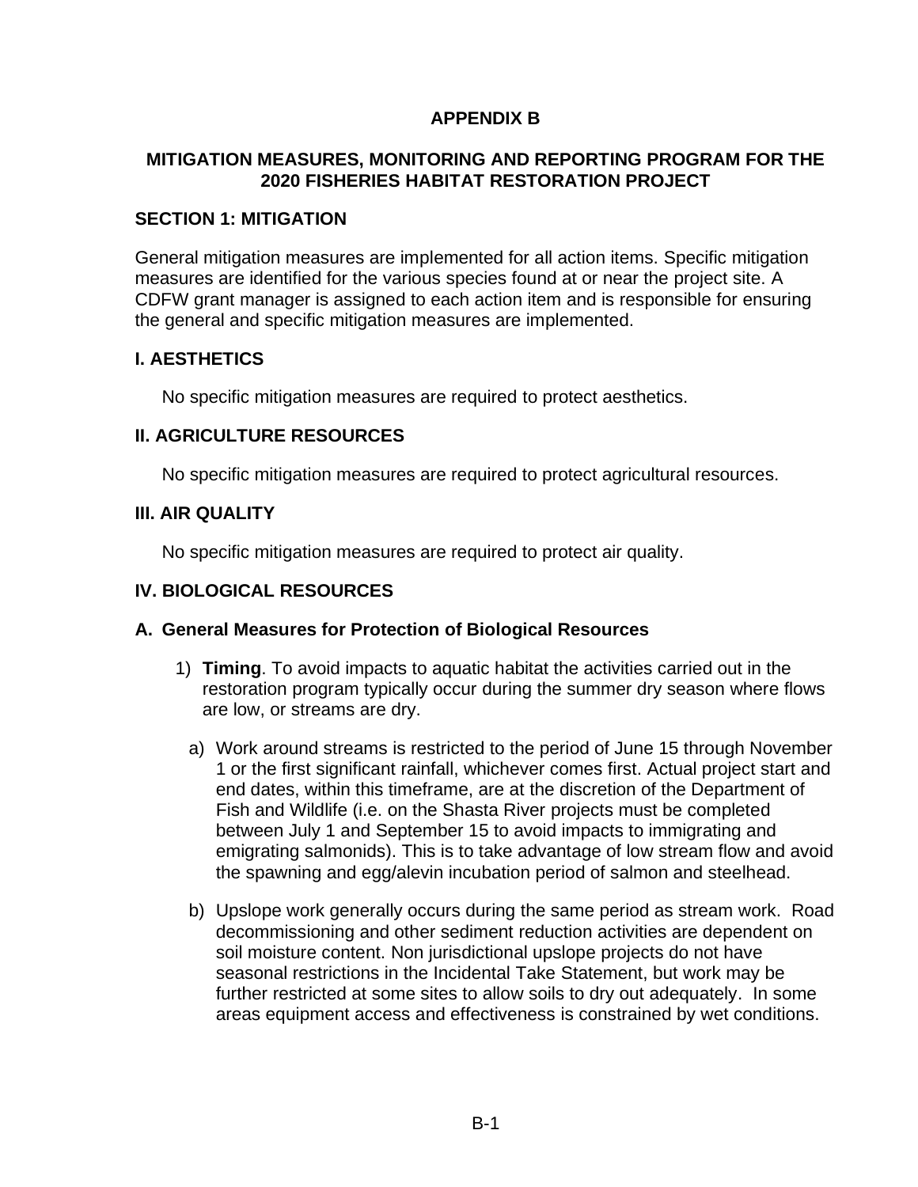# APPENDIX B

## MITIGATION MEASURES, MONITORING AND REPORTING PROGRAM FOR THE 2020 FISHERIES HABITAT RESTORATION PROJECT

### SECTION 1: MITIGATION

General mitigation measures are implemented for all action items. Specific mitigation measures are identified for the various species found at or near the project site. A CDFW grant manager is assigned to each action item and is responsible for ensuring the general and specific mitigation measures are implemented.

### I. AESTHETICS

No specific mitigation measures are required to protect aesthetics.

### II. AGRICULTURE RESOURCES

No specific mitigation measures are required to protect agricultural resources.

### III. AIR QUALITY

No specific mitigation measures are required to protect air quality.

### IV. BIOLOGICAL RESOURCES

#### A. General Measures for Protection of Biological Resources

1) **Timing**. To avoid impacts to aquatic habitat the activities carried out in the restoration program typically occur during the summer dry season where flows are low, or streams are dry.

   a) Work around streams is restricted to the period of June 15 through November 1 or the first significant rainfall, whichever comes first. Actual project start and end dates, within this timeframe, are at the discretion of the Department of Fish and Wildlife (i.e. on the Shasta River projects must be completed between July 1 and September 15 to avoid impacts to immigrating and emigrating salmonids). This is to take advantage of low stream flow and avoid the spawning and egg/alevin incubation period of salmon and steelhead.

   b) Upslope work generally occurs during the same period as stream work. Road decommissioning and other sediment reduction activities are dependent on soil moisture content. Non jurisdictional upslope projects do not have seasonal restrictions in the Incidental Take Statement, but work may be further restricted at some sites to allow soils to dry out adequately. In some areas equipment access and effectiveness is constrained by wet conditions.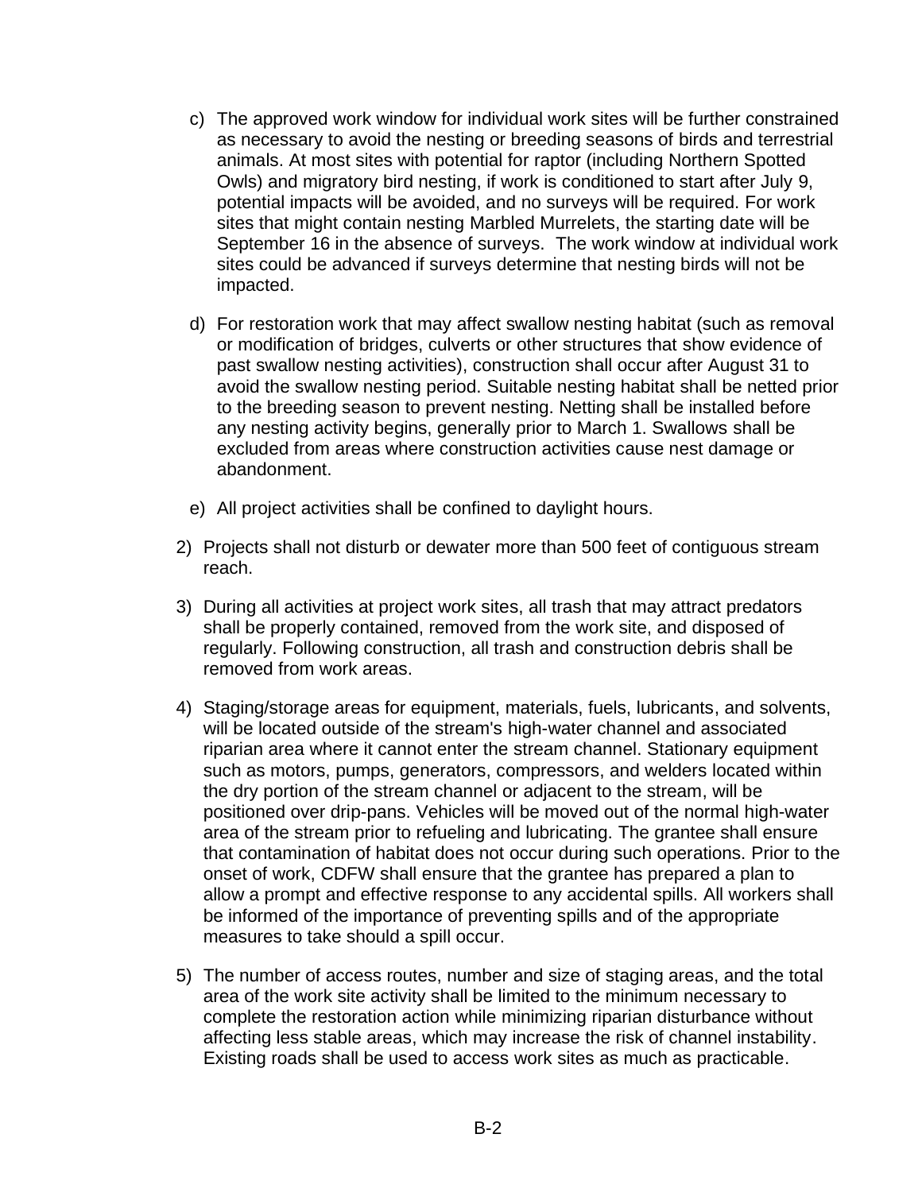c) The approved work window for individual work sites will be further constrained as necessary to avoid the nesting or breeding seasons of birds and terrestrial animals. At most sites with potential for raptor (including Northern Spotted Owls) and migratory bird nesting, if work is conditioned to start after July 9, potential impacts will be avoided, and no surveys will be required. For work sites that might contain nesting Marbled Murrelets, the starting date will be September 16 in the absence of surveys. The work window at individual work sites could be advanced if surveys determine that nesting birds will not be impacted.

d) For restoration work that may affect swallow nesting habitat (such as removal or modification of bridges, culverts or other structures that show evidence of past swallow nesting activities), construction shall occur after August 31 to avoid the swallow nesting period. Suitable nesting habitat shall be netted prior to the breeding season to prevent nesting. Netting shall be installed before any nesting activity begins, generally prior to March 1. Swallows shall be excluded from areas where construction activities cause nest damage or abandonment.

e) All project activities shall be confined to daylight hours.

2) Projects shall not disturb or dewater more than 500 feet of contiguous stream reach.

3) During all activities at project work sites, all trash that may attract predators shall be properly contained, removed from the work site, and disposed of regularly. Following construction, all trash and construction debris shall be removed from work areas.

4) Staging/storage areas for equipment, materials, fuels, lubricants, and solvents, will be located outside of the stream's high-water channel and associated riparian area where it cannot enter the stream channel. Stationary equipment such as motors, pumps, generators, compressors, and welders located within the dry portion of the stream channel or adjacent to the stream, will be positioned over drip-pans. Vehicles will be moved out of the normal high-water area of the stream prior to refueling and lubricating. The grantee shall ensure that contamination of habitat does not occur during such operations. Prior to the onset of work, CDFW shall ensure that the grantee has prepared a plan to allow a prompt and effective response to any accidental spills. All workers shall be informed of the importance of preventing spills and of the appropriate measures to take should a spill occur.

5) The number of access routes, number and size of staging areas, and the total area of the work site activity shall be limited to the minimum necessary to complete the restoration action while minimizing riparian disturbance without affecting less stable areas, which may increase the risk of channel instability. Existing roads shall be used to access work sites as much as practicable.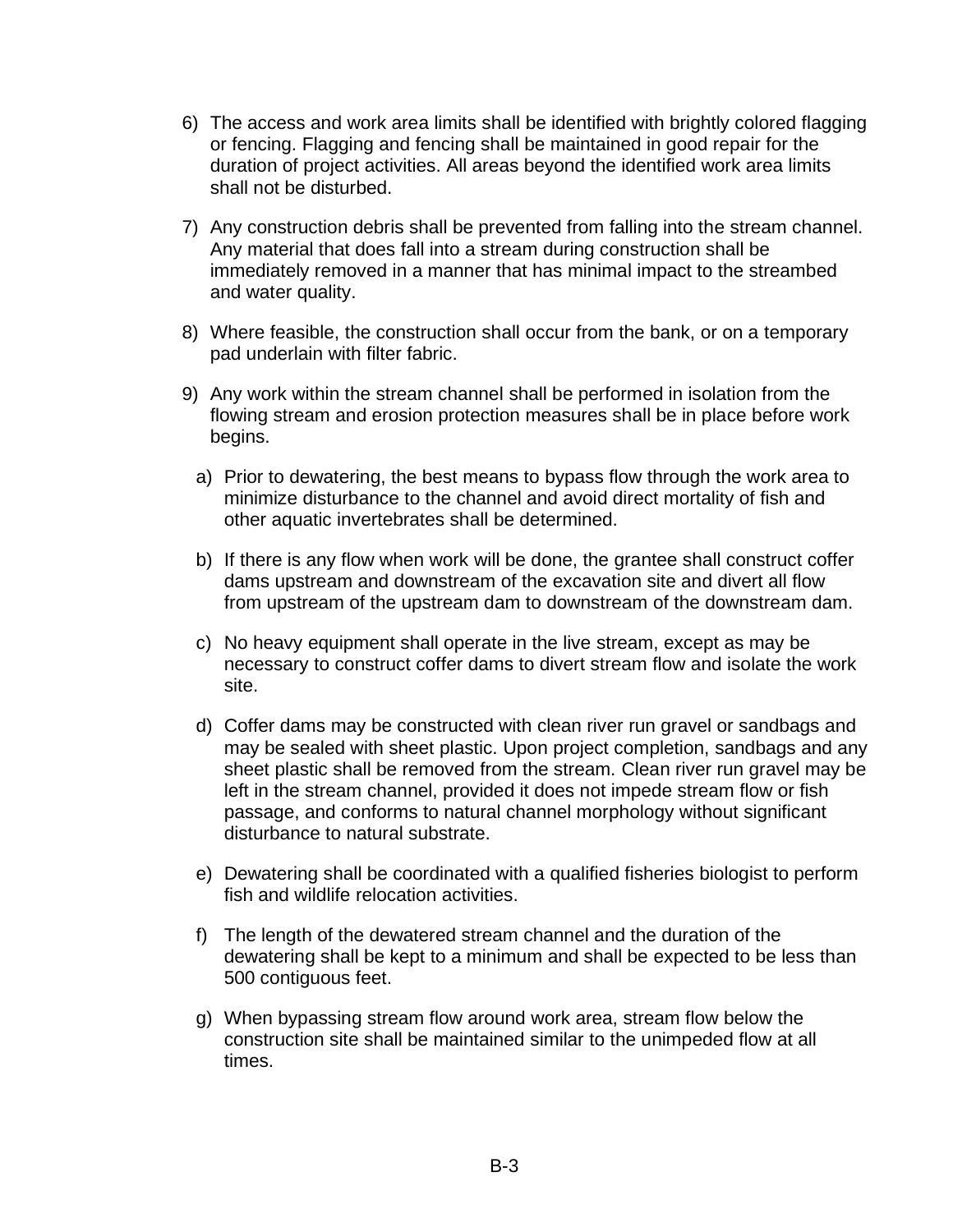6) The access and work area limits shall be identified with brightly colored flagging or fencing. Flagging and fencing shall be maintained in good repair for the duration of project activities. All areas beyond the identified work area limits shall not be disturbed.

7) Any construction debris shall be prevented from falling into the stream channel. Any material that does fall into a stream during construction shall be immediately removed in a manner that has minimal impact to the streambed and water quality.

8) Where feasible, the construction shall occur from the bank, or on a temporary pad underlain with filter fabric.

9) Any work within the stream channel shall be performed in isolation from the flowing stream and erosion protection measures shall be in place before work begins.

   a) Prior to dewatering, the best means to bypass flow through the work area to minimize disturbance to the channel and avoid direct mortality of fish and other aquatic invertebrates shall be determined.

   b) If there is any flow when work will be done, the grantee shall construct coffer dams upstream and downstream of the excavation site and divert all flow from upstream of the upstream dam to downstream of the downstream dam.

   c) No heavy equipment shall operate in the live stream, except as may be necessary to construct coffer dams to divert stream flow and isolate the work site.

   d) Coffer dams may be constructed with clean river run gravel or sandbags and may be sealed with sheet plastic. Upon project completion, sandbags and any sheet plastic shall be removed from the stream. Clean river run gravel may be left in the stream channel, provided it does not impede stream flow or fish passage, and conforms to natural channel morphology without significant disturbance to natural substrate.

   e) Dewatering shall be coordinated with a qualified fisheries biologist to perform fish and wildlife relocation activities.

   f) The length of the dewatered stream channel and the duration of the dewatering shall be kept to a minimum and shall be expected to be less than 500 contiguous feet.

   g) When bypassing stream flow around work area, stream flow below the construction site shall be maintained similar to the unimpeded flow at all times.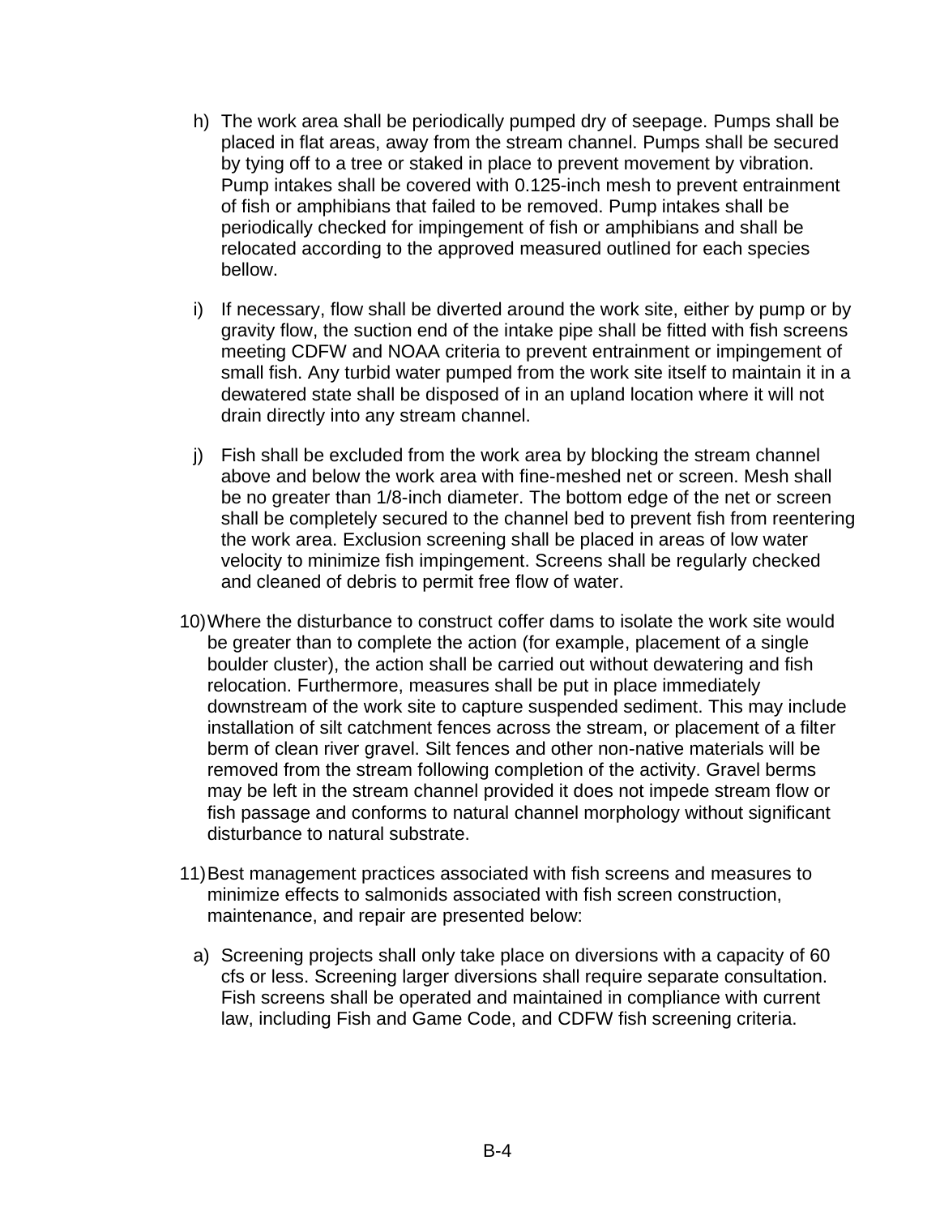h) The work area shall be periodically pumped dry of seepage. Pumps shall be placed in flat areas, away from the stream channel. Pumps shall be secured by tying off to a tree or staked in place to prevent movement by vibration. Pump intakes shall be covered with 0.125-inch mesh to prevent entrainment of fish or amphibians that failed to be removed. Pump intakes shall be periodically checked for impingement of fish or amphibians and shall be relocated according to the approved measured outlined for each species bellow.

i) If necessary, flow shall be diverted around the work site, either by pump or by gravity flow, the suction end of the intake pipe shall be fitted with fish screens meeting CDFW and NOAA criteria to prevent entrainment or impingement of small fish. Any turbid water pumped from the work site itself to maintain it in a dewatered state shall be disposed of in an upland location where it will not drain directly into any stream channel.

j) Fish shall be excluded from the work area by blocking the stream channel above and below the work area with fine-meshed net or screen. Mesh shall be no greater than 1/8-inch diameter. The bottom edge of the net or screen shall be completely secured to the channel bed to prevent fish from reentering the work area. Exclusion screening shall be placed in areas of low water velocity to minimize fish impingement. Screens shall be regularly checked and cleaned of debris to permit free flow of water.

10) Where the disturbance to construct coffer dams to isolate the work site would be greater than to complete the action (for example, placement of a single boulder cluster), the action shall be carried out without dewatering and fish relocation. Furthermore, measures shall be put in place immediately downstream of the work site to capture suspended sediment. This may include installation of silt catchment fences across the stream, or placement of a filter berm of clean river gravel. Silt fences and other non-native materials will be removed from the stream following completion of the activity. Gravel berms may be left in the stream channel provided it does not impede stream flow or fish passage and conforms to natural channel morphology without significant disturbance to natural substrate.

11) Best management practices associated with fish screens and measures to minimize effects to salmonids associated with fish screen construction, maintenance, and repair are presented below:

a) Screening projects shall only take place on diversions with a capacity of 60 cfs or less. Screening larger diversions shall require separate consultation. Fish screens shall be operated and maintained in compliance with current law, including Fish and Game Code, and CDFW fish screening criteria.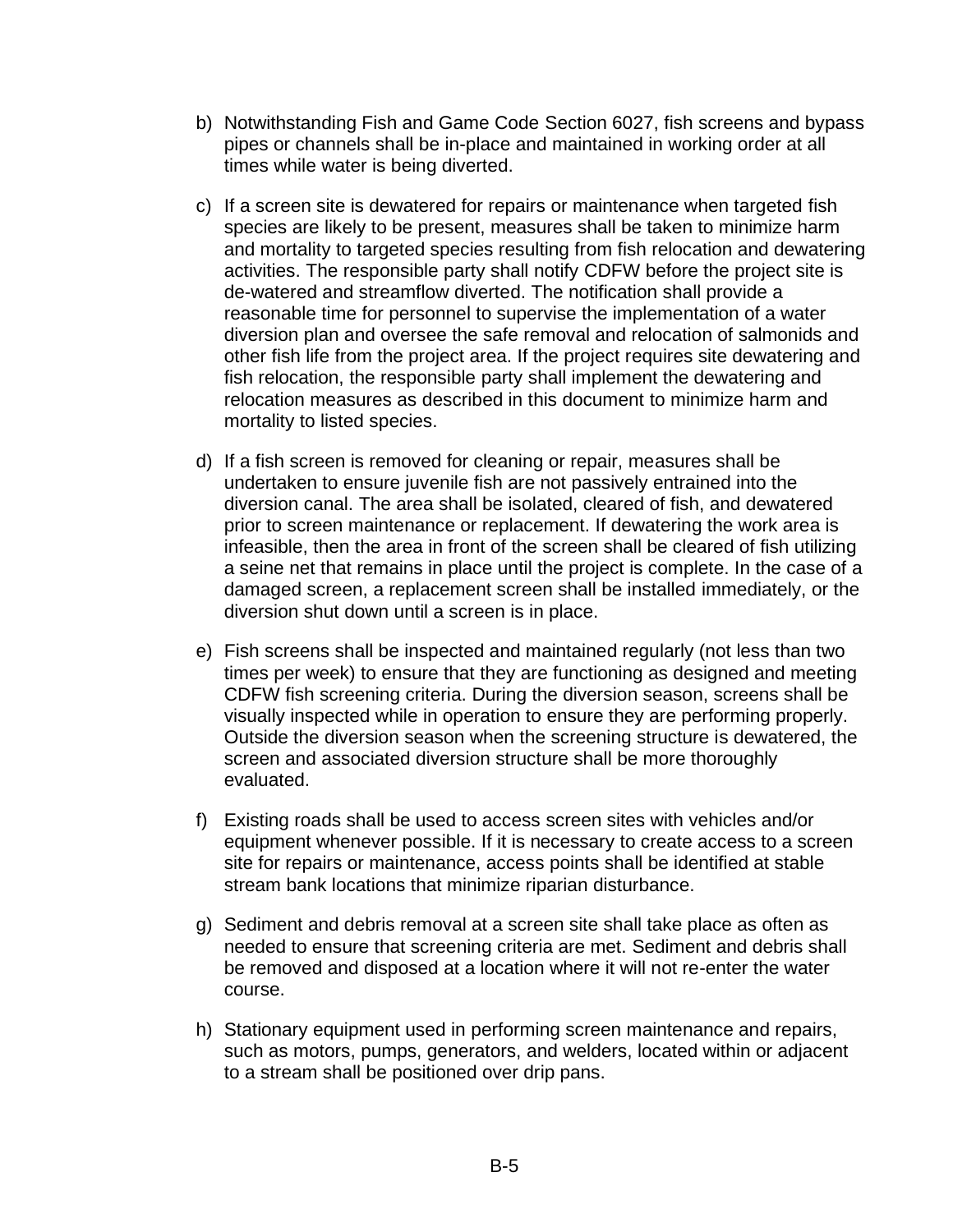b) Notwithstanding Fish and Game Code Section 6027, fish screens and bypass pipes or channels shall be in-place and maintained in working order at all times while water is being diverted.

c) If a screen site is dewatered for repairs or maintenance when targeted fish species are likely to be present, measures shall be taken to minimize harm and mortality to targeted species resulting from fish relocation and dewatering activities. The responsible party shall notify CDFW before the project site is de-watered and streamflow diverted. The notification shall provide a reasonable time for personnel to supervise the implementation of a water diversion plan and oversee the safe removal and relocation of salmonids and other fish life from the project area. If the project requires site dewatering and fish relocation, the responsible party shall implement the dewatering and relocation measures as described in this document to minimize harm and mortality to listed species.

d) If a fish screen is removed for cleaning or repair, measures shall be undertaken to ensure juvenile fish are not passively entrained into the diversion canal. The area shall be isolated, cleared of fish, and dewatered prior to screen maintenance or replacement. If dewatering the work area is infeasible, then the area in front of the screen shall be cleared of fish utilizing a seine net that remains in place until the project is complete. In the case of a damaged screen, a replacement screen shall be installed immediately, or the diversion shut down until a screen is in place.

e) Fish screens shall be inspected and maintained regularly (not less than two times per week) to ensure that they are functioning as designed and meeting CDFW fish screening criteria. During the diversion season, screens shall be visually inspected while in operation to ensure they are performing properly. Outside the diversion season when the screening structure is dewatered, the screen and associated diversion structure shall be more thoroughly evaluated.

f) Existing roads shall be used to access screen sites with vehicles and/or equipment whenever possible. If it is necessary to create access to a screen site for repairs or maintenance, access points shall be identified at stable stream bank locations that minimize riparian disturbance.

g) Sediment and debris removal at a screen site shall take place as often as needed to ensure that screening criteria are met. Sediment and debris shall be removed and disposed at a location where it will not re-enter the water course.

h) Stationary equipment used in performing screen maintenance and repairs, such as motors, pumps, generators, and welders, located within or adjacent to a stream shall be positioned over drip pans.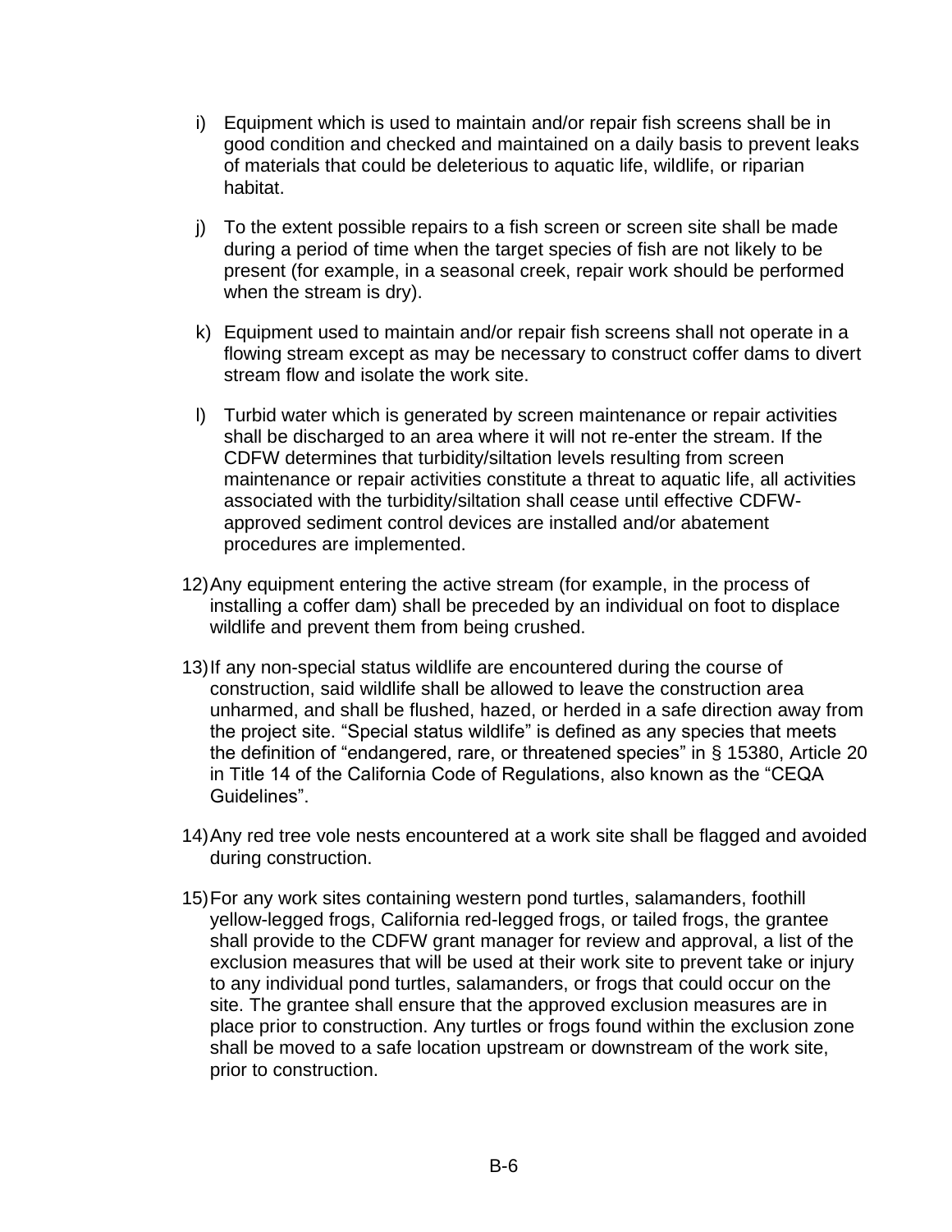i) Equipment which is used to maintain and/or repair fish screens shall be in good condition and checked and maintained on a daily basis to prevent leaks of materials that could be deleterious to aquatic life, wildlife, or riparian habitat.

j) To the extent possible repairs to a fish screen or screen site shall be made during a period of time when the target species of fish are not likely to be present (for example, in a seasonal creek, repair work should be performed when the stream is dry).

k) Equipment used to maintain and/or repair fish screens shall not operate in a flowing stream except as may be necessary to construct coffer dams to divert stream flow and isolate the work site.

l) Turbid water which is generated by screen maintenance or repair activities shall be discharged to an area where it will not re-enter the stream. If the CDFW determines that turbidity/siltation levels resulting from screen maintenance or repair activities constitute a threat to aquatic life, all activities associated with the turbidity/siltation shall cease until effective CDFW-approved sediment control devices are installed and/or abatement procedures are implemented.

12) Any equipment entering the active stream (for example, in the process of installing a coffer dam) shall be preceded by an individual on foot to displace wildlife and prevent them from being crushed.

13) If any non-special status wildlife are encountered during the course of construction, said wildlife shall be allowed to leave the construction area unharmed, and shall be flushed, hazed, or herded in a safe direction away from the project site. “Special status wildlife” is defined as any species that meets the definition of “endangered, rare, or threatened species” in § 15380, Article 20 in Title 14 of the California Code of Regulations, also known as the “CEQA Guidelines”.

14) Any red tree vole nests encountered at a work site shall be flagged and avoided during construction.

15) For any work sites containing western pond turtles, salamanders, foothill yellow-legged frogs, California red-legged frogs, or tailed frogs, the grantee shall provide to the CDFW grant manager for review and approval, a list of the exclusion measures that will be used at their work site to prevent take or injury to any individual pond turtles, salamanders, or frogs that could occur on the site. The grantee shall ensure that the approved exclusion measures are in place prior to construction. Any turtles or frogs found within the exclusion zone shall be moved to a safe location upstream or downstream of the work site, prior to construction.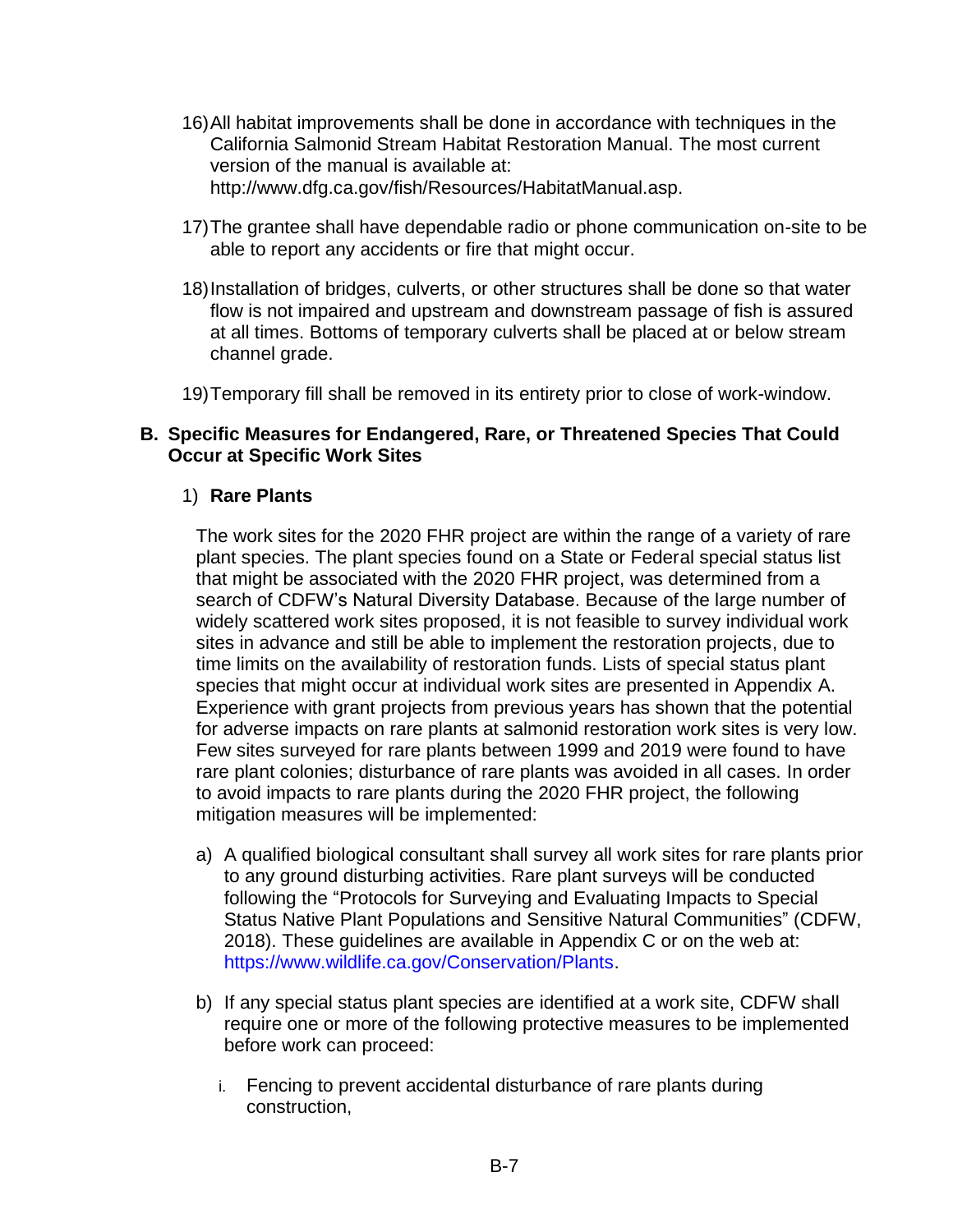16) All habitat improvements shall be done in accordance with techniques in the California Salmonid Stream Habitat Restoration Manual. The most current version of the manual is available at: http://www.dfg.ca.gov/fish/Resources/HabitatManual.asp.

17) The grantee shall have dependable radio or phone communication on-site to be able to report any accidents or fire that might occur.

18) Installation of bridges, culverts, or other structures shall be done so that water flow is not impaired and upstream and downstream passage of fish is assured at all times. Bottoms of temporary culverts shall be placed at or below stream channel grade.

19) Temporary fill shall be removed in its entirety prior to close of work-window.

## B. Specific Measures for Endangered, Rare, or Threatened Species That Could Occur at Specific Work Sites

### 1) Rare Plants

The work sites for the 2020 FHR project are within the range of a variety of rare plant species. The plant species found on a State or Federal special status list that might be associated with the 2020 FHR project, was determined from a search of CDFW's Natural Diversity Database. Because of the large number of widely scattered work sites proposed, it is not feasible to survey individual work sites in advance and still be able to implement the restoration projects, due to time limits on the availability of restoration funds. Lists of special status plant species that might occur at individual work sites are presented in Appendix A. Experience with grant projects from previous years has shown that the potential for adverse impacts on rare plants at salmonid restoration work sites is very low. Few sites surveyed for rare plants between 1999 and 2019 were found to have rare plant colonies; disturbance of rare plants was avoided in all cases. In order to avoid impacts to rare plants during the 2020 FHR project, the following mitigation measures will be implemented:

a) A qualified biological consultant shall survey all work sites for rare plants prior to any ground disturbing activities. Rare plant surveys will be conducted following the "Protocols for Surveying and Evaluating Impacts to Special Status Native Plant Populations and Sensitive Natural Communities" (CDFW, 2018). These guidelines are available in Appendix C or on the web at: https://www.wildlife.ca.gov/Conservation/Plants.

b) If any special status plant species are identified at a work site, CDFW shall require one or more of the following protective measures to be implemented before work can proceed:

   i. Fencing to prevent accidental disturbance of rare plants during construction,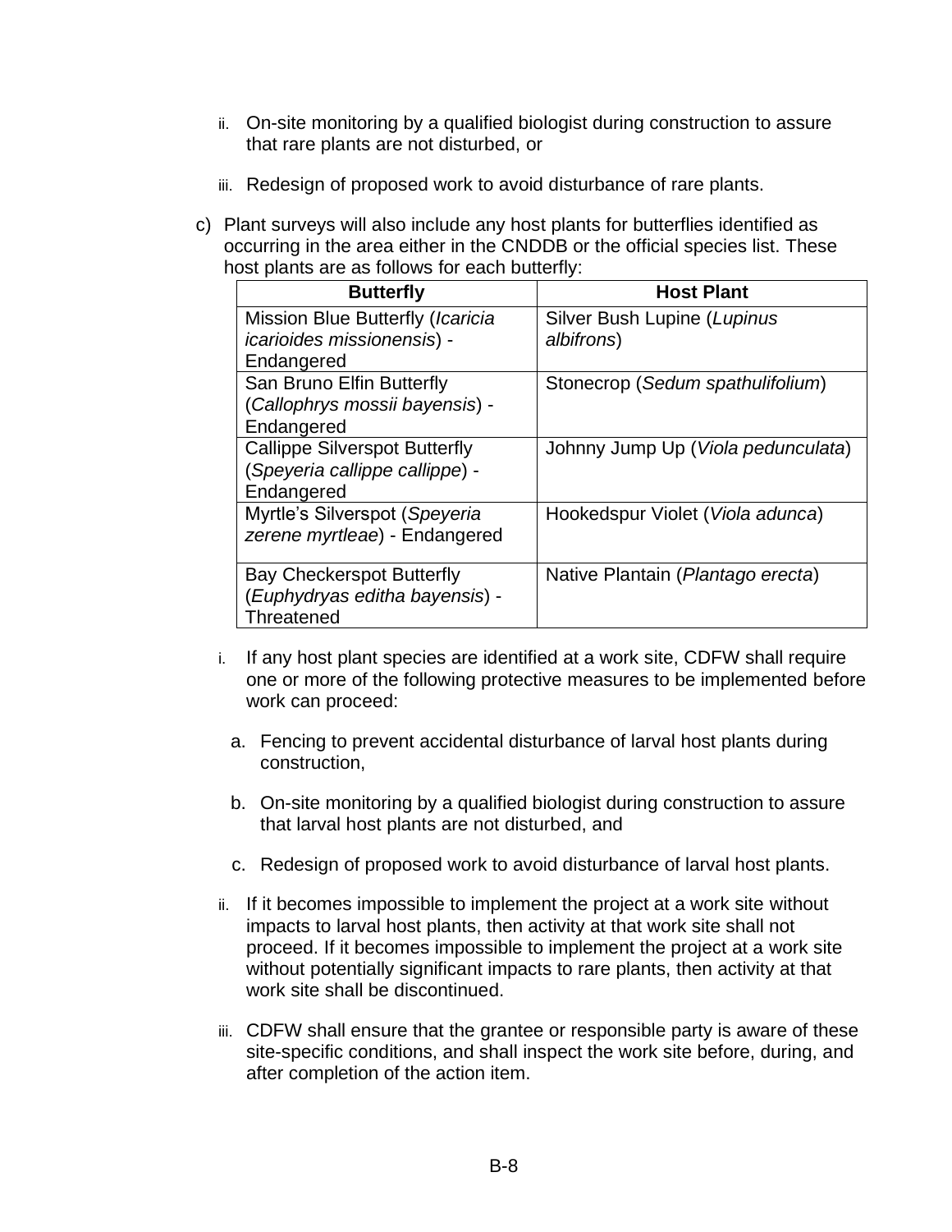ii. On-site monitoring by a qualified biologist during construction to assure that rare plants are not disturbed, or

iii. Redesign of proposed work to avoid disturbance of rare plants.

c) Plant surveys will also include any host plants for butterflies identified as occurring in the area either in the CNDDB or the official species list. These host plants are as follows for each butterfly:

| Butterfly | Host Plant |
| --- | --- |
| Mission Blue Butterfly (*Icaricia icarioides missionensis*) - Endangered | Silver Bush Lupine (*Lupinus albifrons*) |
| San Bruno Elfin Butterfly (*Callophrys mossii bayensis*) - Endangered | Stonecrop (*Sedum spathulifolium*) |
| Callippe Silverspot Butterfly (*Speyeria callippe callippe*) - Endangered | Johnny Jump Up (*Viola pedunculata*) |
| Myrtle's Silverspot (*Speyeria zerene myrtleae*) - Endangered | Hookedspur Violet (*Viola adunca*) |
| Bay Checkerspot Butterfly (*Euphydryas editha bayensis*) - Threatened | Native Plantain (*Plantago erecta*) |

i. If any host plant species are identified at a work site, CDFW shall require one or more of the following protective measures to be implemented before work can proceed:

   a. Fencing to prevent accidental disturbance of larval host plants during construction,

   b. On-site monitoring by a qualified biologist during construction to assure that larval host plants are not disturbed, and

   c. Redesign of proposed work to avoid disturbance of larval host plants.

ii. If it becomes impossible to implement the project at a work site without impacts to larval host plants, then activity at that work site shall not proceed. If it becomes impossible to implement the project at a work site without potentially significant impacts to rare plants, then activity at that work site shall be discontinued.

iii. CDFW shall ensure that the grantee or responsible party is aware of these site-specific conditions, and shall inspect the work site before, during, and after completion of the action item.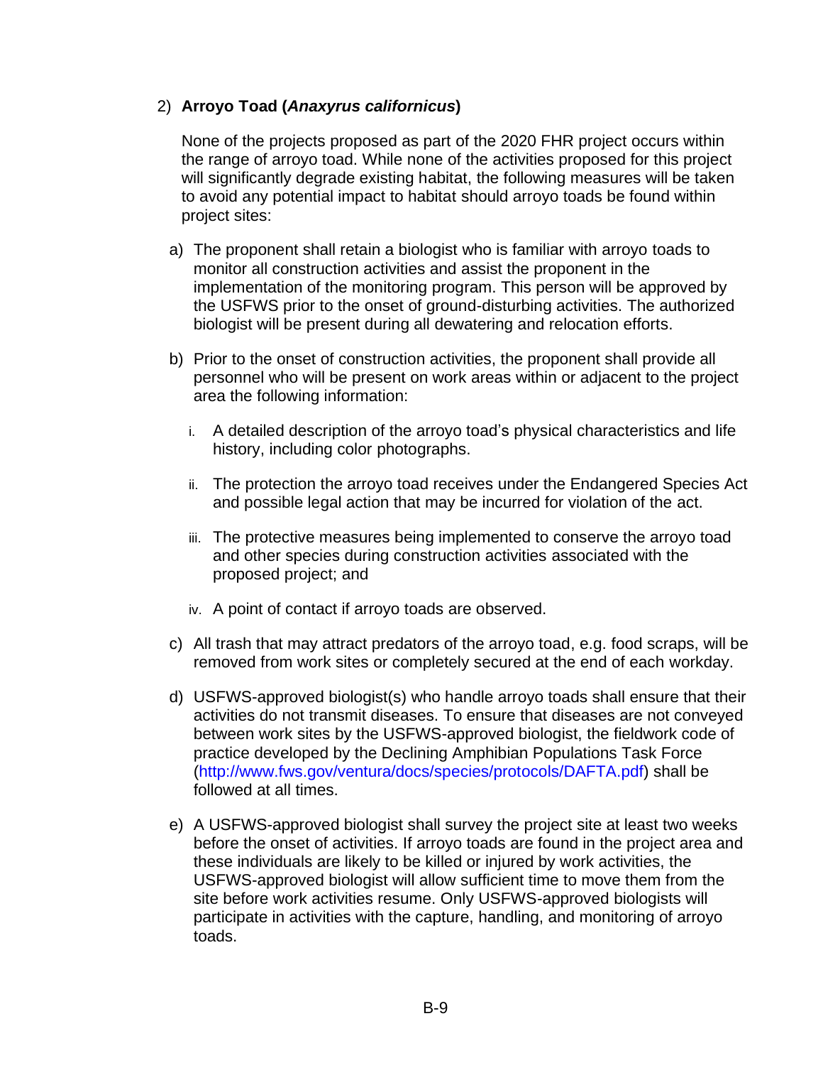2) **Arroyo Toad (*Anaxyrus californicus*)**

None of the projects proposed as part of the 2020 FHR project occurs within the range of arroyo toad. While none of the activities proposed for this project will significantly degrade existing habitat, the following measures will be taken to avoid any potential impact to habitat should arroyo toads be found within project sites:

a) The proponent shall retain a biologist who is familiar with arroyo toads to monitor all construction activities and assist the proponent in the implementation of the monitoring program. This person will be approved by the USFWS prior to the onset of ground-disturbing activities. The authorized biologist will be present during all dewatering and relocation efforts.

b) Prior to the onset of construction activities, the proponent shall provide all personnel who will be present on work areas within or adjacent to the project area the following information:

   i. A detailed description of the arroyo toad's physical characteristics and life history, including color photographs.

   ii. The protection the arroyo toad receives under the Endangered Species Act and possible legal action that may be incurred for violation of the act.

   iii. The protective measures being implemented to conserve the arroyo toad and other species during construction activities associated with the proposed project; and

   iv. A point of contact if arroyo toads are observed.

c) All trash that may attract predators of the arroyo toad, e.g. food scraps, will be removed from work sites or completely secured at the end of each workday.

d) USFWS-approved biologist(s) who handle arroyo toads shall ensure that their activities do not transmit diseases. To ensure that diseases are not conveyed between work sites by the USFWS-approved biologist, the fieldwork code of practice developed by the Declining Amphibian Populations Task Force (http://www.fws.gov/ventura/docs/species/protocols/DAFTA.pdf) shall be followed at all times.

e) A USFWS-approved biologist shall survey the project site at least two weeks before the onset of activities. If arroyo toads are found in the project area and these individuals are likely to be killed or injured by work activities, the USFWS-approved biologist will allow sufficient time to move them from the site before work activities resume. Only USFWS-approved biologists will participate in activities with the capture, handling, and monitoring of arroyo toads.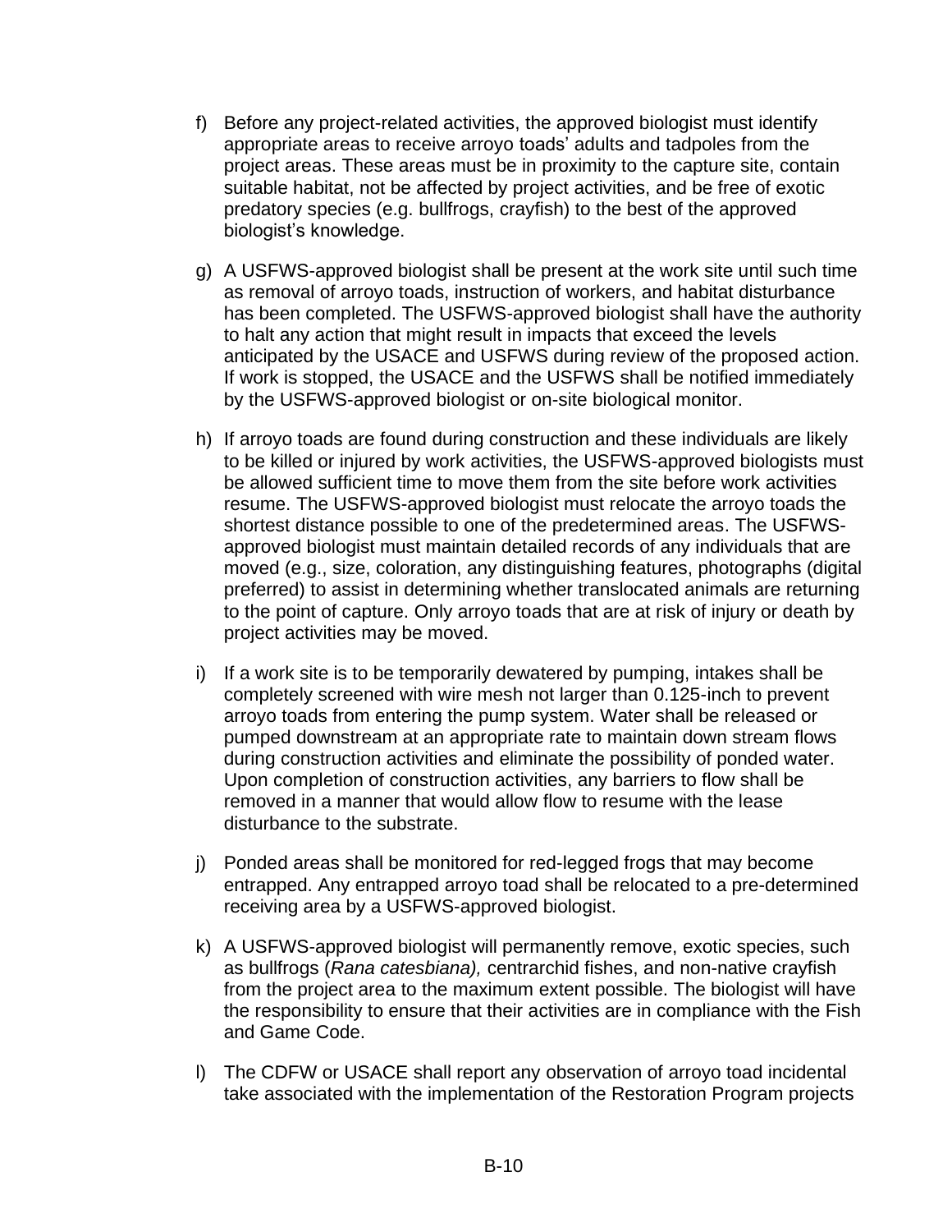f) Before any project-related activities, the approved biologist must identify appropriate areas to receive arroyo toads' adults and tadpoles from the project areas. These areas must be in proximity to the capture site, contain suitable habitat, not be affected by project activities, and be free of exotic predatory species (e.g. bullfrogs, crayfish) to the best of the approved biologist's knowledge.

g) A USFWS-approved biologist shall be present at the work site until such time as removal of arroyo toads, instruction of workers, and habitat disturbance has been completed. The USFWS-approved biologist shall have the authority to halt any action that might result in impacts that exceed the levels anticipated by the USACE and USFWS during review of the proposed action. If work is stopped, the USACE and the USFWS shall be notified immediately by the USFWS-approved biologist or on-site biological monitor.

h) If arroyo toads are found during construction and these individuals are likely to be killed or injured by work activities, the USFWS-approved biologists must be allowed sufficient time to move them from the site before work activities resume. The USFWS-approved biologist must relocate the arroyo toads the shortest distance possible to one of the predetermined areas. The USFWS-approved biologist must maintain detailed records of any individuals that are moved (e.g., size, coloration, any distinguishing features, photographs (digital preferred) to assist in determining whether translocated animals are returning to the point of capture. Only arroyo toads that are at risk of injury or death by project activities may be moved.

i) If a work site is to be temporarily dewatered by pumping, intakes shall be completely screened with wire mesh not larger than 0.125-inch to prevent arroyo toads from entering the pump system. Water shall be released or pumped downstream at an appropriate rate to maintain down stream flows during construction activities and eliminate the possibility of ponded water. Upon completion of construction activities, any barriers to flow shall be removed in a manner that would allow flow to resume with the lease disturbance to the substrate.

j) Ponded areas shall be monitored for red-legged frogs that may become entrapped. Any entrapped arroyo toad shall be relocated to a pre-determined receiving area by a USFWS-approved biologist.

k) A USFWS-approved biologist will permanently remove, exotic species, such as bullfrogs (*Rana catesbiana),* centrarchid fishes, and non-native crayfish from the project area to the maximum extent possible. The biologist will have the responsibility to ensure that their activities are in compliance with the Fish and Game Code.

l) The CDFW or USACE shall report any observation of arroyo toad incidental take associated with the implementation of the Restoration Program projects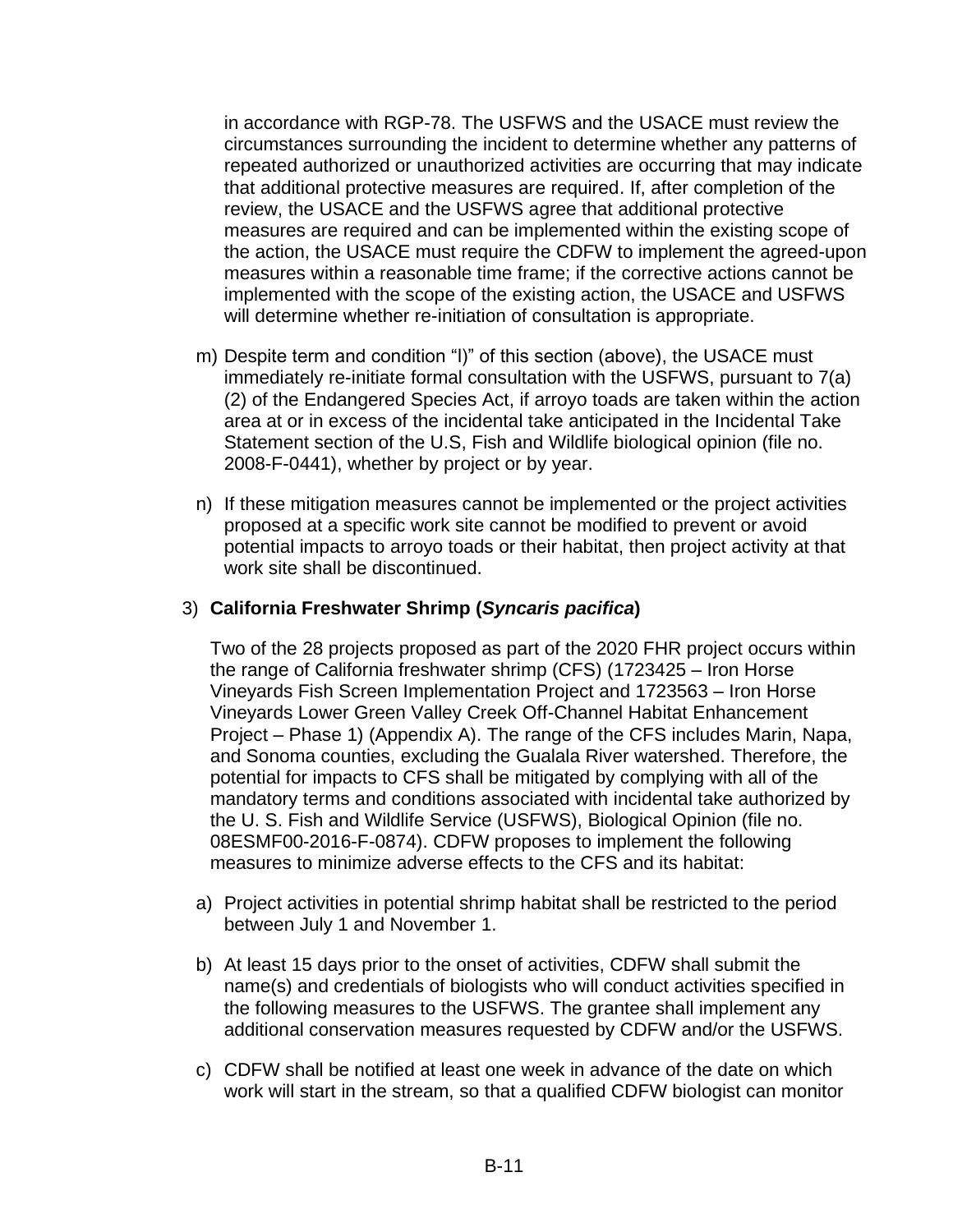in accordance with RGP-78. The USFWS and the USACE must review the circumstances surrounding the incident to determine whether any patterns of repeated authorized or unauthorized activities are occurring that may indicate that additional protective measures are required. If, after completion of the review, the USACE and the USFWS agree that additional protective measures are required and can be implemented within the existing scope of the action, the USACE must require the CDFW to implement the agreed-upon measures within a reasonable time frame; if the corrective actions cannot be implemented with the scope of the existing action, the USACE and USFWS will determine whether re-initiation of consultation is appropriate.

m) Despite term and condition "l)" of this section (above), the USACE must immediately re-initiate formal consultation with the USFWS, pursuant to 7(a)(2) of the Endangered Species Act, if arroyo toads are taken within the action area at or in excess of the incidental take anticipated in the Incidental Take Statement section of the U.S, Fish and Wildlife biological opinion (file no. 2008-F-0441), whether by project or by year.

n) If these mitigation measures cannot be implemented or the project activities proposed at a specific work site cannot be modified to prevent or avoid potential impacts to arroyo toads or their habitat, then project activity at that work site shall be discontinued.

3) **California Freshwater Shrimp (*Syncaris pacifica*)**

Two of the 28 projects proposed as part of the 2020 FHR project occurs within the range of California freshwater shrimp (CFS) (1723425 – Iron Horse Vineyards Fish Screen Implementation Project and 1723563 – Iron Horse Vineyards Lower Green Valley Creek Off-Channel Habitat Enhancement Project – Phase 1) (Appendix A). The range of the CFS includes Marin, Napa, and Sonoma counties, excluding the Gualala River watershed. Therefore, the potential for impacts to CFS shall be mitigated by complying with all of the mandatory terms and conditions associated with incidental take authorized by the U. S. Fish and Wildlife Service (USFWS), Biological Opinion (file no. 08ESMF00-2016-F-0874). CDFW proposes to implement the following measures to minimize adverse effects to the CFS and its habitat:

a) Project activities in potential shrimp habitat shall be restricted to the period between July 1 and November 1.

b) At least 15 days prior to the onset of activities, CDFW shall submit the name(s) and credentials of biologists who will conduct activities specified in the following measures to the USFWS. The grantee shall implement any additional conservation measures requested by CDFW and/or the USFWS.

c) CDFW shall be notified at least one week in advance of the date on which work will start in the stream, so that a qualified CDFW biologist can monitor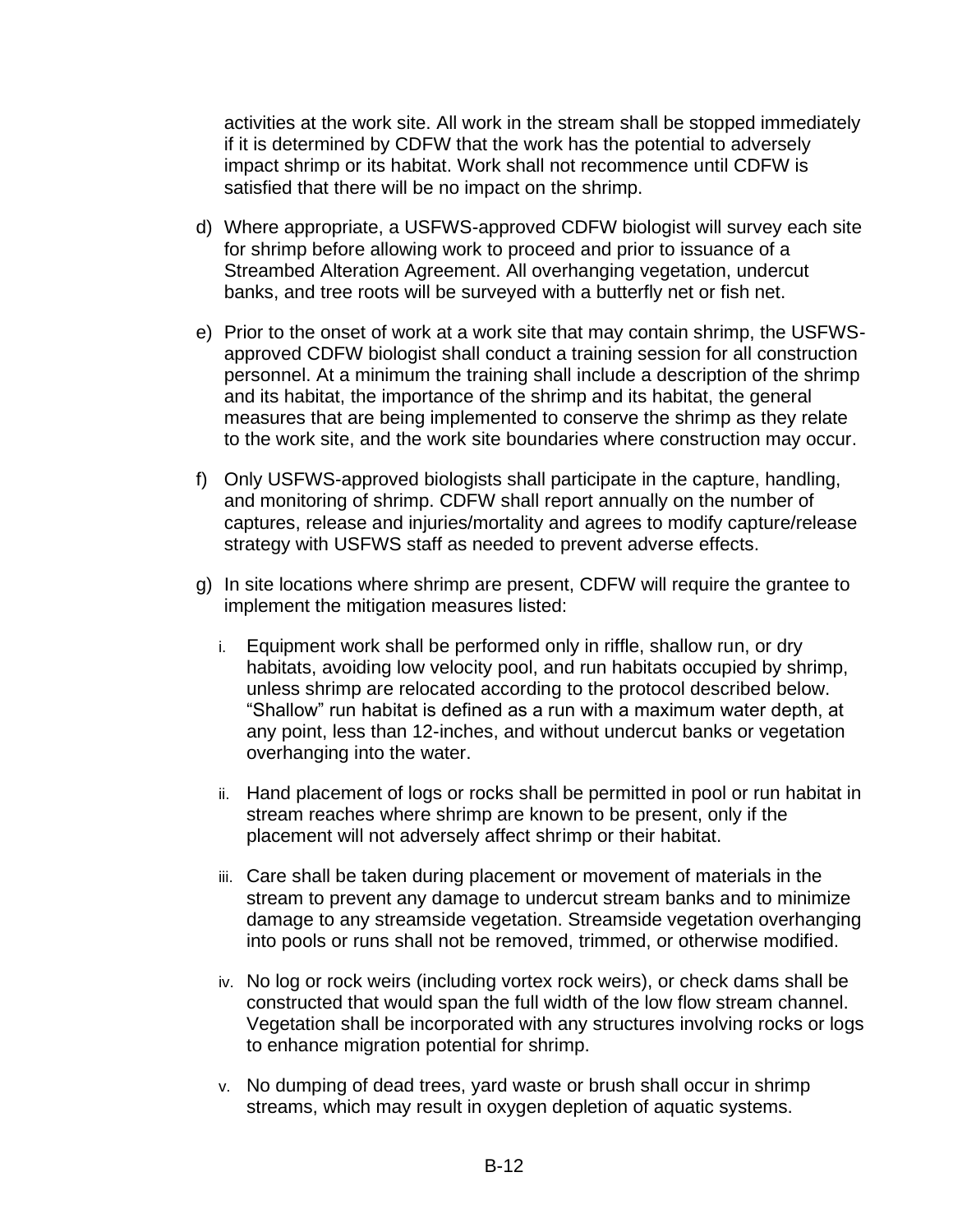activities at the work site. All work in the stream shall be stopped immediately if it is determined by CDFW that the work has the potential to adversely impact shrimp or its habitat. Work shall not recommence until CDFW is satisfied that there will be no impact on the shrimp.

d) Where appropriate, a USFWS-approved CDFW biologist will survey each site for shrimp before allowing work to proceed and prior to issuance of a Streambed Alteration Agreement. All overhanging vegetation, undercut banks, and tree roots will be surveyed with a butterfly net or fish net.

e) Prior to the onset of work at a work site that may contain shrimp, the USFWS-approved CDFW biologist shall conduct a training session for all construction personnel. At a minimum the training shall include a description of the shrimp and its habitat, the importance of the shrimp and its habitat, the general measures that are being implemented to conserve the shrimp as they relate to the work site, and the work site boundaries where construction may occur.

f) Only USFWS-approved biologists shall participate in the capture, handling, and monitoring of shrimp. CDFW shall report annually on the number of captures, release and injuries/mortality and agrees to modify capture/release strategy with USFWS staff as needed to prevent adverse effects.

g) In site locations where shrimp are present, CDFW will require the grantee to implement the mitigation measures listed:

    i. Equipment work shall be performed only in riffle, shallow run, or dry habitats, avoiding low velocity pool, and run habitats occupied by shrimp, unless shrimp are relocated according to the protocol described below. “Shallow” run habitat is defined as a run with a maximum water depth, at any point, less than 12-inches, and without undercut banks or vegetation overhanging into the water.

    ii. Hand placement of logs or rocks shall be permitted in pool or run habitat in stream reaches where shrimp are known to be present, only if the placement will not adversely affect shrimp or their habitat.

    iii. Care shall be taken during placement or movement of materials in the stream to prevent any damage to undercut stream banks and to minimize damage to any streamside vegetation. Streamside vegetation overhanging into pools or runs shall not be removed, trimmed, or otherwise modified.

    iv. No log or rock weirs (including vortex rock weirs), or check dams shall be constructed that would span the full width of the low flow stream channel. Vegetation shall be incorporated with any structures involving rocks or logs to enhance migration potential for shrimp.

    v. No dumping of dead trees, yard waste or brush shall occur in shrimp streams, which may result in oxygen depletion of aquatic systems.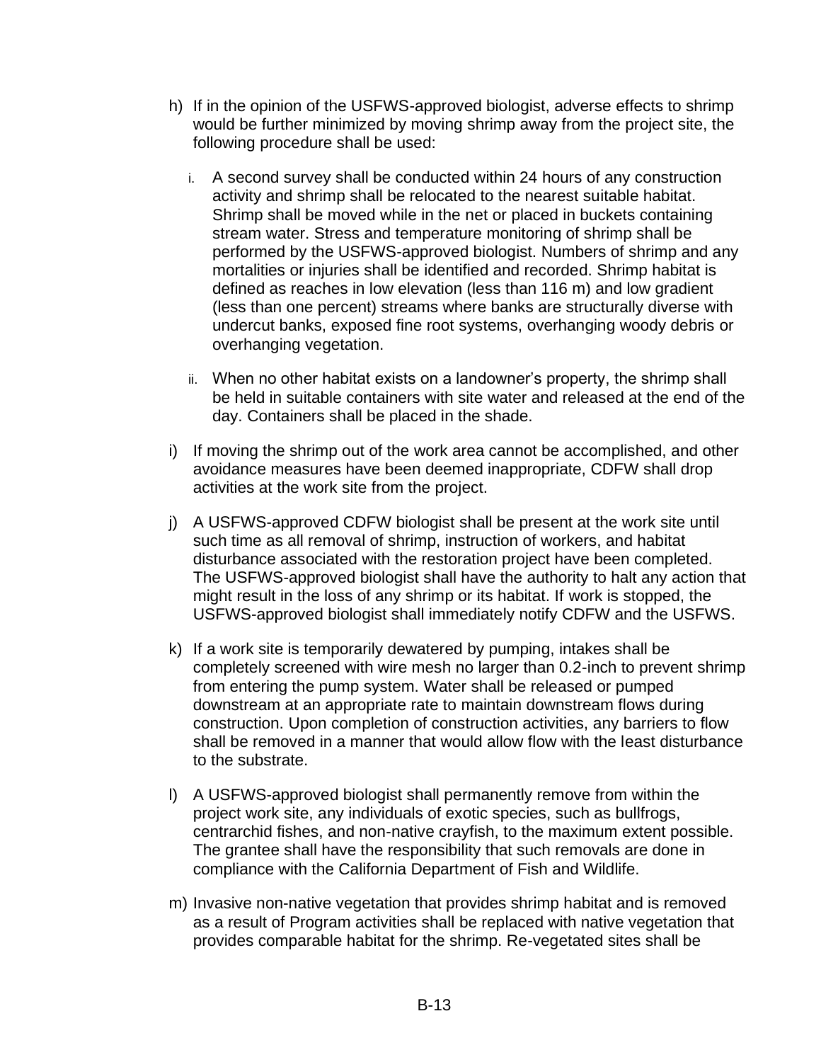h) If in the opinion of the USFWS-approved biologist, adverse effects to shrimp would be further minimized by moving shrimp away from the project site, the following procedure shall be used:

   i. A second survey shall be conducted within 24 hours of any construction activity and shrimp shall be relocated to the nearest suitable habitat. Shrimp shall be moved while in the net or placed in buckets containing stream water. Stress and temperature monitoring of shrimp shall be performed by the USFWS-approved biologist. Numbers of shrimp and any mortalities or injuries shall be identified and recorded. Shrimp habitat is defined as reaches in low elevation (less than 116 m) and low gradient (less than one percent) streams where banks are structurally diverse with undercut banks, exposed fine root systems, overhanging woody debris or overhanging vegetation.

   ii. When no other habitat exists on a landowner's property, the shrimp shall be held in suitable containers with site water and released at the end of the day. Containers shall be placed in the shade.

i) If moving the shrimp out of the work area cannot be accomplished, and other avoidance measures have been deemed inappropriate, CDFW shall drop activities at the work site from the project.

j) A USFWS-approved CDFW biologist shall be present at the work site until such time as all removal of shrimp, instruction of workers, and habitat disturbance associated with the restoration project have been completed. The USFWS-approved biologist shall have the authority to halt any action that might result in the loss of any shrimp or its habitat. If work is stopped, the USFWS-approved biologist shall immediately notify CDFW and the USFWS.

k) If a work site is temporarily dewatered by pumping, intakes shall be completely screened with wire mesh no larger than 0.2-inch to prevent shrimp from entering the pump system. Water shall be released or pumped downstream at an appropriate rate to maintain downstream flows during construction. Upon completion of construction activities, any barriers to flow shall be removed in a manner that would allow flow with the least disturbance to the substrate.

l) A USFWS-approved biologist shall permanently remove from within the project work site, any individuals of exotic species, such as bullfrogs, centrarchid fishes, and non-native crayfish, to the maximum extent possible. The grantee shall have the responsibility that such removals are done in compliance with the California Department of Fish and Wildlife.

m) Invasive non-native vegetation that provides shrimp habitat and is removed as a result of Program activities shall be replaced with native vegetation that provides comparable habitat for the shrimp. Re-vegetated sites shall be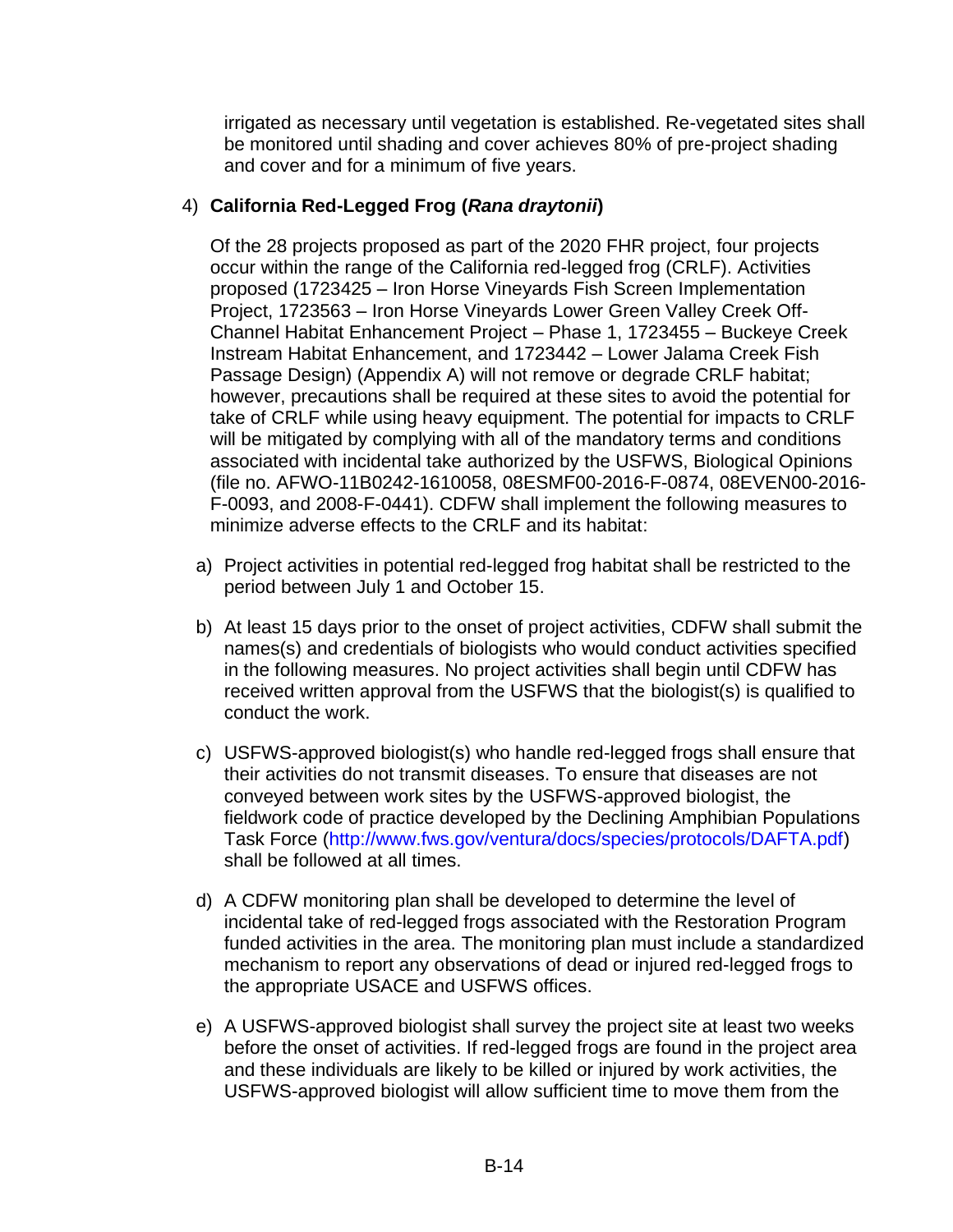irrigated as necessary until vegetation is established. Re-vegetated sites shall be monitored until shading and cover achieves 80% of pre-project shading and cover and for a minimum of five years.

4) **California Red-Legged Frog (*Rana draytonii*)**

Of the 28 projects proposed as part of the 2020 FHR project, four projects occur within the range of the California red-legged frog (CRLF). Activities proposed (1723425 – Iron Horse Vineyards Fish Screen Implementation Project, 1723563 – Iron Horse Vineyards Lower Green Valley Creek Off-Channel Habitat Enhancement Project – Phase 1, 1723455 – Buckeye Creek Instream Habitat Enhancement, and 1723442 – Lower Jalama Creek Fish Passage Design) (Appendix A) will not remove or degrade CRLF habitat; however, precautions shall be required at these sites to avoid the potential for take of CRLF while using heavy equipment. The potential for impacts to CRLF will be mitigated by complying with all of the mandatory terms and conditions associated with incidental take authorized by the USFWS, Biological Opinions (file no. AFWO-11B0242-1610058, 08ESMF00-2016-F-0874, 08EVEN00-2016-F-0093, and 2008-F-0441). CDFW shall implement the following measures to minimize adverse effects to the CRLF and its habitat:

a) Project activities in potential red-legged frog habitat shall be restricted to the period between July 1 and October 15.

b) At least 15 days prior to the onset of project activities, CDFW shall submit the names(s) and credentials of biologists who would conduct activities specified in the following measures. No project activities shall begin until CDFW has received written approval from the USFWS that the biologist(s) is qualified to conduct the work.

c) USFWS-approved biologist(s) who handle red-legged frogs shall ensure that their activities do not transmit diseases. To ensure that diseases are not conveyed between work sites by the USFWS-approved biologist, the fieldwork code of practice developed by the Declining Amphibian Populations Task Force (http://www.fws.gov/ventura/docs/species/protocols/DAFTA.pdf) shall be followed at all times.

d) A CDFW monitoring plan shall be developed to determine the level of incidental take of red-legged frogs associated with the Restoration Program funded activities in the area. The monitoring plan must include a standardized mechanism to report any observations of dead or injured red-legged frogs to the appropriate USACE and USFWS offices.

e) A USFWS-approved biologist shall survey the project site at least two weeks before the onset of activities. If red-legged frogs are found in the project area and these individuals are likely to be killed or injured by work activities, the USFWS-approved biologist will allow sufficient time to move them from the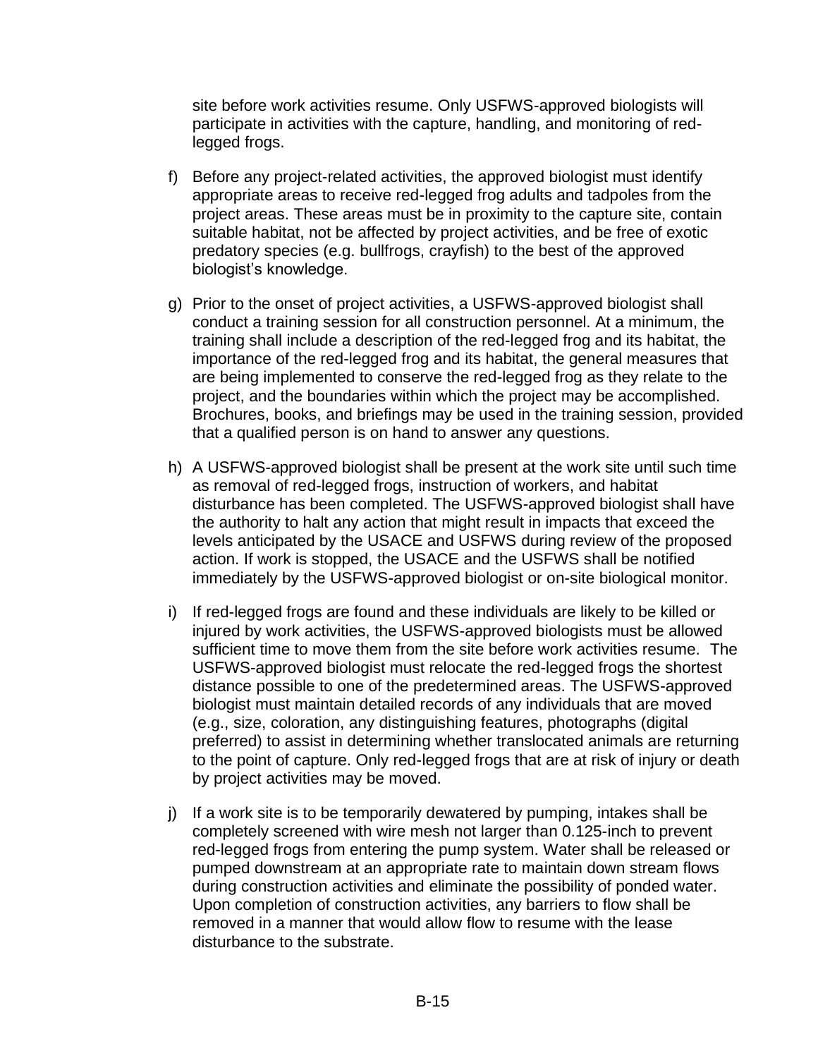site before work activities resume. Only USFWS-approved biologists will participate in activities with the capture, handling, and monitoring of red-legged frogs.

f) Before any project-related activities, the approved biologist must identify appropriate areas to receive red-legged frog adults and tadpoles from the project areas. These areas must be in proximity to the capture site, contain suitable habitat, not be affected by project activities, and be free of exotic predatory species (e.g. bullfrogs, crayfish) to the best of the approved biologist's knowledge.

g) Prior to the onset of project activities, a USFWS-approved biologist shall conduct a training session for all construction personnel. At a minimum, the training shall include a description of the red-legged frog and its habitat, the importance of the red-legged frog and its habitat, the general measures that are being implemented to conserve the red-legged frog as they relate to the project, and the boundaries within which the project may be accomplished. Brochures, books, and briefings may be used in the training session, provided that a qualified person is on hand to answer any questions.

h) A USFWS-approved biologist shall be present at the work site until such time as removal of red-legged frogs, instruction of workers, and habitat disturbance has been completed. The USFWS-approved biologist shall have the authority to halt any action that might result in impacts that exceed the levels anticipated by the USACE and USFWS during review of the proposed action. If work is stopped, the USACE and the USFWS shall be notified immediately by the USFWS-approved biologist or on-site biological monitor.

i) If red-legged frogs are found and these individuals are likely to be killed or injured by work activities, the USFWS-approved biologists must be allowed sufficient time to move them from the site before work activities resume. The USFWS-approved biologist must relocate the red-legged frogs the shortest distance possible to one of the predetermined areas. The USFWS-approved biologist must maintain detailed records of any individuals that are moved (e.g., size, coloration, any distinguishing features, photographs (digital preferred) to assist in determining whether translocated animals are returning to the point of capture. Only red-legged frogs that are at risk of injury or death by project activities may be moved.

j) If a work site is to be temporarily dewatered by pumping, intakes shall be completely screened with wire mesh not larger than 0.125-inch to prevent red-legged frogs from entering the pump system. Water shall be released or pumped downstream at an appropriate rate to maintain down stream flows during construction activities and eliminate the possibility of ponded water. Upon completion of construction activities, any barriers to flow shall be removed in a manner that would allow flow to resume with the lease disturbance to the substrate.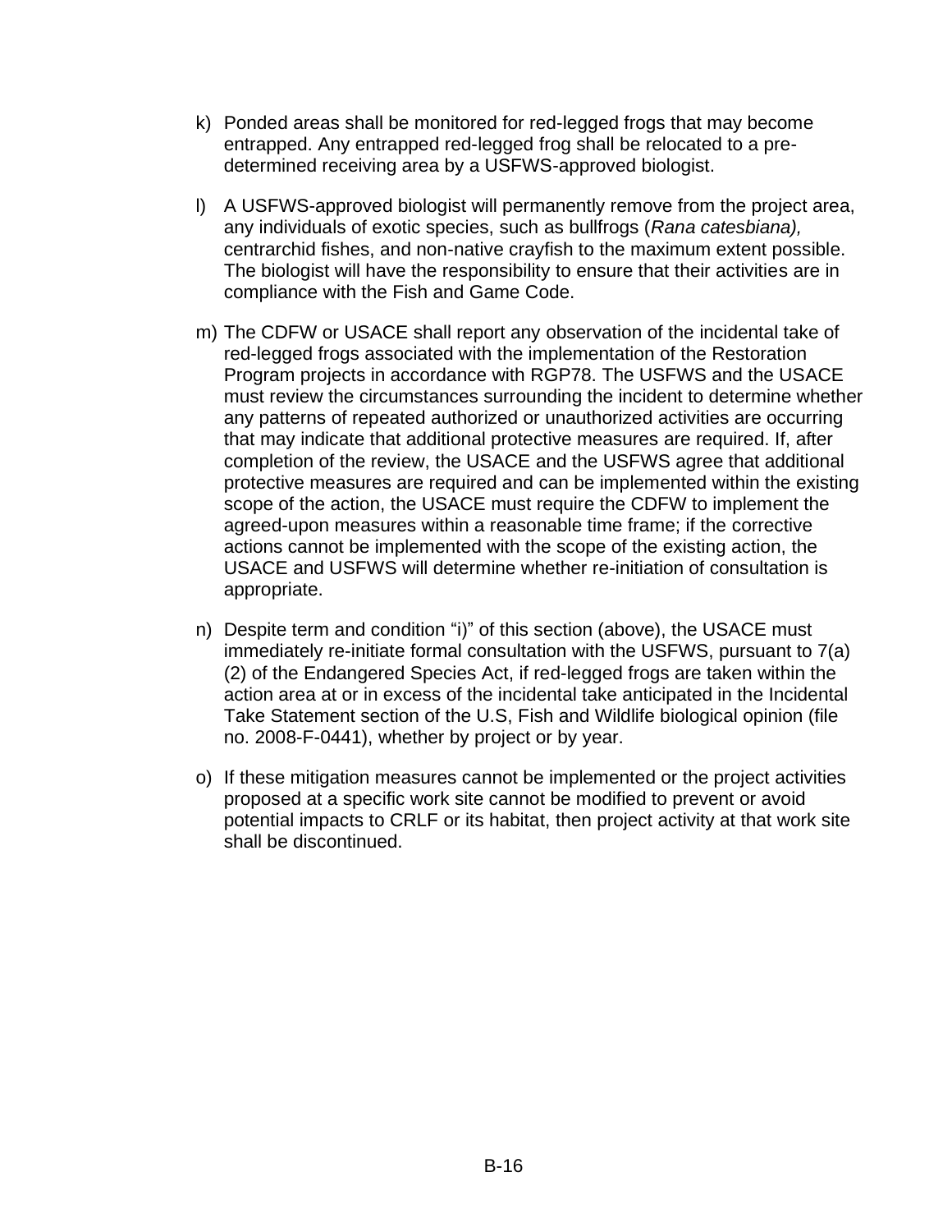k) Ponded areas shall be monitored for red-legged frogs that may become entrapped. Any entrapped red-legged frog shall be relocated to a pre-determined receiving area by a USFWS-approved biologist.

l) A USFWS-approved biologist will permanently remove from the project area, any individuals of exotic species, such as bullfrogs (*Rana catesbiana),* centrarchid fishes, and non-native crayfish to the maximum extent possible. The biologist will have the responsibility to ensure that their activities are in compliance with the Fish and Game Code.

m) The CDFW or USACE shall report any observation of the incidental take of red-legged frogs associated with the implementation of the Restoration Program projects in accordance with RGP78. The USFWS and the USACE must review the circumstances surrounding the incident to determine whether any patterns of repeated authorized or unauthorized activities are occurring that may indicate that additional protective measures are required. If, after completion of the review, the USACE and the USFWS agree that additional protective measures are required and can be implemented within the existing scope of the action, the USACE must require the CDFW to implement the agreed-upon measures within a reasonable time frame; if the corrective actions cannot be implemented with the scope of the existing action, the USACE and USFWS will determine whether re-initiation of consultation is appropriate.

n) Despite term and condition "i)" of this section (above), the USACE must immediately re-initiate formal consultation with the USFWS, pursuant to 7(a)(2) of the Endangered Species Act, if red-legged frogs are taken within the action area at or in excess of the incidental take anticipated in the Incidental Take Statement section of the U.S, Fish and Wildlife biological opinion (file no. 2008-F-0441), whether by project or by year.

o) If these mitigation measures cannot be implemented or the project activities proposed at a specific work site cannot be modified to prevent or avoid potential impacts to CRLF or its habitat, then project activity at that work site shall be discontinued.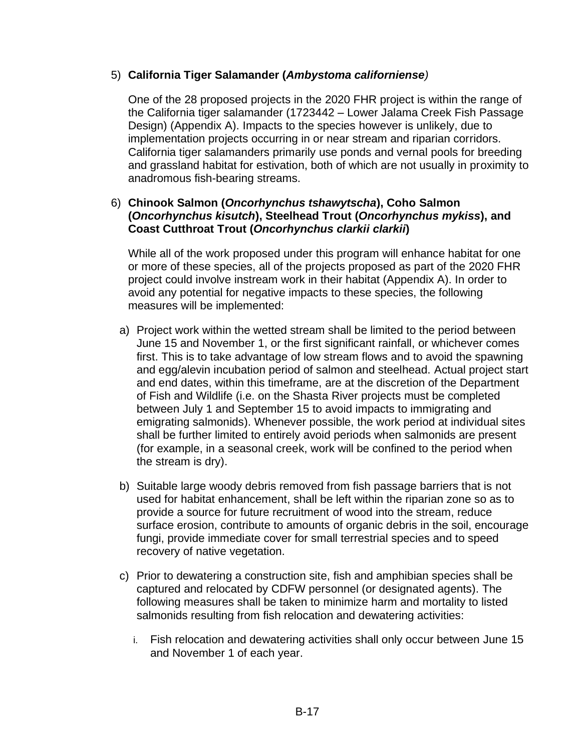5) **California Tiger Salamander (*Ambystoma californiense*)**

One of the 28 proposed projects in the 2020 FHR project is within the range of the California tiger salamander (1723442 – Lower Jalama Creek Fish Passage Design) (Appendix A). Impacts to the species however is unlikely, due to implementation projects occurring in or near stream and riparian corridors. California tiger salamanders primarily use ponds and vernal pools for breeding and grassland habitat for estivation, both of which are not usually in proximity to anadromous fish-bearing streams.

6) **Chinook Salmon (*Oncorhynchus tshawytscha*), Coho Salmon (*Oncorhynchus kisutch*), Steelhead Trout (*Oncorhynchus mykiss*), and Coast Cutthroat Trout (*Oncorhynchus clarkii clarkii*)**

While all of the work proposed under this program will enhance habitat for one or more of these species, all of the projects proposed as part of the 2020 FHR project could involve instream work in their habitat (Appendix A). In order to avoid any potential for negative impacts to these species, the following measures will be implemented:

a) Project work within the wetted stream shall be limited to the period between June 15 and November 1, or the first significant rainfall, or whichever comes first. This is to take advantage of low stream flows and to avoid the spawning and egg/alevin incubation period of salmon and steelhead. Actual project start and end dates, within this timeframe, are at the discretion of the Department of Fish and Wildlife (i.e. on the Shasta River projects must be completed between July 1 and September 15 to avoid impacts to immigrating and emigrating salmonids). Whenever possible, the work period at individual sites shall be further limited to entirely avoid periods when salmonids are present (for example, in a seasonal creek, work will be confined to the period when the stream is dry).

b) Suitable large woody debris removed from fish passage barriers that is not used for habitat enhancement, shall be left within the riparian zone so as to provide a source for future recruitment of wood into the stream, reduce surface erosion, contribute to amounts of organic debris in the soil, encourage fungi, provide immediate cover for small terrestrial species and to speed recovery of native vegetation.

c) Prior to dewatering a construction site, fish and amphibian species shall be captured and relocated by CDFW personnel (or designated agents). The following measures shall be taken to minimize harm and mortality to listed salmonids resulting from fish relocation and dewatering activities:

   i. Fish relocation and dewatering activities shall only occur between June 15 and November 1 of each year.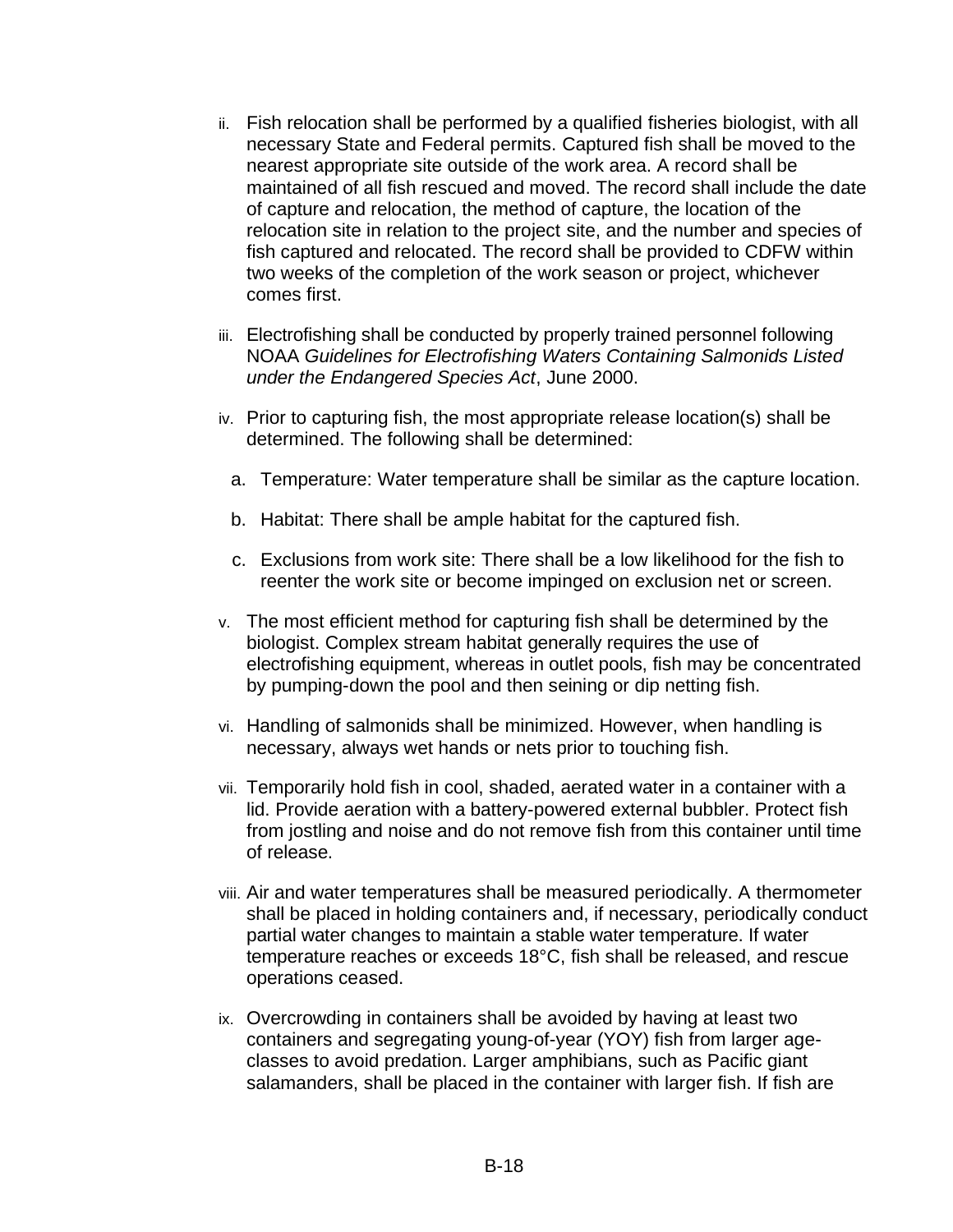ii. Fish relocation shall be performed by a qualified fisheries biologist, with all necessary State and Federal permits. Captured fish shall be moved to the nearest appropriate site outside of the work area. A record shall be maintained of all fish rescued and moved. The record shall include the date of capture and relocation, the method of capture, the location of the relocation site in relation to the project site, and the number and species of fish captured and relocated. The record shall be provided to CDFW within two weeks of the completion of the work season or project, whichever comes first.

iii. Electrofishing shall be conducted by properly trained personnel following NOAA *Guidelines for Electrofishing Waters Containing Salmonids Listed under the Endangered Species Act*, June 2000.

iv. Prior to capturing fish, the most appropriate release location(s) shall be determined. The following shall be determined:

   a. Temperature: Water temperature shall be similar as the capture location.

   b. Habitat: There shall be ample habitat for the captured fish.

   c. Exclusions from work site: There shall be a low likelihood for the fish to reenter the work site or become impinged on exclusion net or screen.

v. The most efficient method for capturing fish shall be determined by the biologist. Complex stream habitat generally requires the use of electrofishing equipment, whereas in outlet pools, fish may be concentrated by pumping-down the pool and then seining or dip netting fish.

vi. Handling of salmonids shall be minimized. However, when handling is necessary, always wet hands or nets prior to touching fish.

vii. Temporarily hold fish in cool, shaded, aerated water in a container with a lid. Provide aeration with a battery-powered external bubbler. Protect fish from jostling and noise and do not remove fish from this container until time of release.

viii. Air and water temperatures shall be measured periodically. A thermometer shall be placed in holding containers and, if necessary, periodically conduct partial water changes to maintain a stable water temperature. If water temperature reaches or exceeds 18°C, fish shall be released, and rescue operations ceased.

ix. Overcrowding in containers shall be avoided by having at least two containers and segregating young-of-year (YOY) fish from larger age-classes to avoid predation. Larger amphibians, such as Pacific giant salamanders, shall be placed in the container with larger fish. If fish are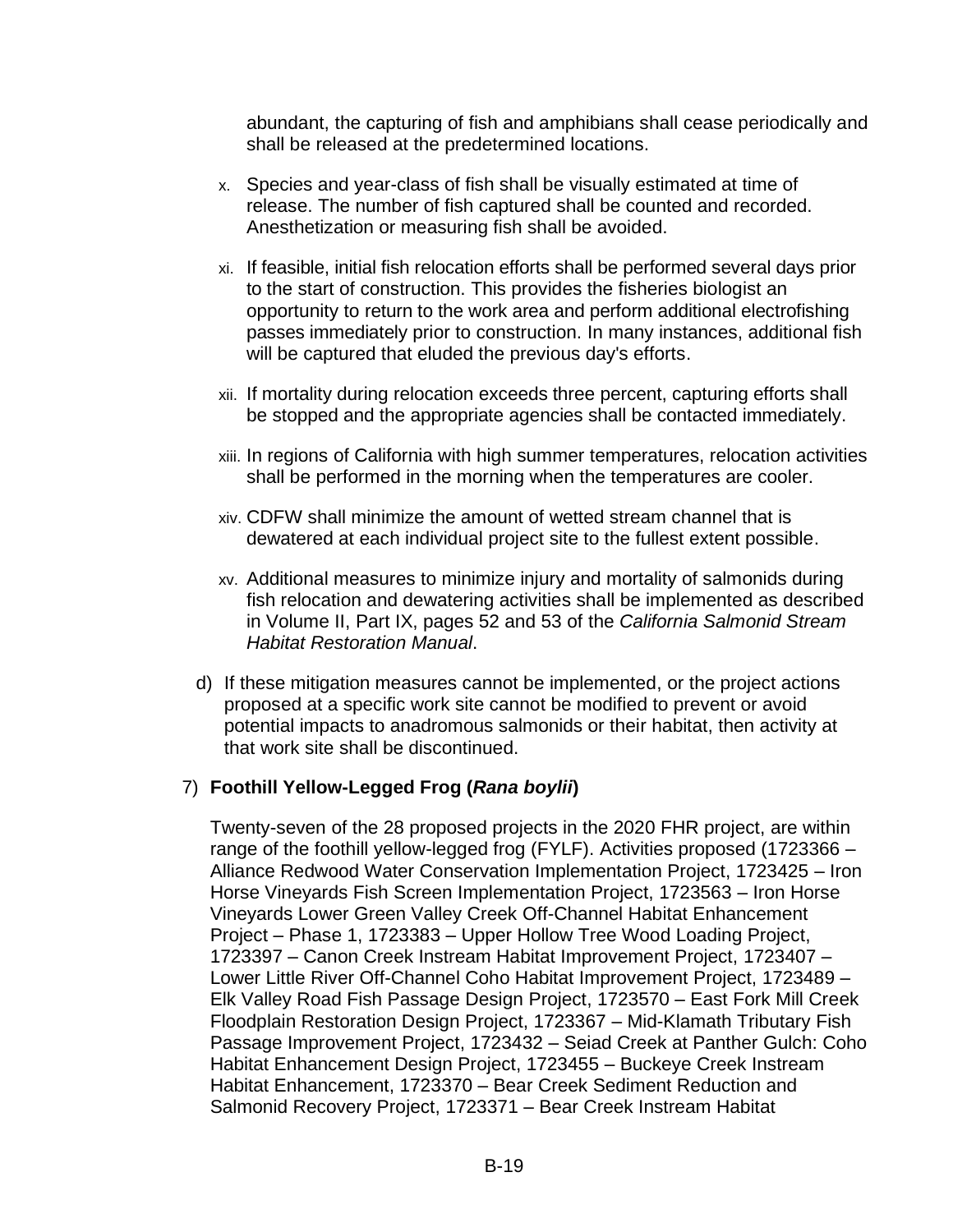abundant, the capturing of fish and amphibians shall cease periodically and shall be released at the predetermined locations.

x. Species and year-class of fish shall be visually estimated at time of release. The number of fish captured shall be counted and recorded. Anesthetization or measuring fish shall be avoided.

xi. If feasible, initial fish relocation efforts shall be performed several days prior to the start of construction. This provides the fisheries biologist an opportunity to return to the work area and perform additional electrofishing passes immediately prior to construction. In many instances, additional fish will be captured that eluded the previous day's efforts.

xii. If mortality during relocation exceeds three percent, capturing efforts shall be stopped and the appropriate agencies shall be contacted immediately.

xiii. In regions of California with high summer temperatures, relocation activities shall be performed in the morning when the temperatures are cooler.

xiv. CDFW shall minimize the amount of wetted stream channel that is dewatered at each individual project site to the fullest extent possible.

xv. Additional measures to minimize injury and mortality of salmonids during fish relocation and dewatering activities shall be implemented as described in Volume II, Part IX, pages 52 and 53 of the *California Salmonid Stream Habitat Restoration Manual*.

d) If these mitigation measures cannot be implemented, or the project actions proposed at a specific work site cannot be modified to prevent or avoid potential impacts to anadromous salmonids or their habitat, then activity at that work site shall be discontinued.

7) **Foothill Yellow-Legged Frog (*Rana boylii*)**

Twenty-seven of the 28 proposed projects in the 2020 FHR project, are within range of the foothill yellow-legged frog (FYLF). Activities proposed (1723366 – Alliance Redwood Water Conservation Implementation Project, 1723425 – Iron Horse Vineyards Fish Screen Implementation Project, 1723563 – Iron Horse Vineyards Lower Green Valley Creek Off-Channel Habitat Enhancement Project – Phase 1, 1723383 – Upper Hollow Tree Wood Loading Project, 1723397 – Canon Creek Instream Habitat Improvement Project, 1723407 – Lower Little River Off-Channel Coho Habitat Improvement Project, 1723489 – Elk Valley Road Fish Passage Design Project, 1723570 – East Fork Mill Creek Floodplain Restoration Design Project, 1723367 – Mid-Klamath Tributary Fish Passage Improvement Project, 1723432 – Seiad Creek at Panther Gulch: Coho Habitat Enhancement Design Project, 1723455 – Buckeye Creek Instream Habitat Enhancement, 1723370 – Bear Creek Sediment Reduction and Salmonid Recovery Project, 1723371 – Bear Creek Instream Habitat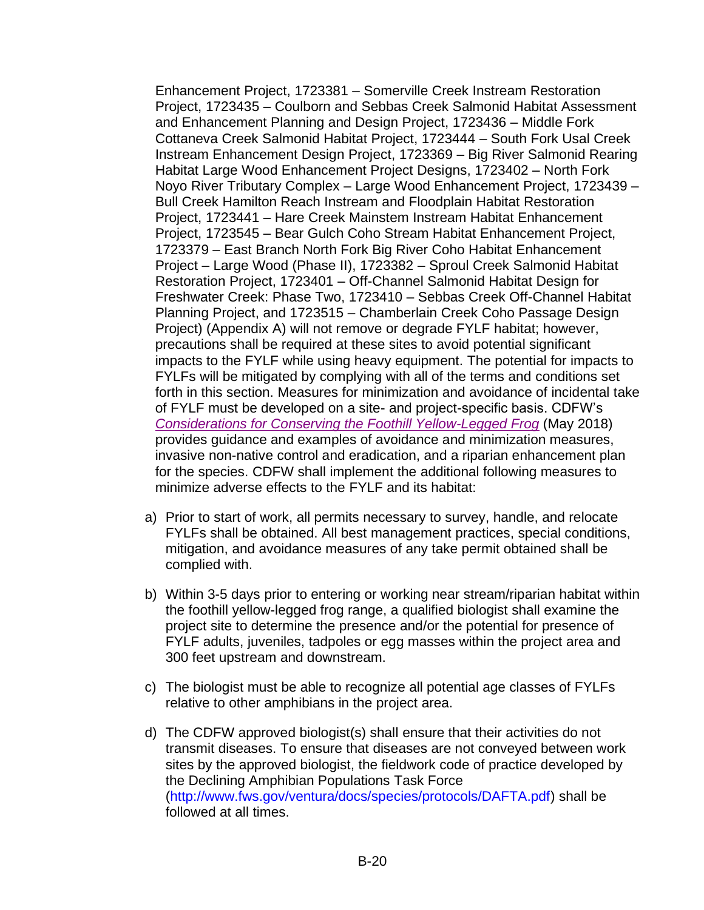Enhancement Project, 1723381 – Somerville Creek Instream Restoration Project, 1723435 – Coulborn and Sebbas Creek Salmonid Habitat Assessment and Enhancement Planning and Design Project, 1723436 – Middle Fork Cottaneva Creek Salmonid Habitat Project, 1723444 – South Fork Usal Creek Instream Enhancement Design Project, 1723369 – Big River Salmonid Rearing Habitat Large Wood Enhancement Project Designs, 1723402 – North Fork Noyo River Tributary Complex – Large Wood Enhancement Project, 1723439 – Bull Creek Hamilton Reach Instream and Floodplain Habitat Restoration Project, 1723441 – Hare Creek Mainstem Instream Habitat Enhancement Project, 1723545 – Bear Gulch Coho Stream Habitat Enhancement Project, 1723379 – East Branch North Fork Big River Coho Habitat Enhancement Project – Large Wood (Phase II), 1723382 – Sproul Creek Salmonid Habitat Restoration Project, 1723401 – Off-Channel Salmonid Habitat Design for Freshwater Creek: Phase Two, 1723410 – Sebbas Creek Off-Channel Habitat Planning Project, and 1723515 – Chamberlain Creek Coho Passage Design Project) (Appendix A) will not remove or degrade FYLF habitat; however, precautions shall be required at these sites to avoid potential significant impacts to the FYLF while using heavy equipment. The potential for impacts to FYLFs will be mitigated by complying with all of the terms and conditions set forth in this section. Measures for minimization and avoidance of incidental take of FYLF must be developed on a site- and project-specific basis. CDFW's *Considerations for Conserving the Foothill Yellow-Legged Frog* (May 2018) provides guidance and examples of avoidance and minimization measures, invasive non-native control and eradication, and a riparian enhancement plan for the species. CDFW shall implement the additional following measures to minimize adverse effects to the FYLF and its habitat:

a) Prior to start of work, all permits necessary to survey, handle, and relocate FYLFs shall be obtained. All best management practices, special conditions, mitigation, and avoidance measures of any take permit obtained shall be complied with.

b) Within 3-5 days prior to entering or working near stream/riparian habitat within the foothill yellow-legged frog range, a qualified biologist shall examine the project site to determine the presence and/or the potential for presence of FYLF adults, juveniles, tadpoles or egg masses within the project area and 300 feet upstream and downstream.

c) The biologist must be able to recognize all potential age classes of FYLFs relative to other amphibians in the project area.

d) The CDFW approved biologist(s) shall ensure that their activities do not transmit diseases. To ensure that diseases are not conveyed between work sites by the approved biologist, the fieldwork code of practice developed by the Declining Amphibian Populations Task Force (http://www.fws.gov/ventura/docs/species/protocols/DAFTA.pdf) shall be followed at all times.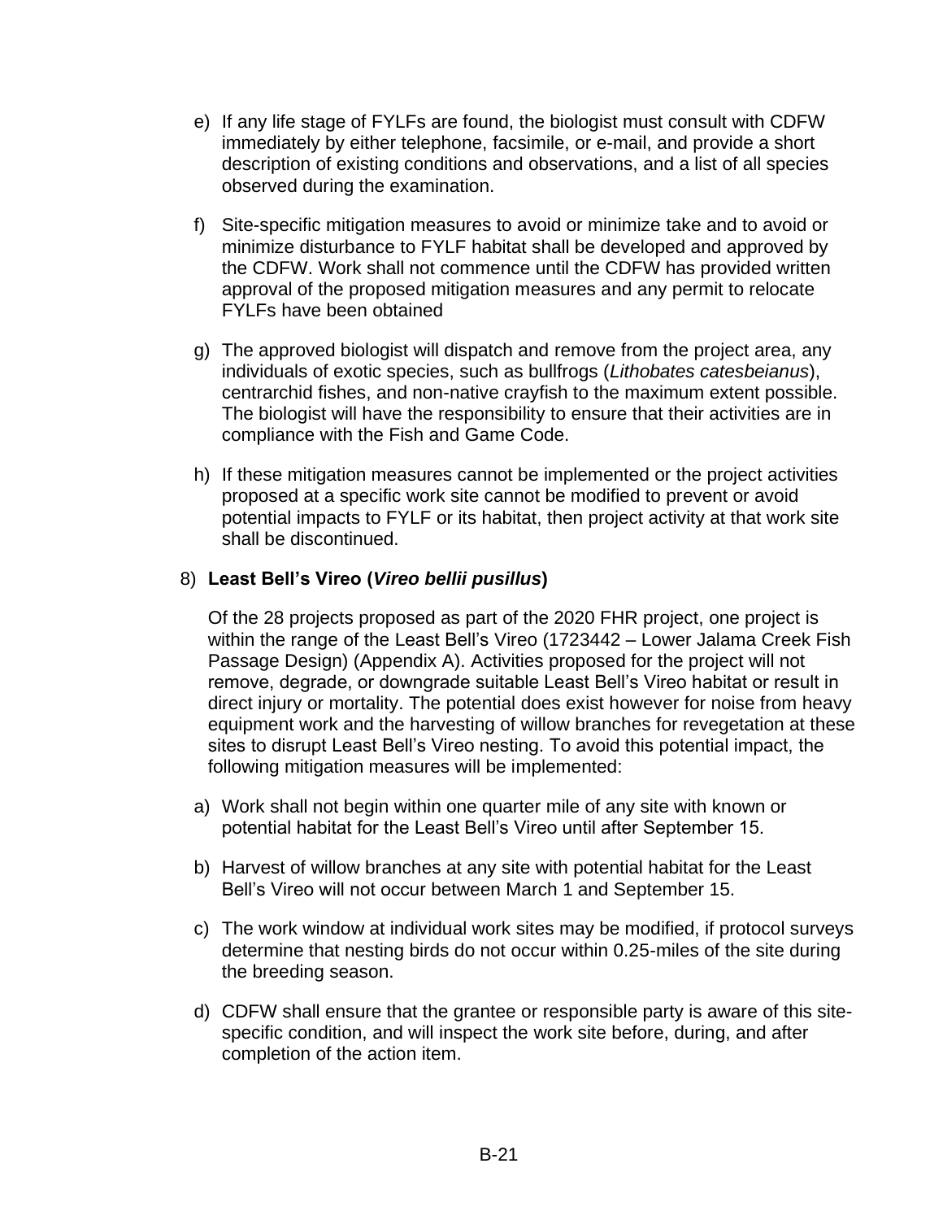e) If any life stage of FYLFs are found, the biologist must consult with CDFW immediately by either telephone, facsimile, or e-mail, and provide a short description of existing conditions and observations, and a list of all species observed during the examination.

f) Site-specific mitigation measures to avoid or minimize take and to avoid or minimize disturbance to FYLF habitat shall be developed and approved by the CDFW. Work shall not commence until the CDFW has provided written approval of the proposed mitigation measures and any permit to relocate FYLFs have been obtained

g) The approved biologist will dispatch and remove from the project area, any individuals of exotic species, such as bullfrogs (*Lithobates catesbeianus*), centrarchid fishes, and non-native crayfish to the maximum extent possible. The biologist will have the responsibility to ensure that their activities are in compliance with the Fish and Game Code.

h) If these mitigation measures cannot be implemented or the project activities proposed at a specific work site cannot be modified to prevent or avoid potential impacts to FYLF or its habitat, then project activity at that work site shall be discontinued.

8) **Least Bell's Vireo (*Vireo bellii pusillus*)**

Of the 28 projects proposed as part of the 2020 FHR project, one project is within the range of the Least Bell's Vireo (1723442 – Lower Jalama Creek Fish Passage Design) (Appendix A). Activities proposed for the project will not remove, degrade, or downgrade suitable Least Bell's Vireo habitat or result in direct injury or mortality. The potential does exist however for noise from heavy equipment work and the harvesting of willow branches for revegetation at these sites to disrupt Least Bell's Vireo nesting. To avoid this potential impact, the following mitigation measures will be implemented:

a) Work shall not begin within one quarter mile of any site with known or potential habitat for the Least Bell's Vireo until after September 15.

b) Harvest of willow branches at any site with potential habitat for the Least Bell's Vireo will not occur between March 1 and September 15.

c) The work window at individual work sites may be modified, if protocol surveys determine that nesting birds do not occur within 0.25-miles of the site during the breeding season.

d) CDFW shall ensure that the grantee or responsible party is aware of this site-specific condition, and will inspect the work site before, during, and after completion of the action item.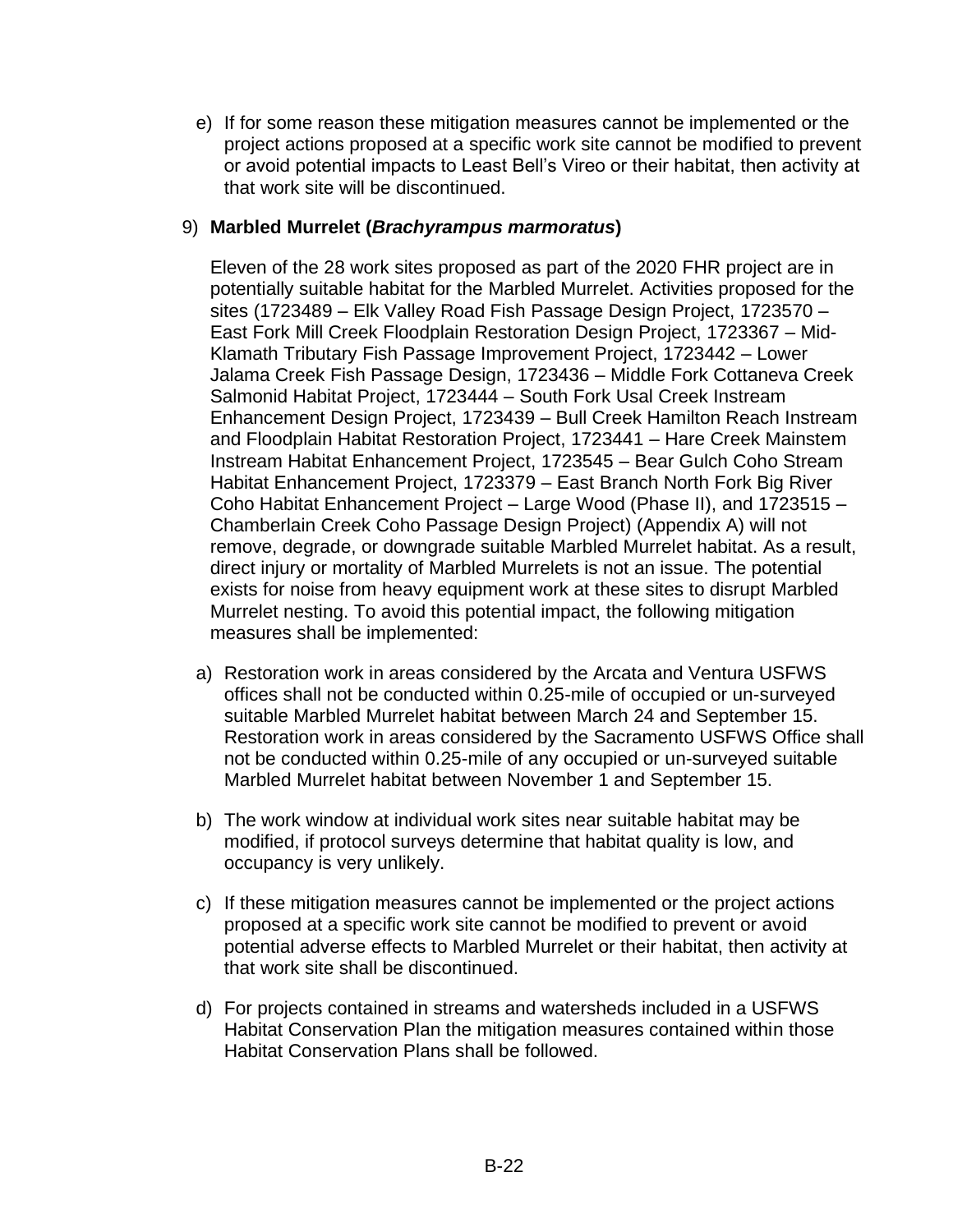e) If for some reason these mitigation measures cannot be implemented or the project actions proposed at a specific work site cannot be modified to prevent or avoid potential impacts to Least Bell's Vireo or their habitat, then activity at that work site will be discontinued.

9) **Marbled Murrelet (*Brachyrampus marmoratus*)**

Eleven of the 28 work sites proposed as part of the 2020 FHR project are in potentially suitable habitat for the Marbled Murrelet. Activities proposed for the sites (1723489 – Elk Valley Road Fish Passage Design Project, 1723570 – East Fork Mill Creek Floodplain Restoration Design Project, 1723367 – Mid-Klamath Tributary Fish Passage Improvement Project, 1723442 – Lower Jalama Creek Fish Passage Design, 1723436 – Middle Fork Cottaneva Creek Salmonid Habitat Project, 1723444 – South Fork Usal Creek Instream Enhancement Design Project, 1723439 – Bull Creek Hamilton Reach Instream and Floodplain Habitat Restoration Project, 1723441 – Hare Creek Mainstem Instream Habitat Enhancement Project, 1723545 – Bear Gulch Coho Stream Habitat Enhancement Project, 1723379 – East Branch North Fork Big River Coho Habitat Enhancement Project – Large Wood (Phase II), and 1723515 – Chamberlain Creek Coho Passage Design Project) (Appendix A) will not remove, degrade, or downgrade suitable Marbled Murrelet habitat. As a result, direct injury or mortality of Marbled Murrelets is not an issue. The potential exists for noise from heavy equipment work at these sites to disrupt Marbled Murrelet nesting. To avoid this potential impact, the following mitigation measures shall be implemented:

a) Restoration work in areas considered by the Arcata and Ventura USFWS offices shall not be conducted within 0.25-mile of occupied or un-surveyed suitable Marbled Murrelet habitat between March 24 and September 15. Restoration work in areas considered by the Sacramento USFWS Office shall not be conducted within 0.25-mile of any occupied or un-surveyed suitable Marbled Murrelet habitat between November 1 and September 15.

b) The work window at individual work sites near suitable habitat may be modified, if protocol surveys determine that habitat quality is low, and occupancy is very unlikely.

c) If these mitigation measures cannot be implemented or the project actions proposed at a specific work site cannot be modified to prevent or avoid potential adverse effects to Marbled Murrelet or their habitat, then activity at that work site shall be discontinued.

d) For projects contained in streams and watersheds included in a USFWS Habitat Conservation Plan the mitigation measures contained within those Habitat Conservation Plans shall be followed.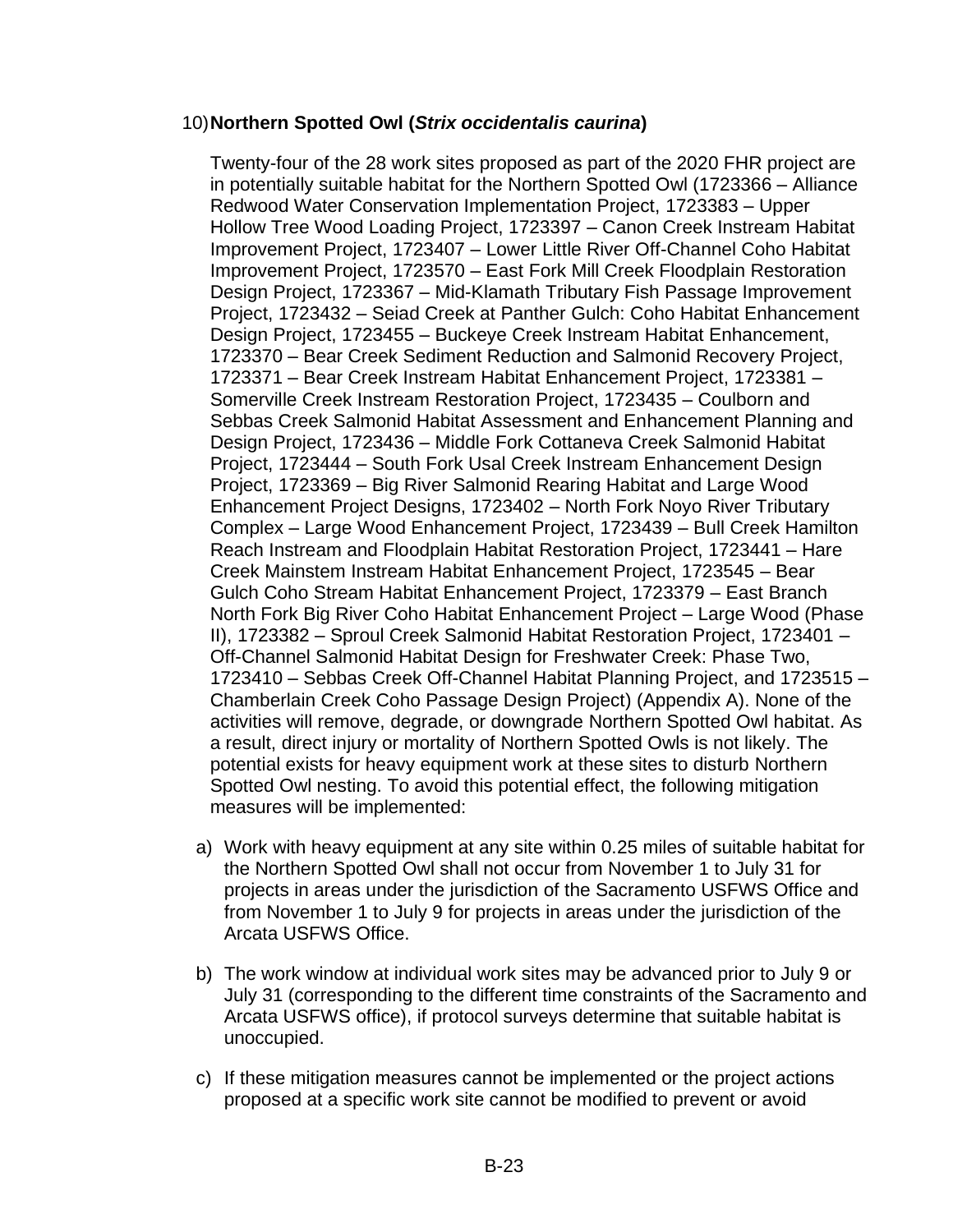10) **Northern Spotted Owl (*Strix occidentalis caurina*)**

Twenty-four of the 28 work sites proposed as part of the 2020 FHR project are in potentially suitable habitat for the Northern Spotted Owl (1723366 – Alliance Redwood Water Conservation Implementation Project, 1723383 – Upper Hollow Tree Wood Loading Project, 1723397 – Canon Creek Instream Habitat Improvement Project, 1723407 – Lower Little River Off-Channel Coho Habitat Improvement Project, 1723570 – East Fork Mill Creek Floodplain Restoration Design Project, 1723367 – Mid-Klamath Tributary Fish Passage Improvement Project, 1723432 – Seiad Creek at Panther Gulch: Coho Habitat Enhancement Design Project, 1723455 – Buckeye Creek Instream Habitat Enhancement, 1723370 – Bear Creek Sediment Reduction and Salmonid Recovery Project, 1723371 – Bear Creek Instream Habitat Enhancement Project, 1723381 – Somerville Creek Instream Restoration Project, 1723435 – Coulborn and Sebbas Creek Salmonid Habitat Assessment and Enhancement Planning and Design Project, 1723436 – Middle Fork Cottaneva Creek Salmonid Habitat Project, 1723444 – South Fork Usal Creek Instream Enhancement Design Project, 1723369 – Big River Salmonid Rearing Habitat and Large Wood Enhancement Project Designs, 1723402 – North Fork Noyo River Tributary Complex – Large Wood Enhancement Project, 1723439 – Bull Creek Hamilton Reach Instream and Floodplain Habitat Restoration Project, 1723441 – Hare Creek Mainstem Instream Habitat Enhancement Project, 1723545 – Bear Gulch Coho Stream Habitat Enhancement Project, 1723379 – East Branch North Fork Big River Coho Habitat Enhancement Project – Large Wood (Phase II), 1723382 – Sproul Creek Salmonid Habitat Restoration Project, 1723401 – Off-Channel Salmonid Habitat Design for Freshwater Creek: Phase Two, 1723410 – Sebbas Creek Off-Channel Habitat Planning Project, and 1723515 – Chamberlain Creek Coho Passage Design Project) (Appendix A). None of the activities will remove, degrade, or downgrade Northern Spotted Owl habitat. As a result, direct injury or mortality of Northern Spotted Owls is not likely. The potential exists for heavy equipment work at these sites to disturb Northern Spotted Owl nesting. To avoid this potential effect, the following mitigation measures will be implemented:

a) Work with heavy equipment at any site within 0.25 miles of suitable habitat for the Northern Spotted Owl shall not occur from November 1 to July 31 for projects in areas under the jurisdiction of the Sacramento USFWS Office and from November 1 to July 9 for projects in areas under the jurisdiction of the Arcata USFWS Office.

b) The work window at individual work sites may be advanced prior to July 9 or July 31 (corresponding to the different time constraints of the Sacramento and Arcata USFWS office), if protocol surveys determine that suitable habitat is unoccupied.

c) If these mitigation measures cannot be implemented or the project actions proposed at a specific work site cannot be modified to prevent or avoid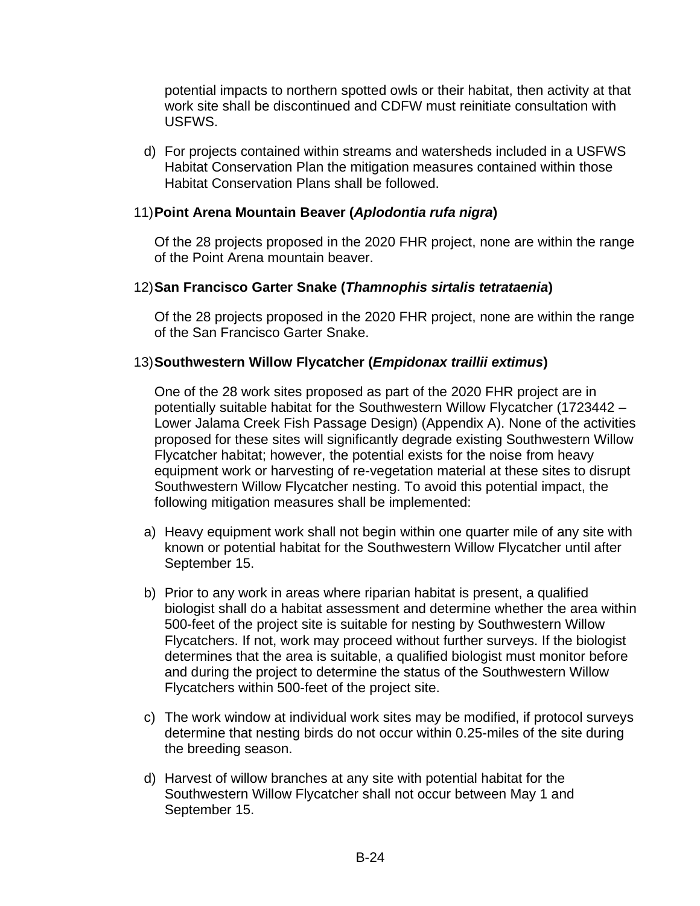potential impacts to northern spotted owls or their habitat, then activity at that work site shall be discontinued and CDFW must reinitiate consultation with USFWS.

d) For projects contained within streams and watersheds included in a USFWS Habitat Conservation Plan the mitigation measures contained within those Habitat Conservation Plans shall be followed.

11) **Point Arena Mountain Beaver (*Aplodontia rufa nigra*)**

Of the 28 projects proposed in the 2020 FHR project, none are within the range of the Point Arena mountain beaver.

12) **San Francisco Garter Snake (*Thamnophis sirtalis tetrataenia*)**

Of the 28 projects proposed in the 2020 FHR project, none are within the range of the San Francisco Garter Snake.

13) **Southwestern Willow Flycatcher (*Empidonax traillii extimus*)**

One of the 28 work sites proposed as part of the 2020 FHR project are in potentially suitable habitat for the Southwestern Willow Flycatcher (1723442 – Lower Jalama Creek Fish Passage Design) (Appendix A). None of the activities proposed for these sites will significantly degrade existing Southwestern Willow Flycatcher habitat; however, the potential exists for the noise from heavy equipment work or harvesting of re-vegetation material at these sites to disrupt Southwestern Willow Flycatcher nesting. To avoid this potential impact, the following mitigation measures shall be implemented:

a) Heavy equipment work shall not begin within one quarter mile of any site with known or potential habitat for the Southwestern Willow Flycatcher until after September 15.

b) Prior to any work in areas where riparian habitat is present, a qualified biologist shall do a habitat assessment and determine whether the area within 500-feet of the project site is suitable for nesting by Southwestern Willow Flycatchers. If not, work may proceed without further surveys. If the biologist determines that the area is suitable, a qualified biologist must monitor before and during the project to determine the status of the Southwestern Willow Flycatchers within 500-feet of the project site.

c) The work window at individual work sites may be modified, if protocol surveys determine that nesting birds do not occur within 0.25-miles of the site during the breeding season.

d) Harvest of willow branches at any site with potential habitat for the Southwestern Willow Flycatcher shall not occur between May 1 and September 15.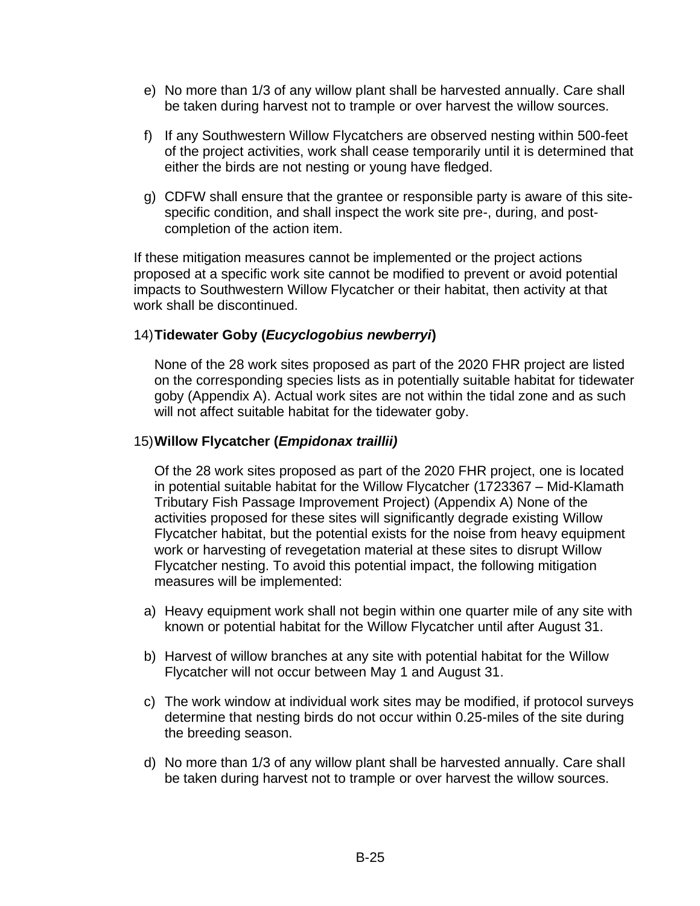e) No more than 1/3 of any willow plant shall be harvested annually. Care shall be taken during harvest not to trample or over harvest the willow sources.

f) If any Southwestern Willow Flycatchers are observed nesting within 500-feet of the project activities, work shall cease temporarily until it is determined that either the birds are not nesting or young have fledged.

g) CDFW shall ensure that the grantee or responsible party is aware of this site-specific condition, and shall inspect the work site pre-, during, and post-completion of the action item.

If these mitigation measures cannot be implemented or the project actions proposed at a specific work site cannot be modified to prevent or avoid potential impacts to Southwestern Willow Flycatcher or their habitat, then activity at that work shall be discontinued.

14) **Tidewater Goby (*Eucyclogobius newberryi*)**

None of the 28 work sites proposed as part of the 2020 FHR project are listed on the corresponding species lists as in potentially suitable habitat for tidewater goby (Appendix A). Actual work sites are not within the tidal zone and as such will not affect suitable habitat for the tidewater goby.

15) **Willow Flycatcher (*Empidonax traillii)***

Of the 28 work sites proposed as part of the 2020 FHR project, one is located in potential suitable habitat for the Willow Flycatcher (1723367 – Mid-Klamath Tributary Fish Passage Improvement Project) (Appendix A) None of the activities proposed for these sites will significantly degrade existing Willow Flycatcher habitat, but the potential exists for the noise from heavy equipment work or harvesting of revegetation material at these sites to disrupt Willow Flycatcher nesting. To avoid this potential impact, the following mitigation measures will be implemented:

a) Heavy equipment work shall not begin within one quarter mile of any site with known or potential habitat for the Willow Flycatcher until after August 31.

b) Harvest of willow branches at any site with potential habitat for the Willow Flycatcher will not occur between May 1 and August 31.

c) The work window at individual work sites may be modified, if protocol surveys determine that nesting birds do not occur within 0.25-miles of the site during the breeding season.

d) No more than 1/3 of any willow plant shall be harvested annually. Care shall be taken during harvest not to trample or over harvest the willow sources.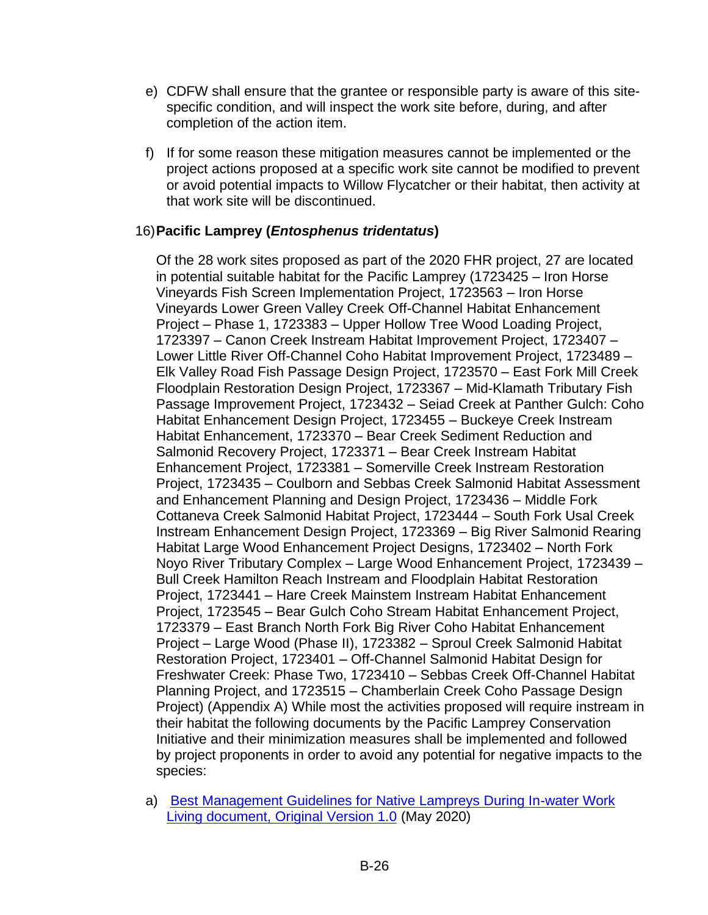e) CDFW shall ensure that the grantee or responsible party is aware of this site-specific condition, and will inspect the work site before, during, and after completion of the action item.

f) If for some reason these mitigation measures cannot be implemented or the project actions proposed at a specific work site cannot be modified to prevent or avoid potential impacts to Willow Flycatcher or their habitat, then activity at that work site will be discontinued.

16) **Pacific Lamprey (*Entosphenus tridentatus*)**

Of the 28 work sites proposed as part of the 2020 FHR project, 27 are located in potential suitable habitat for the Pacific Lamprey (1723425 – Iron Horse Vineyards Fish Screen Implementation Project, 1723563 – Iron Horse Vineyards Lower Green Valley Creek Off-Channel Habitat Enhancement Project – Phase 1, 1723383 – Upper Hollow Tree Wood Loading Project, 1723397 – Canon Creek Instream Habitat Improvement Project, 1723407 – Lower Little River Off-Channel Coho Habitat Improvement Project, 1723489 – Elk Valley Road Fish Passage Design Project, 1723570 – East Fork Mill Creek Floodplain Restoration Design Project, 1723367 – Mid-Klamath Tributary Fish Passage Improvement Project, 1723432 – Seiad Creek at Panther Gulch: Coho Habitat Enhancement Design Project, 1723455 – Buckeye Creek Instream Habitat Enhancement, 1723370 – Bear Creek Sediment Reduction and Salmonid Recovery Project, 1723371 – Bear Creek Instream Habitat Enhancement Project, 1723381 – Somerville Creek Instream Restoration Project, 1723435 – Coulborn and Sebbas Creek Salmonid Habitat Assessment and Enhancement Planning and Design Project, 1723436 – Middle Fork Cottaneva Creek Salmonid Habitat Project, 1723444 – South Fork Usal Creek Instream Enhancement Design Project, 1723369 – Big River Salmonid Rearing Habitat Large Wood Enhancement Project Designs, 1723402 – North Fork Noyo River Tributary Complex – Large Wood Enhancement Project, 1723439 – Bull Creek Hamilton Reach Instream and Floodplain Habitat Restoration Project, 1723441 – Hare Creek Mainstem Instream Habitat Enhancement Project, 1723545 – Bear Gulch Coho Stream Habitat Enhancement Project, 1723379 – East Branch North Fork Big River Coho Habitat Enhancement Project – Large Wood (Phase II), 1723382 – Sproul Creek Salmonid Habitat Restoration Project, 1723401 – Off-Channel Salmonid Habitat Design for Freshwater Creek: Phase Two, 1723410 – Sebbas Creek Off-Channel Habitat Planning Project, and 1723515 – Chamberlain Creek Coho Passage Design Project) (Appendix A) While most the activities proposed will require instream in their habitat the following documents by the Pacific Lamprey Conservation Initiative and their minimization measures shall be implemented and followed by project proponents in order to avoid any potential for negative impacts to the species:

a) Best Management Guidelines for Native Lampreys During In-water Work Living document, Original Version 1.0 (May 2020)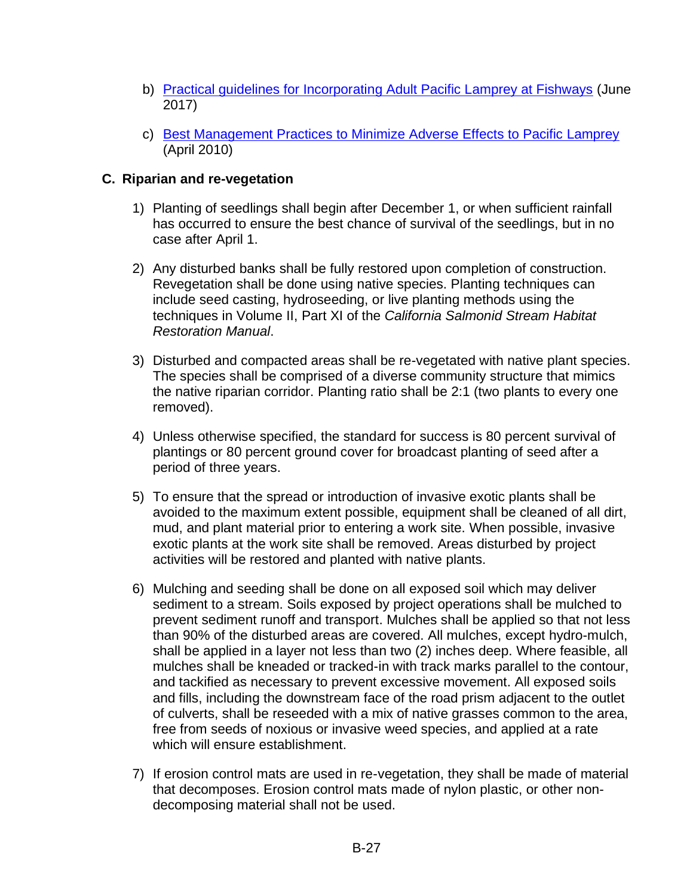b) [Practical guidelines for Incorporating Adult Pacific Lamprey at Fishways](#) (June 2017)

c) [Best Management Practices to Minimize Adverse Effects to Pacific Lamprey](#) (April 2010)

## C. Riparian and re-vegetation

1) Planting of seedlings shall begin after December 1, or when sufficient rainfall has occurred to ensure the best chance of survival of the seedlings, but in no case after April 1.

2) Any disturbed banks shall be fully restored upon completion of construction. Revegetation shall be done using native species. Planting techniques can include seed casting, hydroseeding, or live planting methods using the techniques in Volume II, Part XI of the *California Salmonid Stream Habitat Restoration Manual*.

3) Disturbed and compacted areas shall be re-vegetated with native plant species. The species shall be comprised of a diverse community structure that mimics the native riparian corridor. Planting ratio shall be 2:1 (two plants to every one removed).

4) Unless otherwise specified, the standard for success is 80 percent survival of plantings or 80 percent ground cover for broadcast planting of seed after a period of three years.

5) To ensure that the spread or introduction of invasive exotic plants shall be avoided to the maximum extent possible, equipment shall be cleaned of all dirt, mud, and plant material prior to entering a work site. When possible, invasive exotic plants at the work site shall be removed. Areas disturbed by project activities will be restored and planted with native plants.

6) Mulching and seeding shall be done on all exposed soil which may deliver sediment to a stream. Soils exposed by project operations shall be mulched to prevent sediment runoff and transport. Mulches shall be applied so that not less than 90% of the disturbed areas are covered. All mulches, except hydro-mulch, shall be applied in a layer not less than two (2) inches deep. Where feasible, all mulches shall be kneaded or tracked-in with track marks parallel to the contour, and tackified as necessary to prevent excessive movement. All exposed soils and fills, including the downstream face of the road prism adjacent to the outlet of culverts, shall be reseeded with a mix of native grasses common to the area, free from seeds of noxious or invasive weed species, and applied at a rate which will ensure establishment.

7) If erosion control mats are used in re-vegetation, they shall be made of material that decomposes. Erosion control mats made of nylon plastic, or other non-decomposing material shall not be used.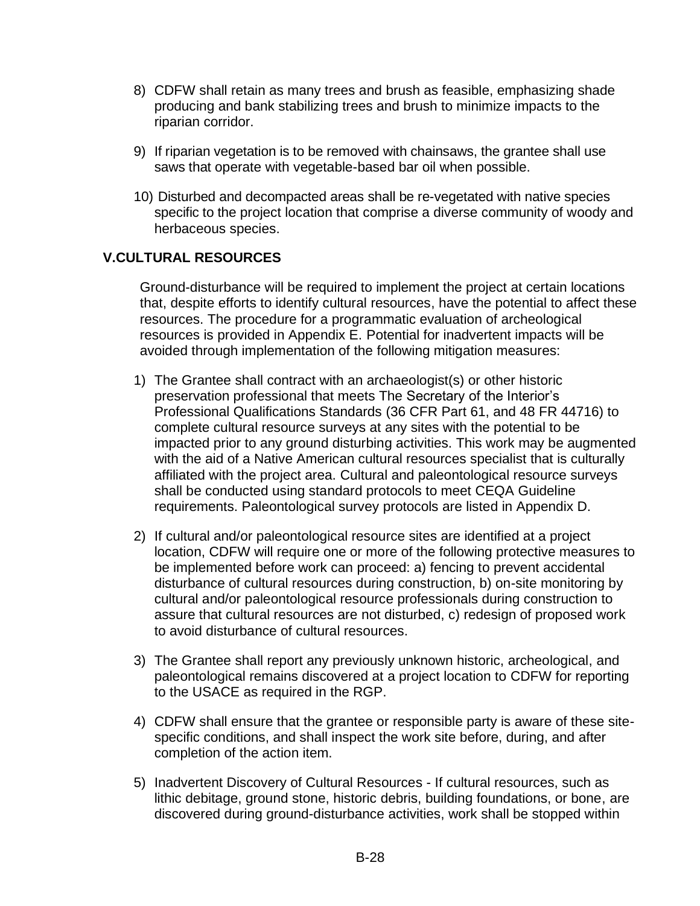8) CDFW shall retain as many trees and brush as feasible, emphasizing shade producing and bank stabilizing trees and brush to minimize impacts to the riparian corridor.

9) If riparian vegetation is to be removed with chainsaws, the grantee shall use saws that operate with vegetable-based bar oil when possible.

10) Disturbed and decompacted areas shall be re-vegetated with native species specific to the project location that comprise a diverse community of woody and herbaceous species.

## V. CULTURAL RESOURCES

Ground-disturbance will be required to implement the project at certain locations that, despite efforts to identify cultural resources, have the potential to affect these resources. The procedure for a programmatic evaluation of archeological resources is provided in Appendix E. Potential for inadvertent impacts will be avoided through implementation of the following mitigation measures:

1) The Grantee shall contract with an archaeologist(s) or other historic preservation professional that meets The Secretary of the Interior's Professional Qualifications Standards (36 CFR Part 61, and 48 FR 44716) to complete cultural resource surveys at any sites with the potential to be impacted prior to any ground disturbing activities. This work may be augmented with the aid of a Native American cultural resources specialist that is culturally affiliated with the project area. Cultural and paleontological resource surveys shall be conducted using standard protocols to meet CEQA Guideline requirements. Paleontological survey protocols are listed in Appendix D.

2) If cultural and/or paleontological resource sites are identified at a project location, CDFW will require one or more of the following protective measures to be implemented before work can proceed: a) fencing to prevent accidental disturbance of cultural resources during construction, b) on-site monitoring by cultural and/or paleontological resource professionals during construction to assure that cultural resources are not disturbed, c) redesign of proposed work to avoid disturbance of cultural resources.

3) The Grantee shall report any previously unknown historic, archeological, and paleontological remains discovered at a project location to CDFW for reporting to the USACE as required in the RGP.

4) CDFW shall ensure that the grantee or responsible party is aware of these site-specific conditions, and shall inspect the work site before, during, and after completion of the action item.

5) Inadvertent Discovery of Cultural Resources - If cultural resources, such as lithic debitage, ground stone, historic debris, building foundations, or bone, are discovered during ground-disturbance activities, work shall be stopped within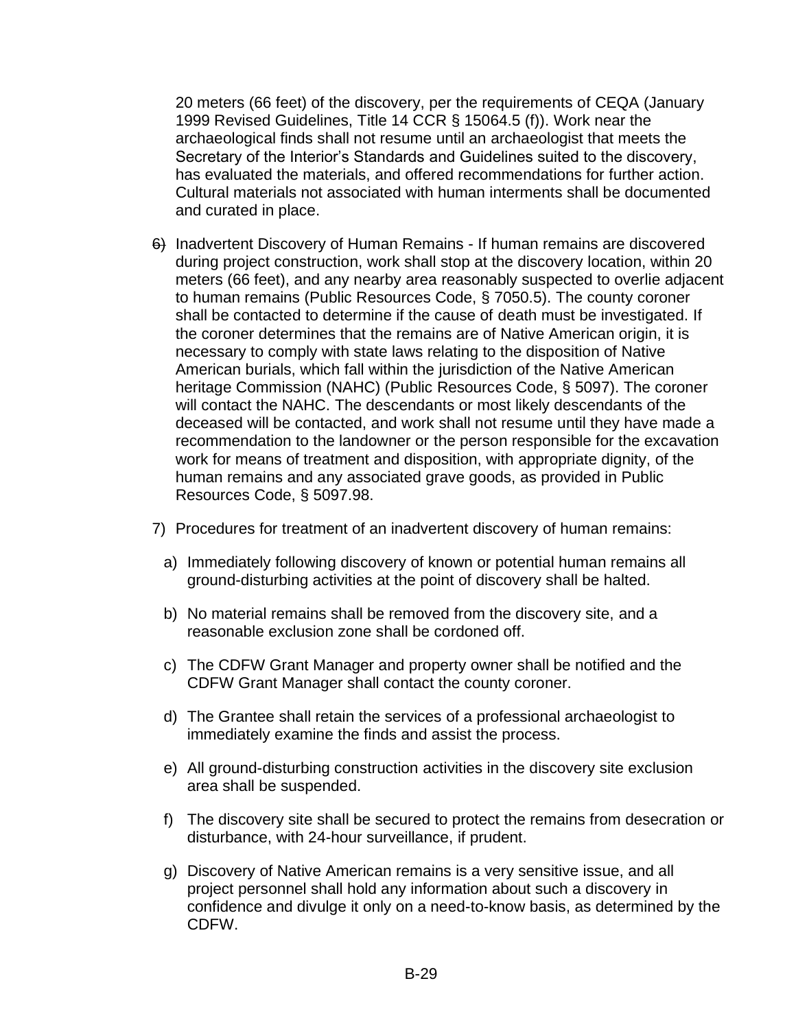20 meters (66 feet) of the discovery, per the requirements of CEQA (January 1999 Revised Guidelines, Title 14 CCR § 15064.5 (f)). Work near the archaeological finds shall not resume until an archaeologist that meets the Secretary of the Interior's Standards and Guidelines suited to the discovery, has evaluated the materials, and offered recommendations for further action. Cultural materials not associated with human interments shall be documented and curated in place.

6) Inadvertent Discovery of Human Remains - If human remains are discovered during project construction, work shall stop at the discovery location, within 20 meters (66 feet), and any nearby area reasonably suspected to overlie adjacent to human remains (Public Resources Code, § 7050.5). The county coroner shall be contacted to determine if the cause of death must be investigated. If the coroner determines that the remains are of Native American origin, it is necessary to comply with state laws relating to the disposition of Native American burials, which fall within the jurisdiction of the Native American heritage Commission (NAHC) (Public Resources Code, § 5097). The coroner will contact the NAHC. The descendants or most likely descendants of the deceased will be contacted, and work shall not resume until they have made a recommendation to the landowner or the person responsible for the excavation work for means of treatment and disposition, with appropriate dignity, of the human remains and any associated grave goods, as provided in Public Resources Code, § 5097.98.

7) Procedures for treatment of an inadvertent discovery of human remains:

   a) Immediately following discovery of known or potential human remains all ground-disturbing activities at the point of discovery shall be halted.

   b) No material remains shall be removed from the discovery site, and a reasonable exclusion zone shall be cordoned off.

   c) The CDFW Grant Manager and property owner shall be notified and the CDFW Grant Manager shall contact the county coroner.

   d) The Grantee shall retain the services of a professional archaeologist to immediately examine the finds and assist the process.

   e) All ground-disturbing construction activities in the discovery site exclusion area shall be suspended.

   f) The discovery site shall be secured to protect the remains from desecration or disturbance, with 24-hour surveillance, if prudent.

   g) Discovery of Native American remains is a very sensitive issue, and all project personnel shall hold any information about such a discovery in confidence and divulge it only on a need-to-know basis, as determined by the CDFW.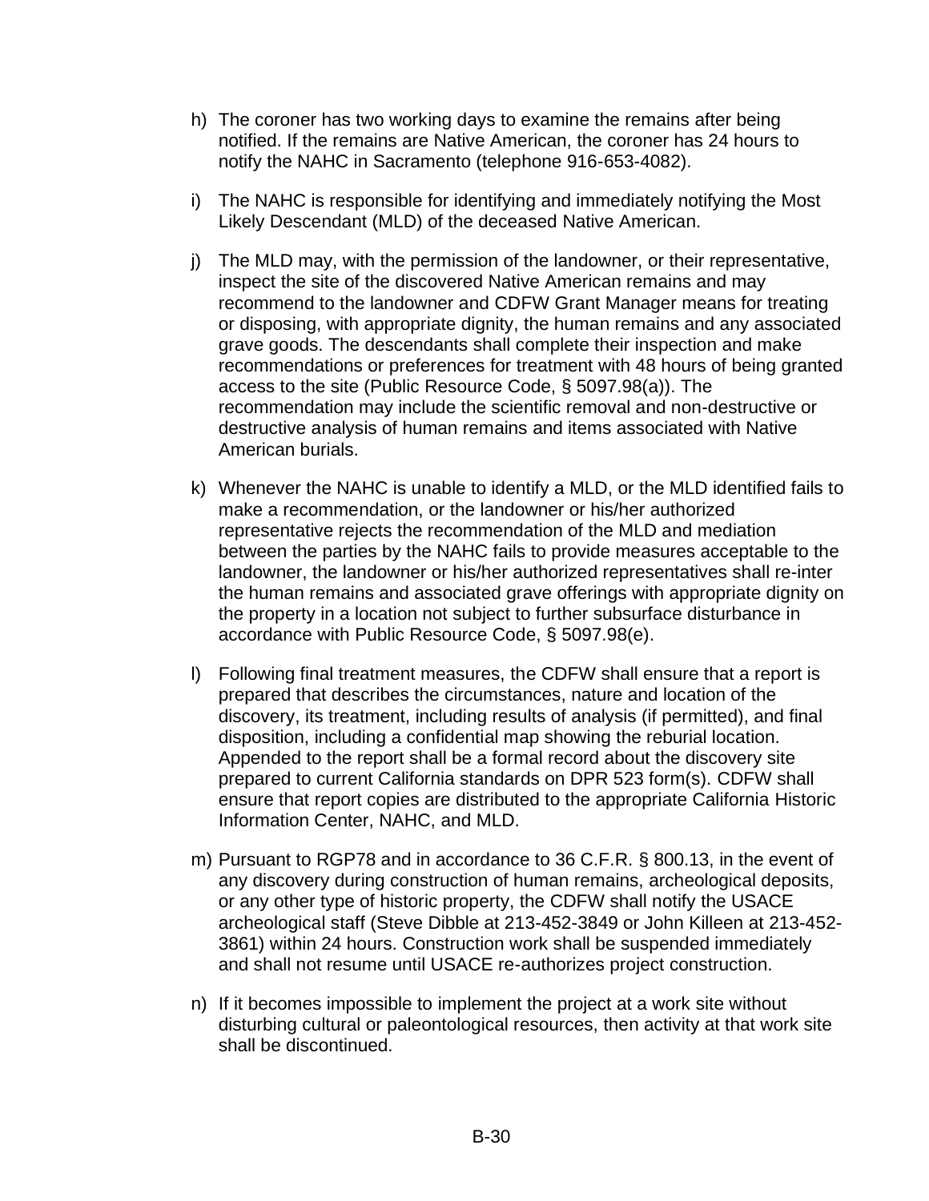h) The coroner has two working days to examine the remains after being notified. If the remains are Native American, the coroner has 24 hours to notify the NAHC in Sacramento (telephone 916-653-4082).

i) The NAHC is responsible for identifying and immediately notifying the Most Likely Descendant (MLD) of the deceased Native American.

j) The MLD may, with the permission of the landowner, or their representative, inspect the site of the discovered Native American remains and may recommend to the landowner and CDFW Grant Manager means for treating or disposing, with appropriate dignity, the human remains and any associated grave goods. The descendants shall complete their inspection and make recommendations or preferences for treatment with 48 hours of being granted access to the site (Public Resource Code, § 5097.98(a)). The recommendation may include the scientific removal and non-destructive or destructive analysis of human remains and items associated with Native American burials.

k) Whenever the NAHC is unable to identify a MLD, or the MLD identified fails to make a recommendation, or the landowner or his/her authorized representative rejects the recommendation of the MLD and mediation between the parties by the NAHC fails to provide measures acceptable to the landowner, the landowner or his/her authorized representatives shall re-inter the human remains and associated grave offerings with appropriate dignity on the property in a location not subject to further subsurface disturbance in accordance with Public Resource Code, § 5097.98(e).

l) Following final treatment measures, the CDFW shall ensure that a report is prepared that describes the circumstances, nature and location of the discovery, its treatment, including results of analysis (if permitted), and final disposition, including a confidential map showing the reburial location. Appended to the report shall be a formal record about the discovery site prepared to current California standards on DPR 523 form(s). CDFW shall ensure that report copies are distributed to the appropriate California Historic Information Center, NAHC, and MLD.

m) Pursuant to RGP78 and in accordance to 36 C.F.R. § 800.13, in the event of any discovery during construction of human remains, archeological deposits, or any other type of historic property, the CDFW shall notify the USACE archeological staff (Steve Dibble at 213-452-3849 or John Killeen at 213-452-3861) within 24 hours. Construction work shall be suspended immediately and shall not resume until USACE re-authorizes project construction.

n) If it becomes impossible to implement the project at a work site without disturbing cultural or paleontological resources, then activity at that work site shall be discontinued.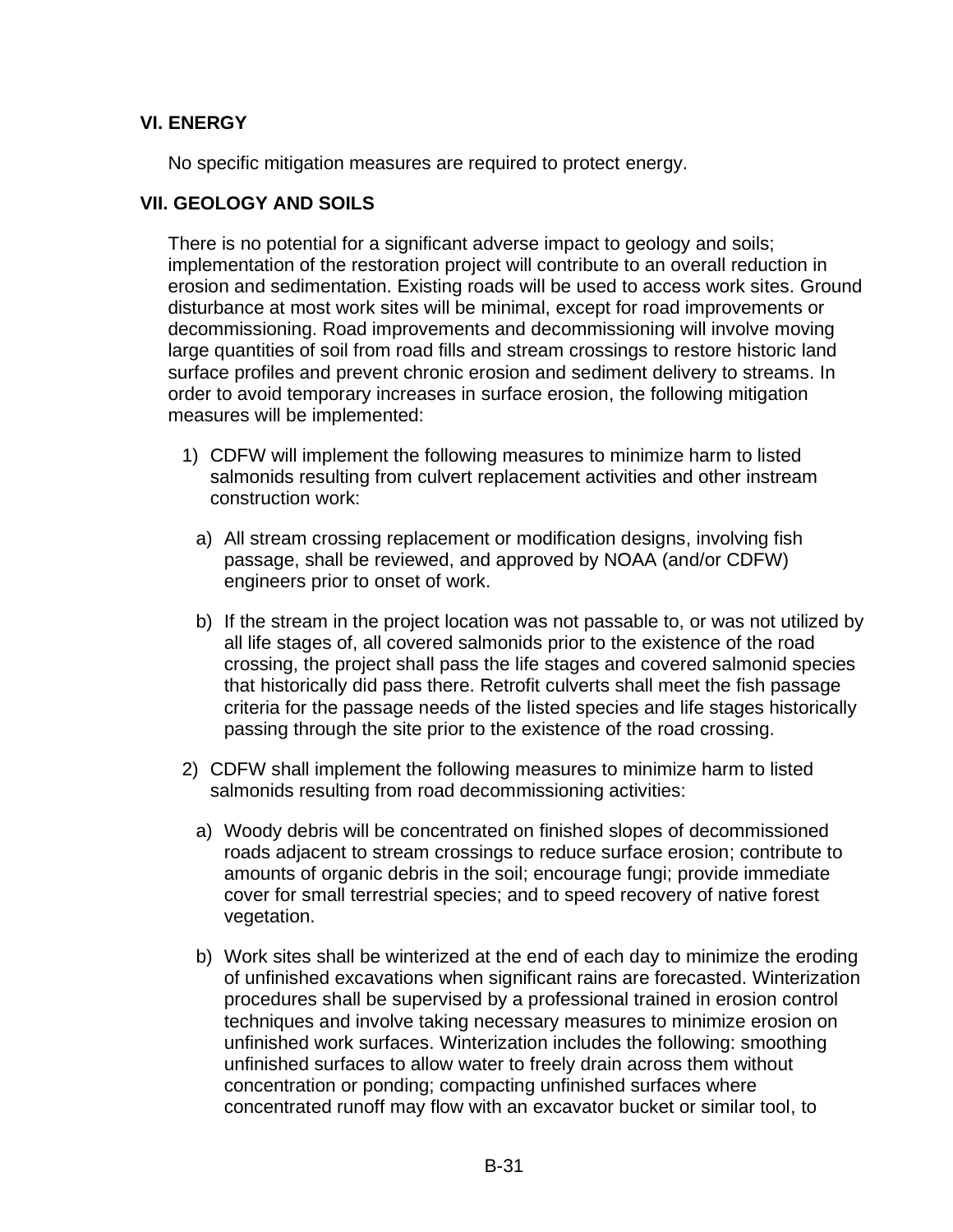## VI. ENERGY

No specific mitigation measures are required to protect energy.

## VII. GEOLOGY AND SOILS

There is no potential for a significant adverse impact to geology and soils; implementation of the restoration project will contribute to an overall reduction in erosion and sedimentation. Existing roads will be used to access work sites. Ground disturbance at most work sites will be minimal, except for road improvements or decommissioning. Road improvements and decommissioning will involve moving large quantities of soil from road fills and stream crossings to restore historic land surface profiles and prevent chronic erosion and sediment delivery to streams. In order to avoid temporary increases in surface erosion, the following mitigation measures will be implemented:

1) CDFW will implement the following measures to minimize harm to listed salmonids resulting from culvert replacement activities and other instream construction work:

   a) All stream crossing replacement or modification designs, involving fish passage, shall be reviewed, and approved by NOAA (and/or CDFW) engineers prior to onset of work.

   b) If the stream in the project location was not passable to, or was not utilized by all life stages of, all covered salmonids prior to the existence of the road crossing, the project shall pass the life stages and covered salmonid species that historically did pass there. Retrofit culverts shall meet the fish passage criteria for the passage needs of the listed species and life stages historically passing through the site prior to the existence of the road crossing.

2) CDFW shall implement the following measures to minimize harm to listed salmonids resulting from road decommissioning activities:

   a) Woody debris will be concentrated on finished slopes of decommissioned roads adjacent to stream crossings to reduce surface erosion; contribute to amounts of organic debris in the soil; encourage fungi; provide immediate cover for small terrestrial species; and to speed recovery of native forest vegetation.

   b) Work sites shall be winterized at the end of each day to minimize the eroding of unfinished excavations when significant rains are forecasted. Winterization procedures shall be supervised by a professional trained in erosion control techniques and involve taking necessary measures to minimize erosion on unfinished work surfaces. Winterization includes the following: smoothing unfinished surfaces to allow water to freely drain across them without concentration or ponding; compacting unfinished surfaces where concentrated runoff may flow with an excavator bucket or similar tool, to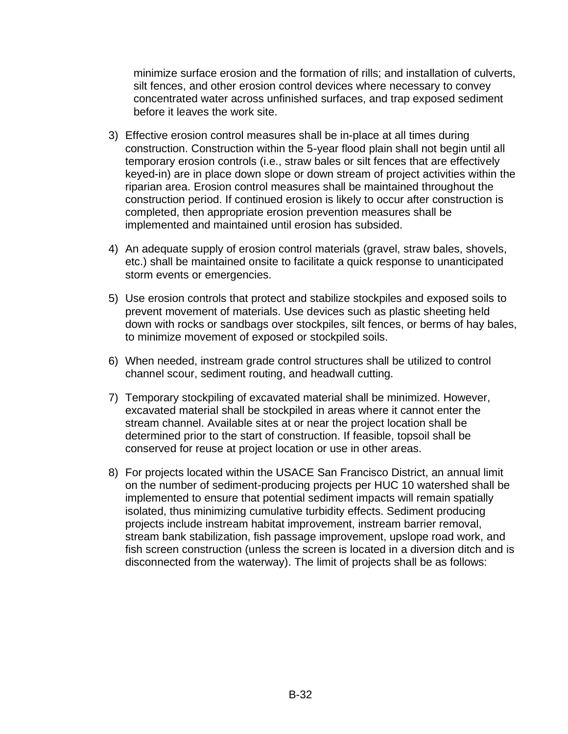minimize surface erosion and the formation of rills; and installation of culverts, silt fences, and other erosion control devices where necessary to convey concentrated water across unfinished surfaces, and trap exposed sediment before it leaves the work site.

3) Effective erosion control measures shall be in-place at all times during construction. Construction within the 5-year flood plain shall not begin until all temporary erosion controls (i.e., straw bales or silt fences that are effectively keyed-in) are in place down slope or down stream of project activities within the riparian area. Erosion control measures shall be maintained throughout the construction period. If continued erosion is likely to occur after construction is completed, then appropriate erosion prevention measures shall be implemented and maintained until erosion has subsided.

4) An adequate supply of erosion control materials (gravel, straw bales, shovels, etc.) shall be maintained onsite to facilitate a quick response to unanticipated storm events or emergencies.

5) Use erosion controls that protect and stabilize stockpiles and exposed soils to prevent movement of materials. Use devices such as plastic sheeting held down with rocks or sandbags over stockpiles, silt fences, or berms of hay bales, to minimize movement of exposed or stockpiled soils.

6) When needed, instream grade control structures shall be utilized to control channel scour, sediment routing, and headwall cutting.

7) Temporary stockpiling of excavated material shall be minimized. However, excavated material shall be stockpiled in areas where it cannot enter the stream channel. Available sites at or near the project location shall be determined prior to the start of construction. If feasible, topsoil shall be conserved for reuse at project location or use in other areas.

8) For projects located within the USACE San Francisco District, an annual limit on the number of sediment-producing projects per HUC 10 watershed shall be implemented to ensure that potential sediment impacts will remain spatially isolated, thus minimizing cumulative turbidity effects. Sediment producing projects include instream habitat improvement, instream barrier removal, stream bank stabilization, fish passage improvement, upslope road work, and fish screen construction (unless the screen is located in a diversion ditch and is disconnected from the waterway). The limit of projects shall be as follows: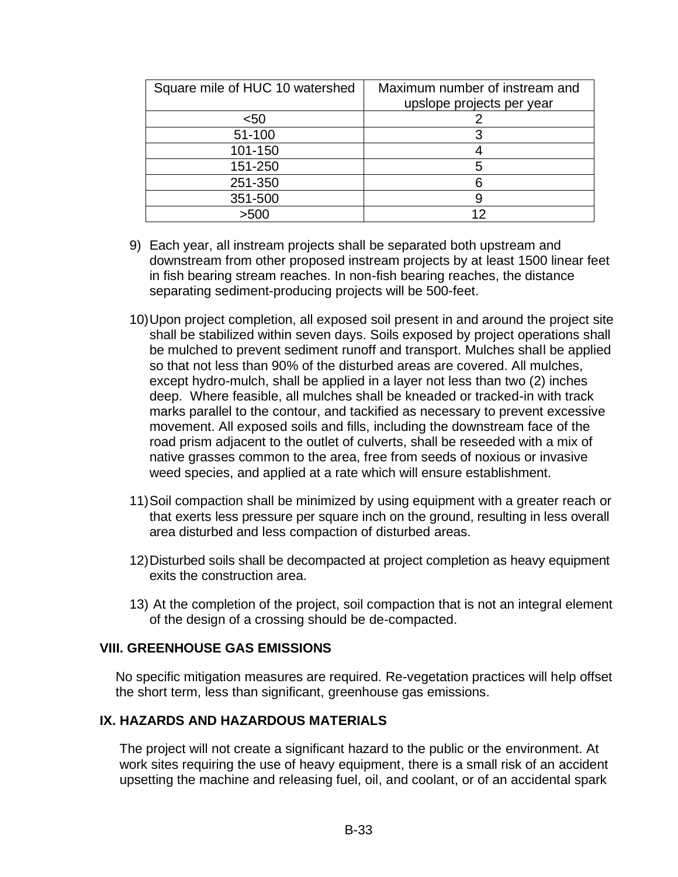| Square mile of HUC 10 watershed | Maximum number of instream and upslope projects per year |
|---|---|
| <50 | 2 |
| 51-100 | 3 |
| 101-150 | 4 |
| 151-250 | 5 |
| 251-350 | 6 |
| 351-500 | 9 |
| >500 | 12 |

9) Each year, all instream projects shall be separated both upstream and downstream from other proposed instream projects by at least 1500 linear feet in fish bearing stream reaches. In non-fish bearing reaches, the distance separating sediment-producing projects will be 500-feet.

10) Upon project completion, all exposed soil present in and around the project site shall be stabilized within seven days. Soils exposed by project operations shall be mulched to prevent sediment runoff and transport. Mulches shall be applied so that not less than 90% of the disturbed areas are covered. All mulches, except hydro-mulch, shall be applied in a layer not less than two (2) inches deep. Where feasible, all mulches shall be kneaded or tracked-in with track marks parallel to the contour, and tackified as necessary to prevent excessive movement. All exposed soils and fills, including the downstream face of the road prism adjacent to the outlet of culverts, shall be reseeded with a mix of native grasses common to the area, free from seeds of noxious or invasive weed species, and applied at a rate which will ensure establishment.

11) Soil compaction shall be minimized by using equipment with a greater reach or that exerts less pressure per square inch on the ground, resulting in less overall area disturbed and less compaction of disturbed areas.

12) Disturbed soils shall be decompacted at project completion as heavy equipment exits the construction area.

13) At the completion of the project, soil compaction that is not an integral element of the design of a crossing should be de-compacted.

## VIII. GREENHOUSE GAS EMISSIONS

No specific mitigation measures are required. Re-vegetation practices will help offset the short term, less than significant, greenhouse gas emissions.

## IX. HAZARDS AND HAZARDOUS MATERIALS

The project will not create a significant hazard to the public or the environment. At work sites requiring the use of heavy equipment, there is a small risk of an accident upsetting the machine and releasing fuel, oil, and coolant, or of an accidental spark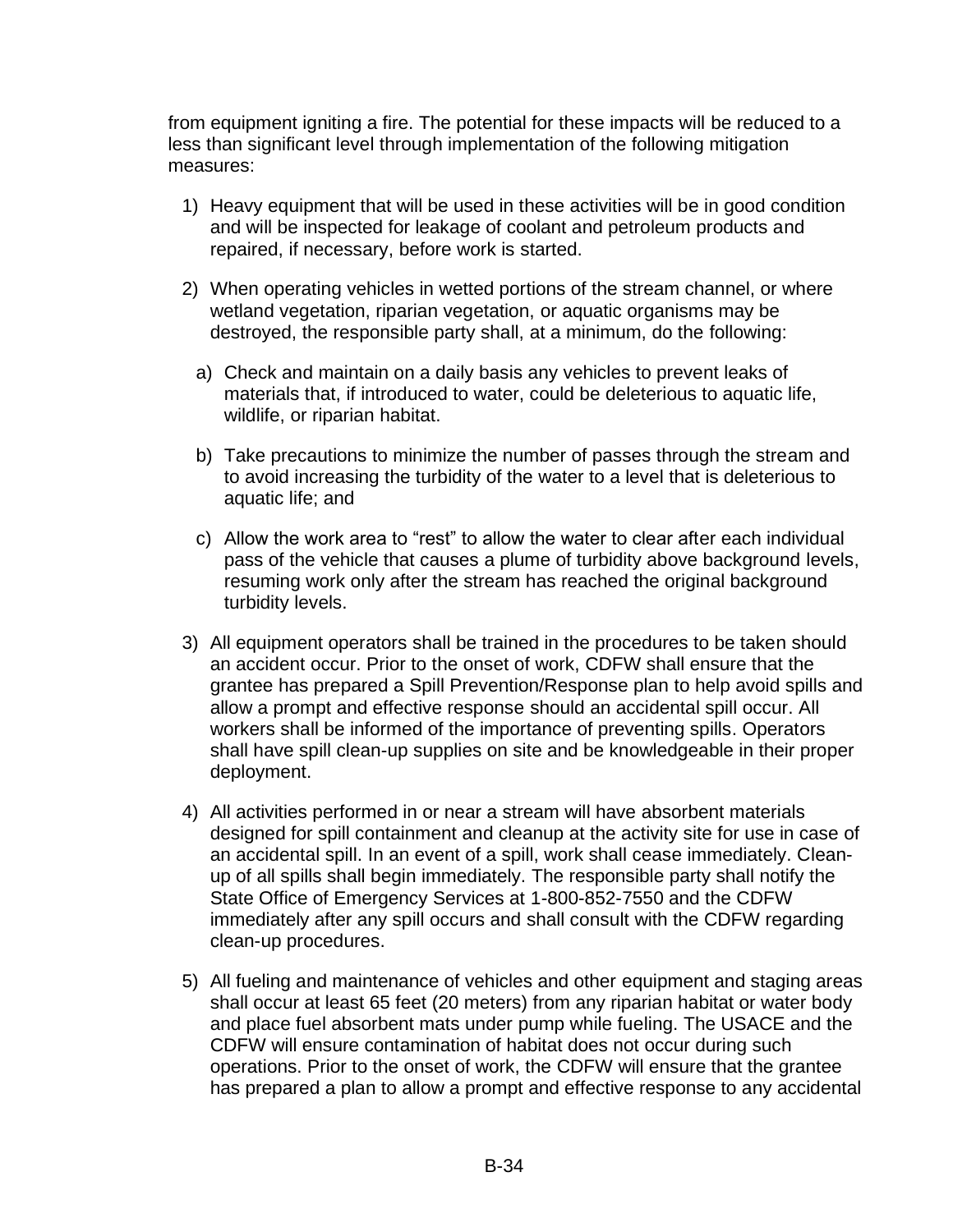from equipment igniting a fire. The potential for these impacts will be reduced to a less than significant level through implementation of the following mitigation measures:

1) Heavy equipment that will be used in these activities will be in good condition and will be inspected for leakage of coolant and petroleum products and repaired, if necessary, before work is started.

2) When operating vehicles in wetted portions of the stream channel, or where wetland vegetation, riparian vegetation, or aquatic organisms may be destroyed, the responsible party shall, at a minimum, do the following:

   a) Check and maintain on a daily basis any vehicles to prevent leaks of materials that, if introduced to water, could be deleterious to aquatic life, wildlife, or riparian habitat.

   b) Take precautions to minimize the number of passes through the stream and to avoid increasing the turbidity of the water to a level that is deleterious to aquatic life; and

   c) Allow the work area to "rest" to allow the water to clear after each individual pass of the vehicle that causes a plume of turbidity above background levels, resuming work only after the stream has reached the original background turbidity levels.

3) All equipment operators shall be trained in the procedures to be taken should an accident occur. Prior to the onset of work, CDFW shall ensure that the grantee has prepared a Spill Prevention/Response plan to help avoid spills and allow a prompt and effective response should an accidental spill occur. All workers shall be informed of the importance of preventing spills. Operators shall have spill clean-up supplies on site and be knowledgeable in their proper deployment.

4) All activities performed in or near a stream will have absorbent materials designed for spill containment and cleanup at the activity site for use in case of an accidental spill. In an event of a spill, work shall cease immediately. Clean-up of all spills shall begin immediately. The responsible party shall notify the State Office of Emergency Services at 1-800-852-7550 and the CDFW immediately after any spill occurs and shall consult with the CDFW regarding clean-up procedures.

5) All fueling and maintenance of vehicles and other equipment and staging areas shall occur at least 65 feet (20 meters) from any riparian habitat or water body and place fuel absorbent mats under pump while fueling. The USACE and the CDFW will ensure contamination of habitat does not occur during such operations. Prior to the onset of work, the CDFW will ensure that the grantee has prepared a plan to allow a prompt and effective response to any accidental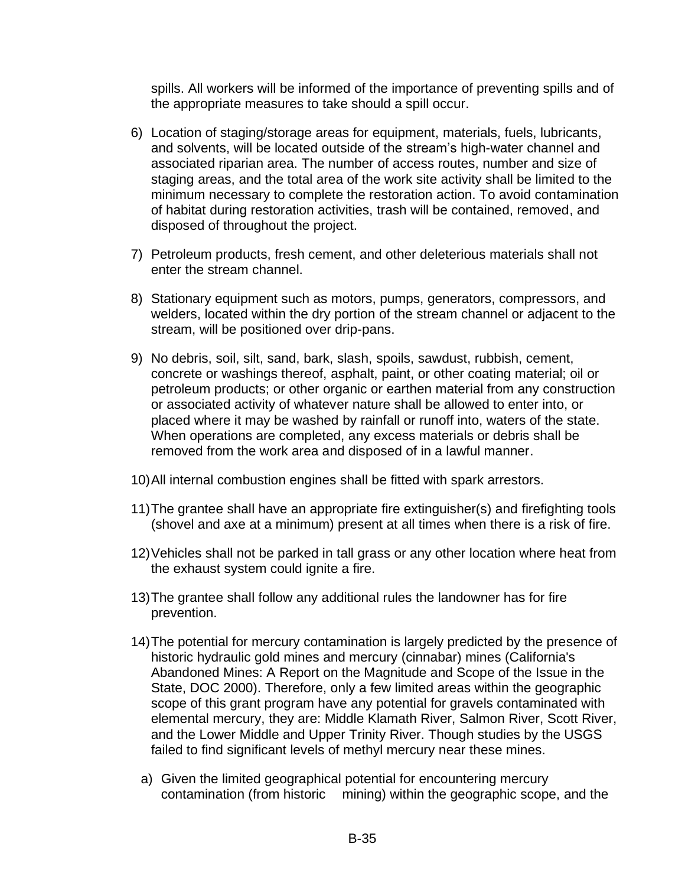spills. All workers will be informed of the importance of preventing spills and of the appropriate measures to take should a spill occur.

6) Location of staging/storage areas for equipment, materials, fuels, lubricants, and solvents, will be located outside of the stream's high-water channel and associated riparian area. The number of access routes, number and size of staging areas, and the total area of the work site activity shall be limited to the minimum necessary to complete the restoration action. To avoid contamination of habitat during restoration activities, trash will be contained, removed, and disposed of throughout the project.

7) Petroleum products, fresh cement, and other deleterious materials shall not enter the stream channel.

8) Stationary equipment such as motors, pumps, generators, compressors, and welders, located within the dry portion of the stream channel or adjacent to the stream, will be positioned over drip-pans.

9) No debris, soil, silt, sand, bark, slash, spoils, sawdust, rubbish, cement, concrete or washings thereof, asphalt, paint, or other coating material; oil or petroleum products; or other organic or earthen material from any construction or associated activity of whatever nature shall be allowed to enter into, or placed where it may be washed by rainfall or runoff into, waters of the state. When operations are completed, any excess materials or debris shall be removed from the work area and disposed of in a lawful manner.

10) All internal combustion engines shall be fitted with spark arrestors.

11) The grantee shall have an appropriate fire extinguisher(s) and firefighting tools (shovel and axe at a minimum) present at all times when there is a risk of fire.

12) Vehicles shall not be parked in tall grass or any other location where heat from the exhaust system could ignite a fire.

13) The grantee shall follow any additional rules the landowner has for fire prevention.

14) The potential for mercury contamination is largely predicted by the presence of historic hydraulic gold mines and mercury (cinnabar) mines (California's Abandoned Mines: A Report on the Magnitude and Scope of the Issue in the State, DOC 2000). Therefore, only a few limited areas within the geographic scope of this grant program have any potential for gravels contaminated with elemental mercury, they are: Middle Klamath River, Salmon River, Scott River, and the Lower Middle and Upper Trinity River. Though studies by the USGS failed to find significant levels of methyl mercury near these mines.

    a) Given the limited geographical potential for encountering mercury contamination (from historic mining) within the geographic scope, and the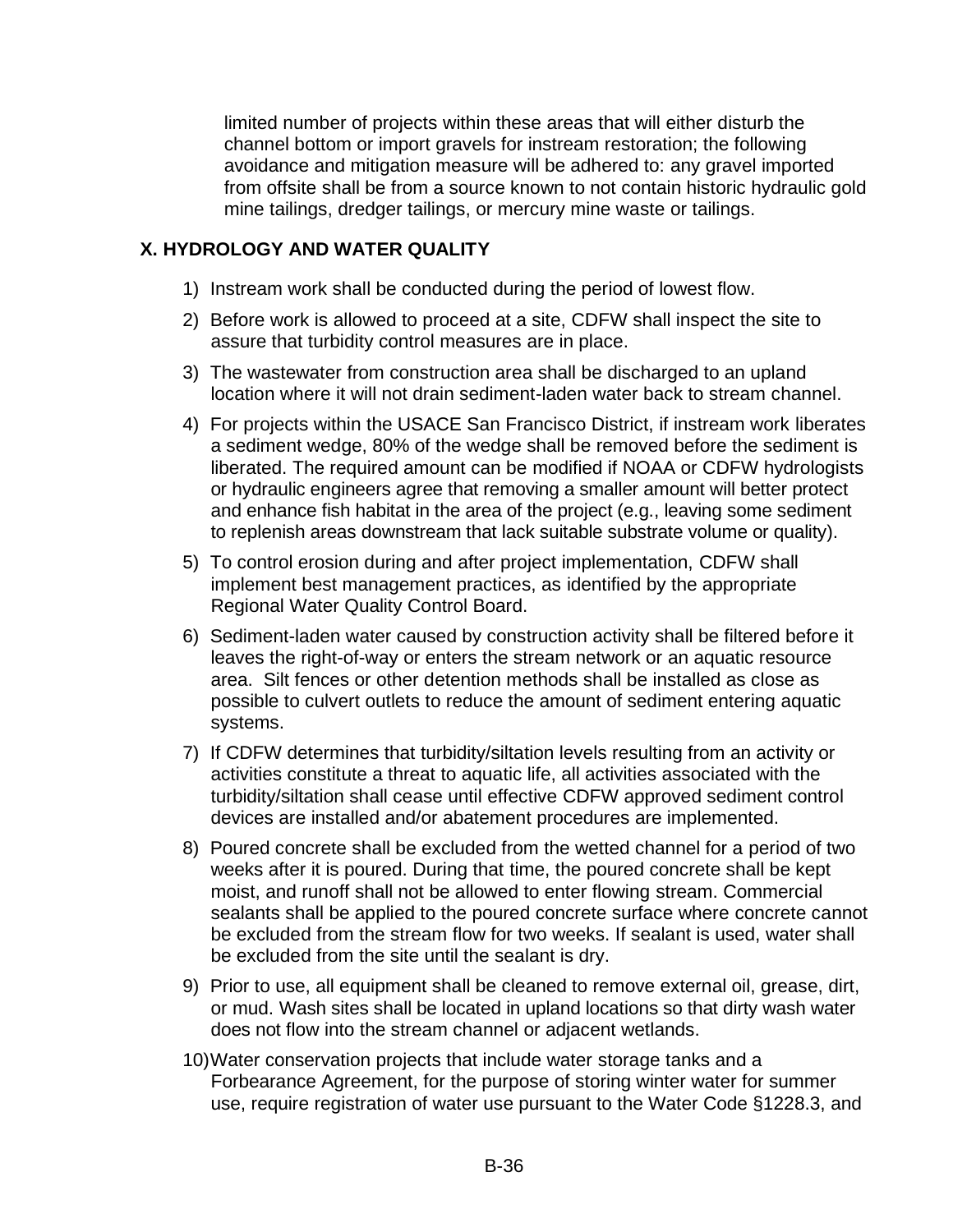limited number of projects within these areas that will either disturb the channel bottom or import gravels for instream restoration; the following avoidance and mitigation measure will be adhered to: any gravel imported from offsite shall be from a source known to not contain historic hydraulic gold mine tailings, dredger tailings, or mercury mine waste or tailings.

### X. HYDROLOGY AND WATER QUALITY

1) Instream work shall be conducted during the period of lowest flow.
2) Before work is allowed to proceed at a site, CDFW shall inspect the site to assure that turbidity control measures are in place.
3) The wastewater from construction area shall be discharged to an upland location where it will not drain sediment-laden water back to stream channel.
4) For projects within the USACE San Francisco District, if instream work liberates a sediment wedge, 80% of the wedge shall be removed before the sediment is liberated. The required amount can be modified if NOAA or CDFW hydrologists or hydraulic engineers agree that removing a smaller amount will better protect and enhance fish habitat in the area of the project (e.g., leaving some sediment to replenish areas downstream that lack suitable substrate volume or quality).
5) To control erosion during and after project implementation, CDFW shall implement best management practices, as identified by the appropriate Regional Water Quality Control Board.
6) Sediment-laden water caused by construction activity shall be filtered before it leaves the right-of-way or enters the stream network or an aquatic resource area. Silt fences or other detention methods shall be installed as close as possible to culvert outlets to reduce the amount of sediment entering aquatic systems.
7) If CDFW determines that turbidity/siltation levels resulting from an activity or activities constitute a threat to aquatic life, all activities associated with the turbidity/siltation shall cease until effective CDFW approved sediment control devices are installed and/or abatement procedures are implemented.
8) Poured concrete shall be excluded from the wetted channel for a period of two weeks after it is poured. During that time, the poured concrete shall be kept moist, and runoff shall not be allowed to enter flowing stream. Commercial sealants shall be applied to the poured concrete surface where concrete cannot be excluded from the stream flow for two weeks. If sealant is used, water shall be excluded from the site until the sealant is dry.
9) Prior to use, all equipment shall be cleaned to remove external oil, grease, dirt, or mud. Wash sites shall be located in upland locations so that dirty wash water does not flow into the stream channel or adjacent wetlands.
10) Water conservation projects that include water storage tanks and a Forbearance Agreement, for the purpose of storing winter water for summer use, require registration of water use pursuant to the Water Code §1228.3, and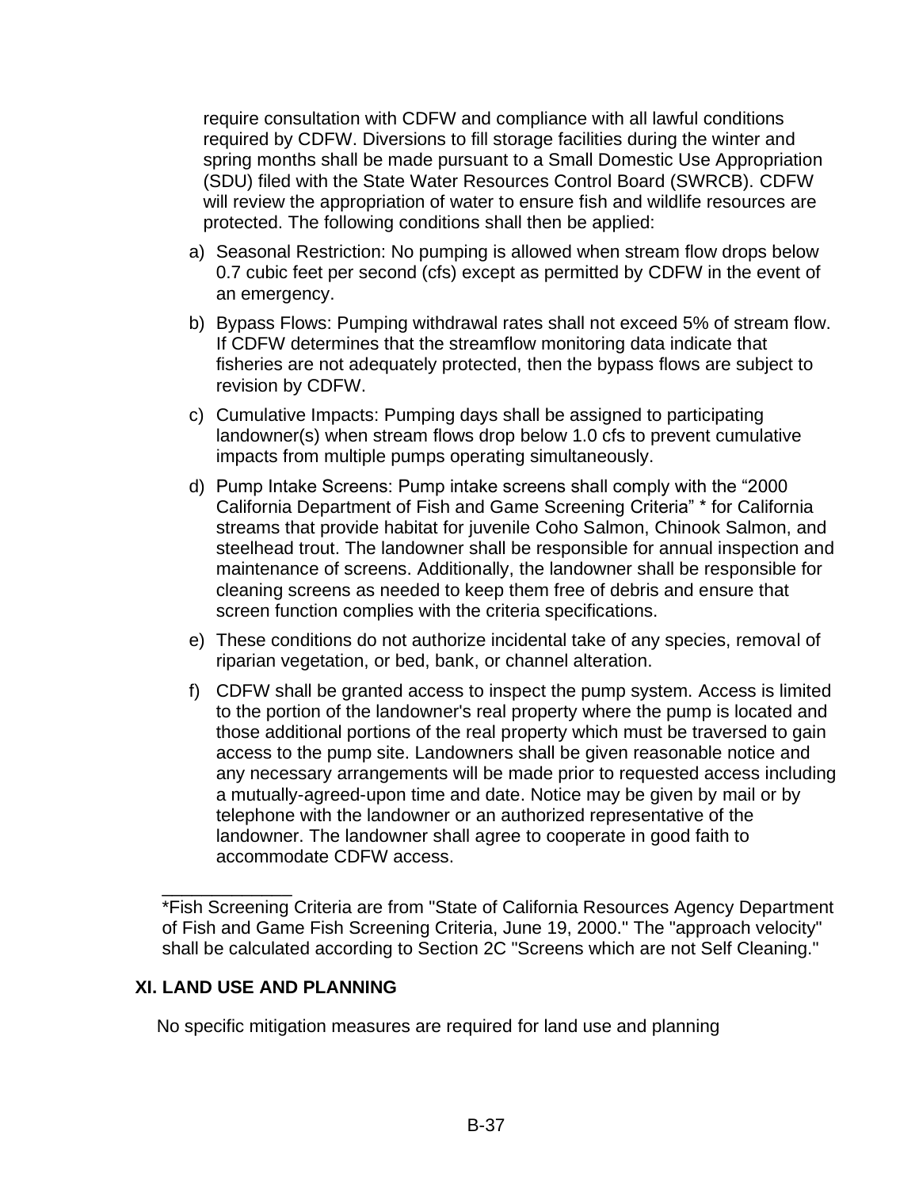require consultation with CDFW and compliance with all lawful conditions required by CDFW. Diversions to fill storage facilities during the winter and spring months shall be made pursuant to a Small Domestic Use Appropriation (SDU) filed with the State Water Resources Control Board (SWRCB). CDFW will review the appropriation of water to ensure fish and wildlife resources are protected. The following conditions shall then be applied:

a) Seasonal Restriction: No pumping is allowed when stream flow drops below 0.7 cubic feet per second (cfs) except as permitted by CDFW in the event of an emergency.

b) Bypass Flows: Pumping withdrawal rates shall not exceed 5% of stream flow. If CDFW determines that the streamflow monitoring data indicate that fisheries are not adequately protected, then the bypass flows are subject to revision by CDFW.

c) Cumulative Impacts: Pumping days shall be assigned to participating landowner(s) when stream flows drop below 1.0 cfs to prevent cumulative impacts from multiple pumps operating simultaneously.

d) Pump Intake Screens: Pump intake screens shall comply with the "2000 California Department of Fish and Game Screening Criteria" * for California streams that provide habitat for juvenile Coho Salmon, Chinook Salmon, and steelhead trout. The landowner shall be responsible for annual inspection and maintenance of screens. Additionally, the landowner shall be responsible for cleaning screens as needed to keep them free of debris and ensure that screen function complies with the criteria specifications.

e) These conditions do not authorize incidental take of any species, removal of riparian vegetation, or bed, bank, or channel alteration.

f) CDFW shall be granted access to inspect the pump system. Access is limited to the portion of the landowner's real property where the pump is located and those additional portions of the real property which must be traversed to gain access to the pump site. Landowners shall be given reasonable notice and any necessary arrangements will be made prior to requested access including a mutually-agreed-upon time and date. Notice may be given by mail or by telephone with the landowner or an authorized representative of the landowner. The landowner shall agree to cooperate in good faith to accommodate CDFW access.

---

*Fish Screening Criteria are from "State of California Resources Agency Department of Fish and Game Fish Screening Criteria, June 19, 2000." The "approach velocity" shall be calculated according to Section 2C "Screens which are not Self Cleaning."

## XI. LAND USE AND PLANNING

No specific mitigation measures are required for land use and planning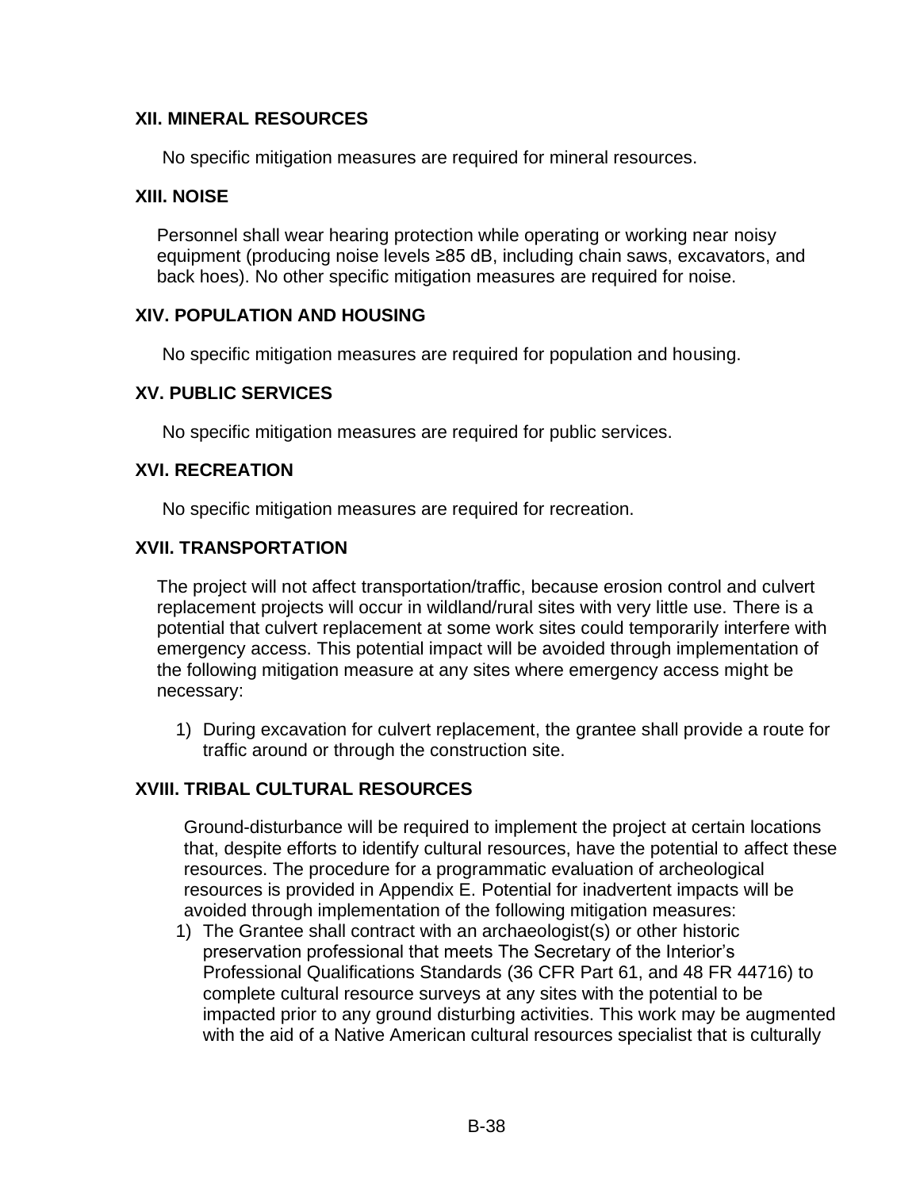### XII. MINERAL RESOURCES

No specific mitigation measures are required for mineral resources.

### XIII. NOISE

Personnel shall wear hearing protection while operating or working near noisy equipment (producing noise levels ≥85 dB, including chain saws, excavators, and back hoes). No other specific mitigation measures are required for noise.

### XIV. POPULATION AND HOUSING

No specific mitigation measures are required for population and housing.

### XV. PUBLIC SERVICES

No specific mitigation measures are required for public services.

### XVI. RECREATION

No specific mitigation measures are required for recreation.

### XVII. TRANSPORTATION

The project will not affect transportation/traffic, because erosion control and culvert replacement projects will occur in wildland/rural sites with very little use. There is a potential that culvert replacement at some work sites could temporarily interfere with emergency access. This potential impact will be avoided through implementation of the following mitigation measure at any sites where emergency access might be necessary:

1) During excavation for culvert replacement, the grantee shall provide a route for traffic around or through the construction site.

### XVIII. TRIBAL CULTURAL RESOURCES

Ground-disturbance will be required to implement the project at certain locations that, despite efforts to identify cultural resources, have the potential to affect these resources. The procedure for a programmatic evaluation of archeological resources is provided in Appendix E. Potential for inadvertent impacts will be avoided through implementation of the following mitigation measures:

1) The Grantee shall contract with an archaeologist(s) or other historic preservation professional that meets The Secretary of the Interior's Professional Qualifications Standards (36 CFR Part 61, and 48 FR 44716) to complete cultural resource surveys at any sites with the potential to be impacted prior to any ground disturbing activities. This work may be augmented with the aid of a Native American cultural resources specialist that is culturally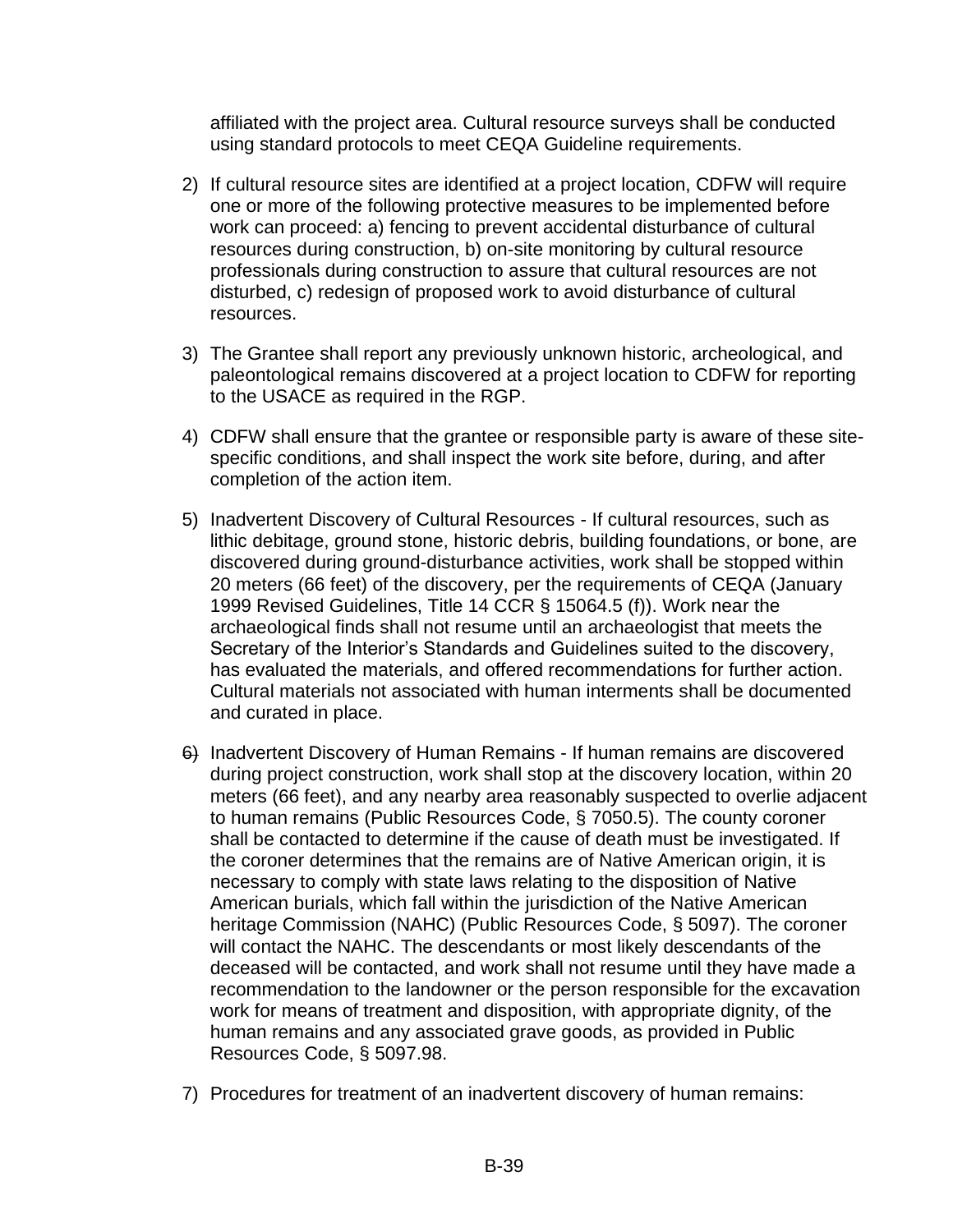affiliated with the project area. Cultural resource surveys shall be conducted using standard protocols to meet CEQA Guideline requirements.

2) If cultural resource sites are identified at a project location, CDFW will require one or more of the following protective measures to be implemented before work can proceed: a) fencing to prevent accidental disturbance of cultural resources during construction, b) on-site monitoring by cultural resource professionals during construction to assure that cultural resources are not disturbed, c) redesign of proposed work to avoid disturbance of cultural resources.

3) The Grantee shall report any previously unknown historic, archeological, and paleontological remains discovered at a project location to CDFW for reporting to the USACE as required in the RGP.

4) CDFW shall ensure that the grantee or responsible party is aware of these site-specific conditions, and shall inspect the work site before, during, and after completion of the action item.

5) Inadvertent Discovery of Cultural Resources - If cultural resources, such as lithic debitage, ground stone, historic debris, building foundations, or bone, are discovered during ground-disturbance activities, work shall be stopped within 20 meters (66 feet) of the discovery, per the requirements of CEQA (January 1999 Revised Guidelines, Title 14 CCR § 15064.5 (f)). Work near the archaeological finds shall not resume until an archaeologist that meets the Secretary of the Interior's Standards and Guidelines suited to the discovery, has evaluated the materials, and offered recommendations for further action. Cultural materials not associated with human interments shall be documented and curated in place.

6) Inadvertent Discovery of Human Remains - If human remains are discovered during project construction, work shall stop at the discovery location, within 20 meters (66 feet), and any nearby area reasonably suspected to overlie adjacent to human remains (Public Resources Code, § 7050.5). The county coroner shall be contacted to determine if the cause of death must be investigated. If the coroner determines that the remains are of Native American origin, it is necessary to comply with state laws relating to the disposition of Native American burials, which fall within the jurisdiction of the Native American heritage Commission (NAHC) (Public Resources Code, § 5097). The coroner will contact the NAHC. The descendants or most likely descendants of the deceased will be contacted, and work shall not resume until they have made a recommendation to the landowner or the person responsible for the excavation work for means of treatment and disposition, with appropriate dignity, of the human remains and any associated grave goods, as provided in Public Resources Code, § 5097.98.

7) Procedures for treatment of an inadvertent discovery of human remains: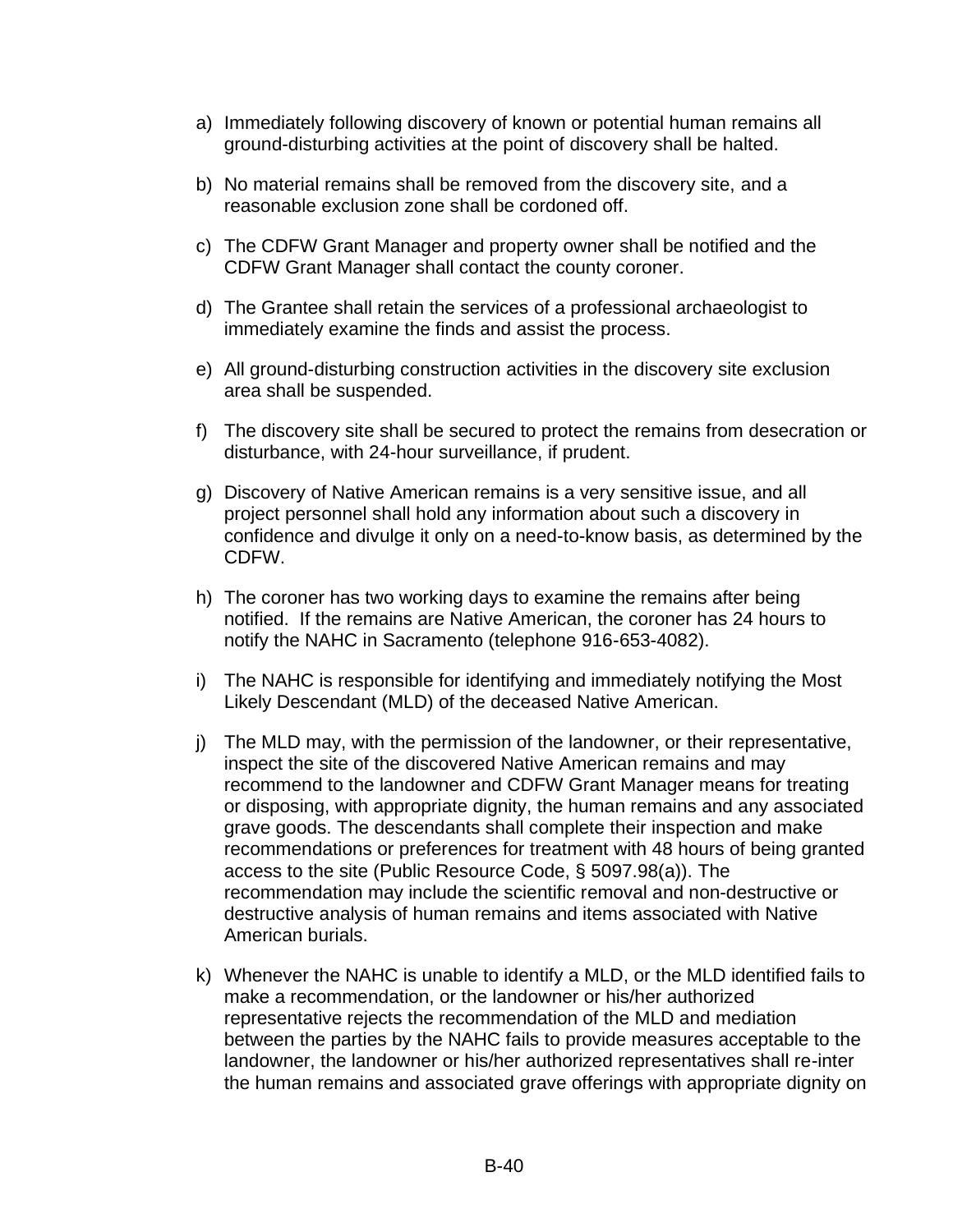a) Immediately following discovery of known or potential human remains all ground-disturbing activities at the point of discovery shall be halted.

b) No material remains shall be removed from the discovery site, and a reasonable exclusion zone shall be cordoned off.

c) The CDFW Grant Manager and property owner shall be notified and the CDFW Grant Manager shall contact the county coroner.

d) The Grantee shall retain the services of a professional archaeologist to immediately examine the finds and assist the process.

e) All ground-disturbing construction activities in the discovery site exclusion area shall be suspended.

f) The discovery site shall be secured to protect the remains from desecration or disturbance, with 24-hour surveillance, if prudent.

g) Discovery of Native American remains is a very sensitive issue, and all project personnel shall hold any information about such a discovery in confidence and divulge it only on a need-to-know basis, as determined by the CDFW.

h) The coroner has two working days to examine the remains after being notified. If the remains are Native American, the coroner has 24 hours to notify the NAHC in Sacramento (telephone 916-653-4082).

i) The NAHC is responsible for identifying and immediately notifying the Most Likely Descendant (MLD) of the deceased Native American.

j) The MLD may, with the permission of the landowner, or their representative, inspect the site of the discovered Native American remains and may recommend to the landowner and CDFW Grant Manager means for treating or disposing, with appropriate dignity, the human remains and any associated grave goods. The descendants shall complete their inspection and make recommendations or preferences for treatment with 48 hours of being granted access to the site (Public Resource Code, § 5097.98(a)). The recommendation may include the scientific removal and non-destructive or destructive analysis of human remains and items associated with Native American burials.

k) Whenever the NAHC is unable to identify a MLD, or the MLD identified fails to make a recommendation, or the landowner or his/her authorized representative rejects the recommendation of the MLD and mediation between the parties by the NAHC fails to provide measures acceptable to the landowner, the landowner or his/her authorized representatives shall re-inter the human remains and associated grave offerings with appropriate dignity on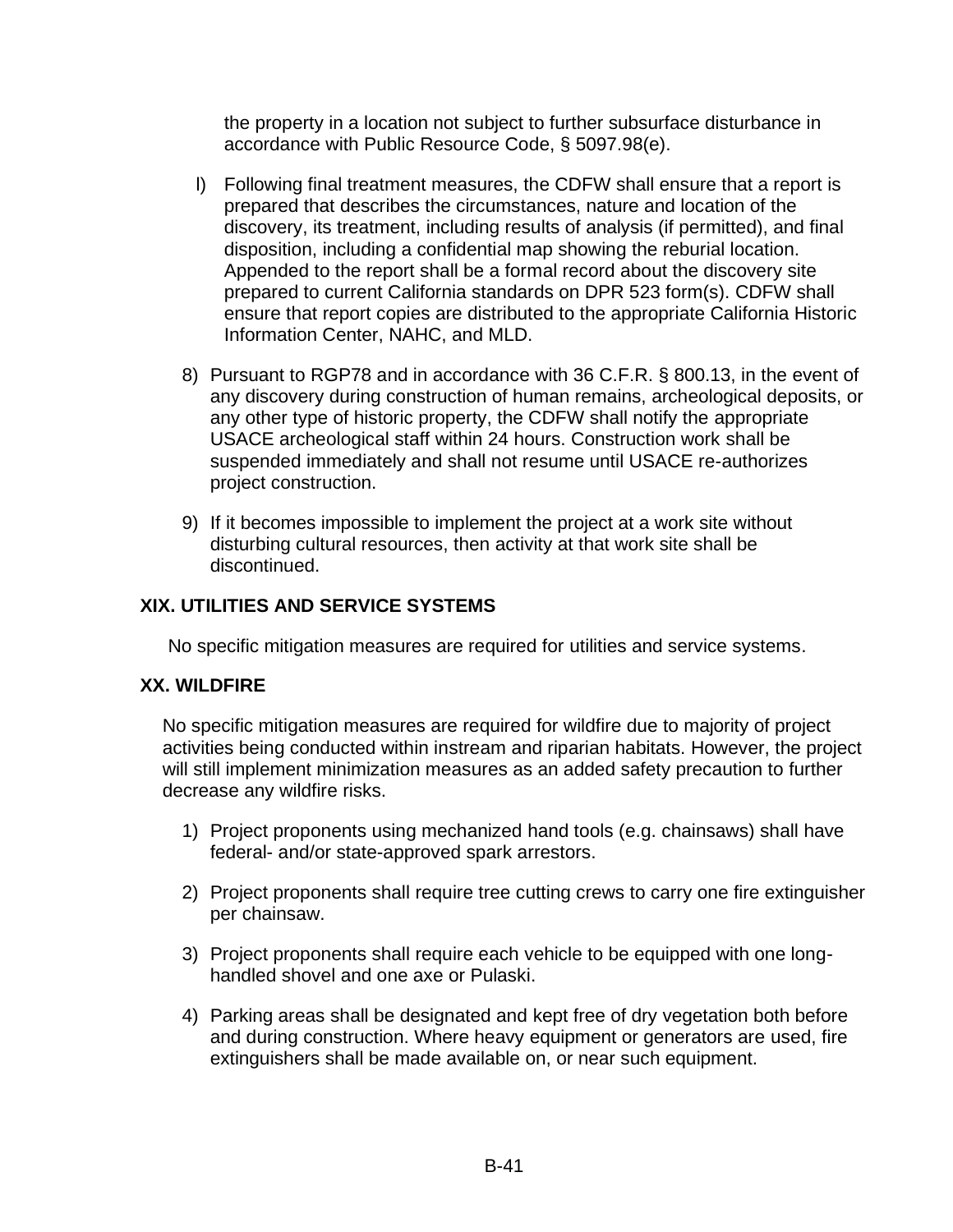the property in a location not subject to further subsurface disturbance in accordance with Public Resource Code, § 5097.98(e).

l) Following final treatment measures, the CDFW shall ensure that a report is prepared that describes the circumstances, nature and location of the discovery, its treatment, including results of analysis (if permitted), and final disposition, including a confidential map showing the reburial location. Appended to the report shall be a formal record about the discovery site prepared to current California standards on DPR 523 form(s). CDFW shall ensure that report copies are distributed to the appropriate California Historic Information Center, NAHC, and MLD.

8) Pursuant to RGP78 and in accordance with 36 C.F.R. § 800.13, in the event of any discovery during construction of human remains, archeological deposits, or any other type of historic property, the CDFW shall notify the appropriate USACE archeological staff within 24 hours. Construction work shall be suspended immediately and shall not resume until USACE re-authorizes project construction.

9) If it becomes impossible to implement the project at a work site without disturbing cultural resources, then activity at that work site shall be discontinued.

## XIX. UTILITIES AND SERVICE SYSTEMS

No specific mitigation measures are required for utilities and service systems.

## XX. WILDFIRE

No specific mitigation measures are required for wildfire due to majority of project activities being conducted within instream and riparian habitats. However, the project will still implement minimization measures as an added safety precaution to further decrease any wildfire risks.

1) Project proponents using mechanized hand tools (e.g. chainsaws) shall have federal- and/or state-approved spark arrestors.

2) Project proponents shall require tree cutting crews to carry one fire extinguisher per chainsaw.

3) Project proponents shall require each vehicle to be equipped with one long-handled shovel and one axe or Pulaski.

4) Parking areas shall be designated and kept free of dry vegetation both before and during construction. Where heavy equipment or generators are used, fire extinguishers shall be made available on, or near such equipment.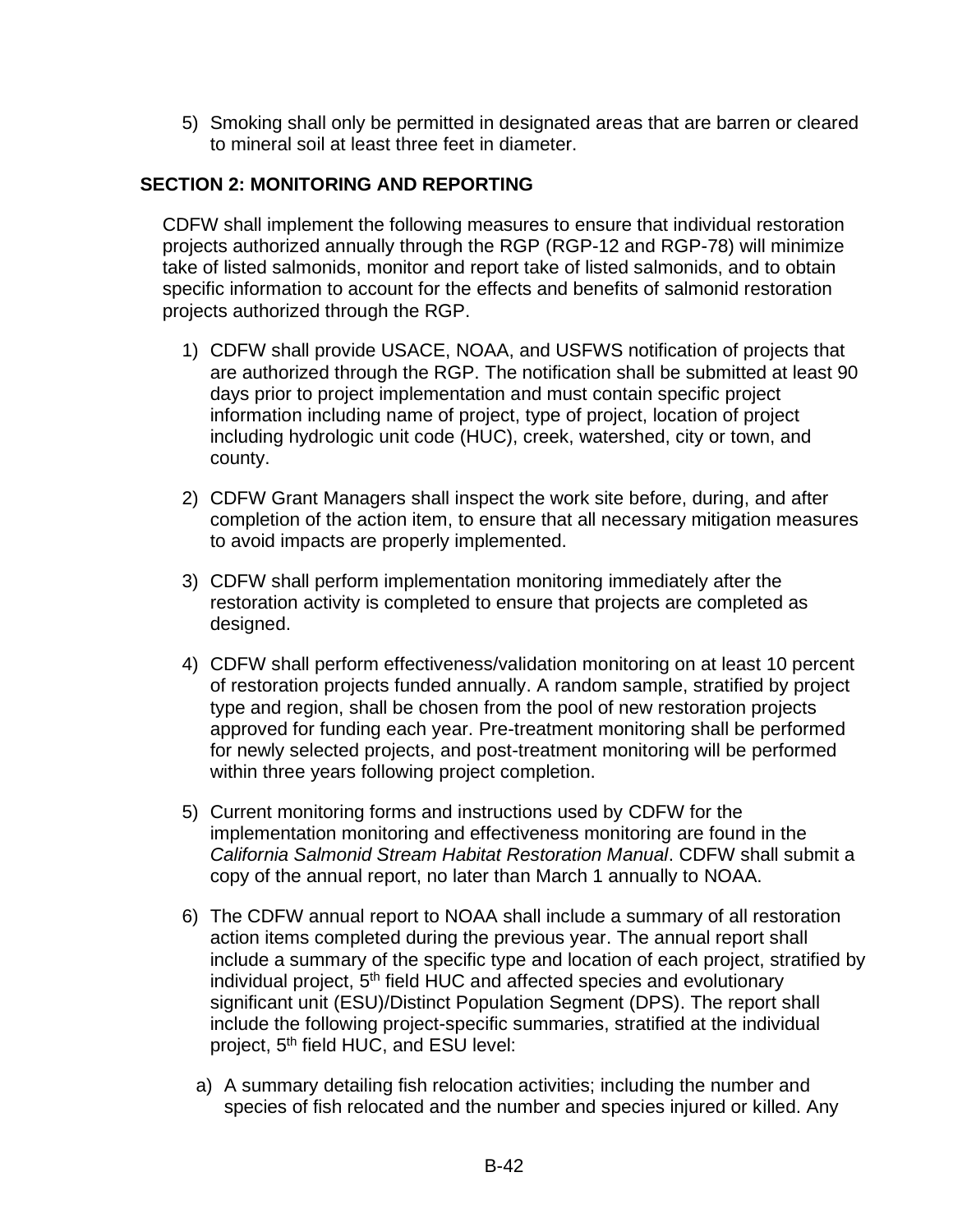5) Smoking shall only be permitted in designated areas that are barren or cleared to mineral soil at least three feet in diameter.

## SECTION 2: MONITORING AND REPORTING

CDFW shall implement the following measures to ensure that individual restoration projects authorized annually through the RGP (RGP-12 and RGP-78) will minimize take of listed salmonids, monitor and report take of listed salmonids, and to obtain specific information to account for the effects and benefits of salmonid restoration projects authorized through the RGP.

1) CDFW shall provide USACE, NOAA, and USFWS notification of projects that are authorized through the RGP. The notification shall be submitted at least 90 days prior to project implementation and must contain specific project information including name of project, type of project, location of project including hydrologic unit code (HUC), creek, watershed, city or town, and county.

2) CDFW Grant Managers shall inspect the work site before, during, and after completion of the action item, to ensure that all necessary mitigation measures to avoid impacts are properly implemented.

3) CDFW shall perform implementation monitoring immediately after the restoration activity is completed to ensure that projects are completed as designed.

4) CDFW shall perform effectiveness/validation monitoring on at least 10 percent of restoration projects funded annually. A random sample, stratified by project type and region, shall be chosen from the pool of new restoration projects approved for funding each year. Pre-treatment monitoring shall be performed for newly selected projects, and post-treatment monitoring will be performed within three years following project completion.

5) Current monitoring forms and instructions used by CDFW for the implementation monitoring and effectiveness monitoring are found in the *California Salmonid Stream Habitat Restoration Manual*. CDFW shall submit a copy of the annual report, no later than March 1 annually to NOAA.

6) The CDFW annual report to NOAA shall include a summary of all restoration action items completed during the previous year. The annual report shall include a summary of the specific type and location of each project, stratified by individual project, 5th field HUC and affected species and evolutionary significant unit (ESU)/Distinct Population Segment (DPS). The report shall include the following project-specific summaries, stratified at the individual project, 5th field HUC, and ESU level:

   a) A summary detailing fish relocation activities; including the number and species of fish relocated and the number and species injured or killed. Any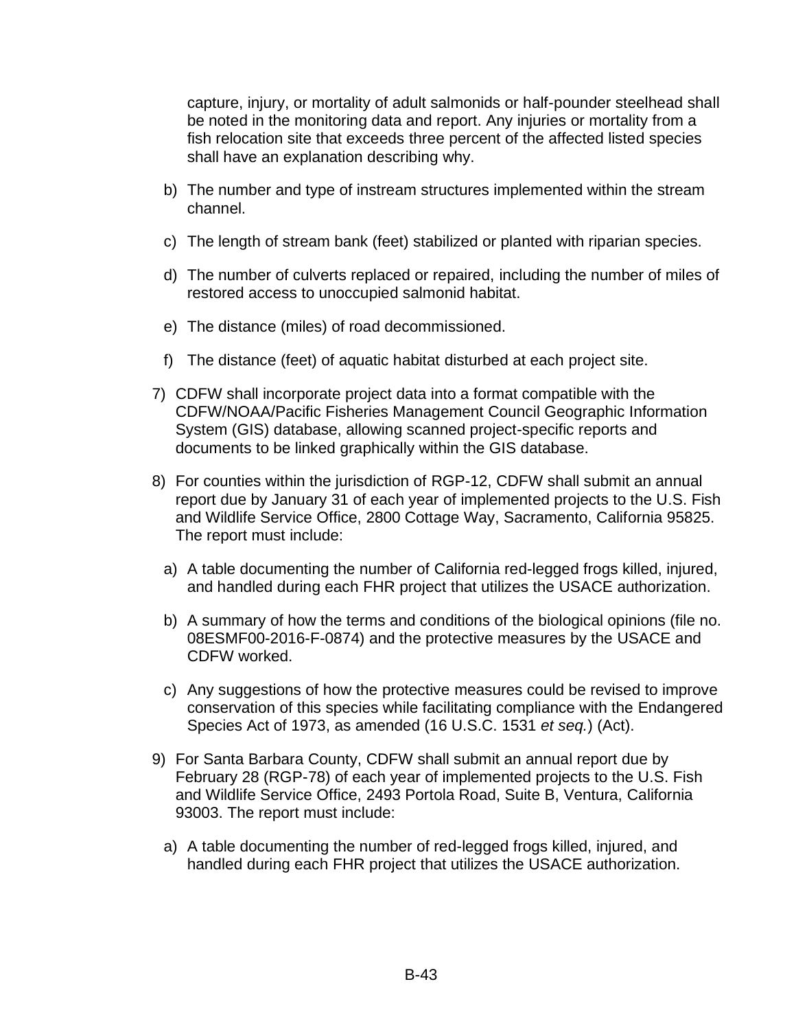capture, injury, or mortality of adult salmonids or half-pounder steelhead shall be noted in the monitoring data and report. Any injuries or mortality from a fish relocation site that exceeds three percent of the affected listed species shall have an explanation describing why.

b) The number and type of instream structures implemented within the stream channel.

c) The length of stream bank (feet) stabilized or planted with riparian species.

d) The number of culverts replaced or repaired, including the number of miles of restored access to unoccupied salmonid habitat.

e) The distance (miles) of road decommissioned.

f) The distance (feet) of aquatic habitat disturbed at each project site.

7) CDFW shall incorporate project data into a format compatible with the CDFW/NOAA/Pacific Fisheries Management Council Geographic Information System (GIS) database, allowing scanned project-specific reports and documents to be linked graphically within the GIS database.

8) For counties within the jurisdiction of RGP-12, CDFW shall submit an annual report due by January 31 of each year of implemented projects to the U.S. Fish and Wildlife Service Office, 2800 Cottage Way, Sacramento, California 95825. The report must include:

   a) A table documenting the number of California red-legged frogs killed, injured, and handled during each FHR project that utilizes the USACE authorization.

   b) A summary of how the terms and conditions of the biological opinions (file no. 08ESMF00-2016-F-0874) and the protective measures by the USACE and CDFW worked.

   c) Any suggestions of how the protective measures could be revised to improve conservation of this species while facilitating compliance with the Endangered Species Act of 1973, as amended (16 U.S.C. 1531 *et seq.*) (Act).

9) For Santa Barbara County, CDFW shall submit an annual report due by February 28 (RGP-78) of each year of implemented projects to the U.S. Fish and Wildlife Service Office, 2493 Portola Road, Suite B, Ventura, California 93003. The report must include:

   a) A table documenting the number of red-legged frogs killed, injured, and handled during each FHR project that utilizes the USACE authorization.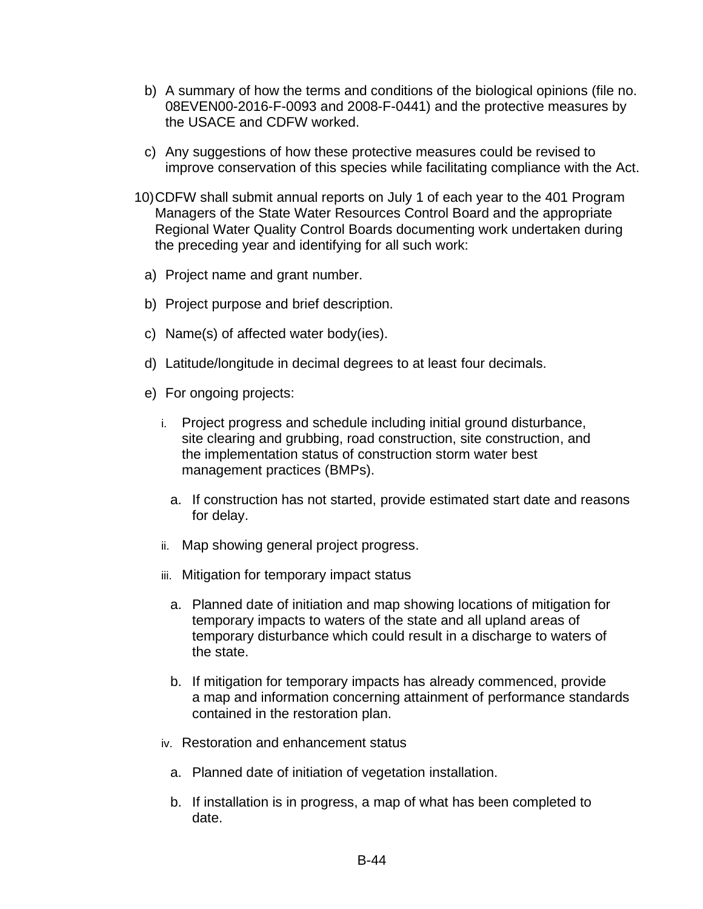b) A summary of how the terms and conditions of the biological opinions (file no. 08EVEN00-2016-F-0093 and 2008-F-0441) and the protective measures by the USACE and CDFW worked.

c) Any suggestions of how these protective measures could be revised to improve conservation of this species while facilitating compliance with the Act.

10) CDFW shall submit annual reports on July 1 of each year to the 401 Program Managers of the State Water Resources Control Board and the appropriate Regional Water Quality Control Boards documenting work undertaken during the preceding year and identifying for all such work:

a) Project name and grant number.

b) Project purpose and brief description.

c) Name(s) of affected water body(ies).

d) Latitude/longitude in decimal degrees to at least four decimals.

e) For ongoing projects:

i. Project progress and schedule including initial ground disturbance, site clearing and grubbing, road construction, site construction, and the implementation status of construction storm water best management practices (BMPs).

   a. If construction has not started, provide estimated start date and reasons for delay.

ii. Map showing general project progress.

iii. Mitigation for temporary impact status

   a. Planned date of initiation and map showing locations of mitigation for temporary impacts to waters of the state and all upland areas of temporary disturbance which could result in a discharge to waters of the state.

   b. If mitigation for temporary impacts has already commenced, provide a map and information concerning attainment of performance standards contained in the restoration plan.

iv. Restoration and enhancement status

   a. Planned date of initiation of vegetation installation.

   b. If installation is in progress, a map of what has been completed to date.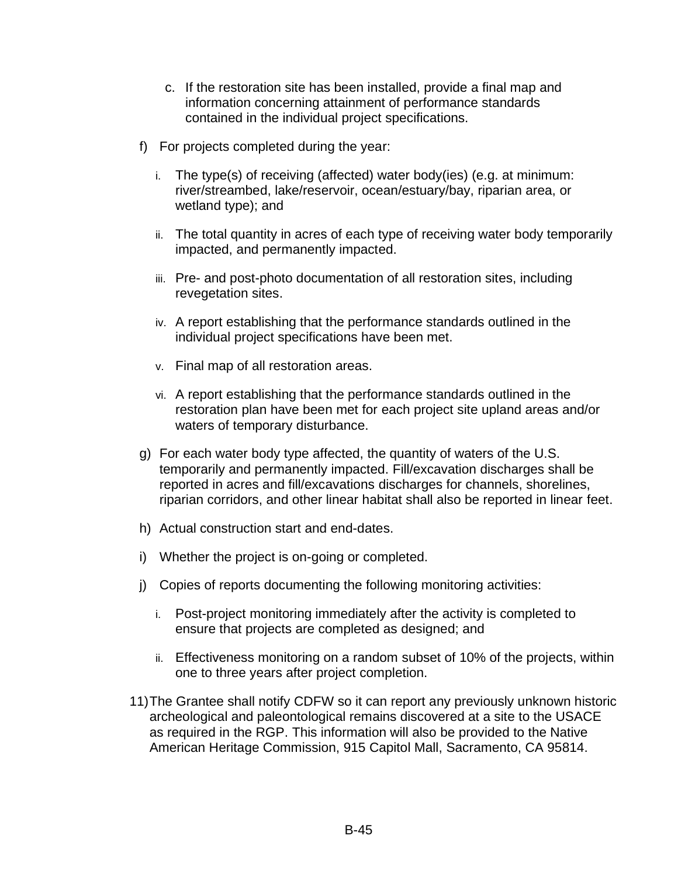c. If the restoration site has been installed, provide a final map and information concerning attainment of performance standards contained in the individual project specifications.

f) For projects completed during the year:

i. The type(s) of receiving (affected) water body(ies) (e.g. at minimum: river/streambed, lake/reservoir, ocean/estuary/bay, riparian area, or wetland type); and

ii. The total quantity in acres of each type of receiving water body temporarily impacted, and permanently impacted.

iii. Pre- and post-photo documentation of all restoration sites, including revegetation sites.

iv. A report establishing that the performance standards outlined in the individual project specifications have been met.

v. Final map of all restoration areas.

vi. A report establishing that the performance standards outlined in the restoration plan have been met for each project site upland areas and/or waters of temporary disturbance.

g) For each water body type affected, the quantity of waters of the U.S. temporarily and permanently impacted. Fill/excavation discharges shall be reported in acres and fill/excavations discharges for channels, shorelines, riparian corridors, and other linear habitat shall also be reported in linear feet.

h) Actual construction start and end-dates.

i) Whether the project is on-going or completed.

j) Copies of reports documenting the following monitoring activities:

i. Post-project monitoring immediately after the activity is completed to ensure that projects are completed as designed; and

ii. Effectiveness monitoring on a random subset of 10% of the projects, within one to three years after project completion.

11) The Grantee shall notify CDFW so it can report any previously unknown historic archeological and paleontological remains discovered at a site to the USACE as required in the RGP. This information will also be provided to the Native American Heritage Commission, 915 Capitol Mall, Sacramento, CA 95814.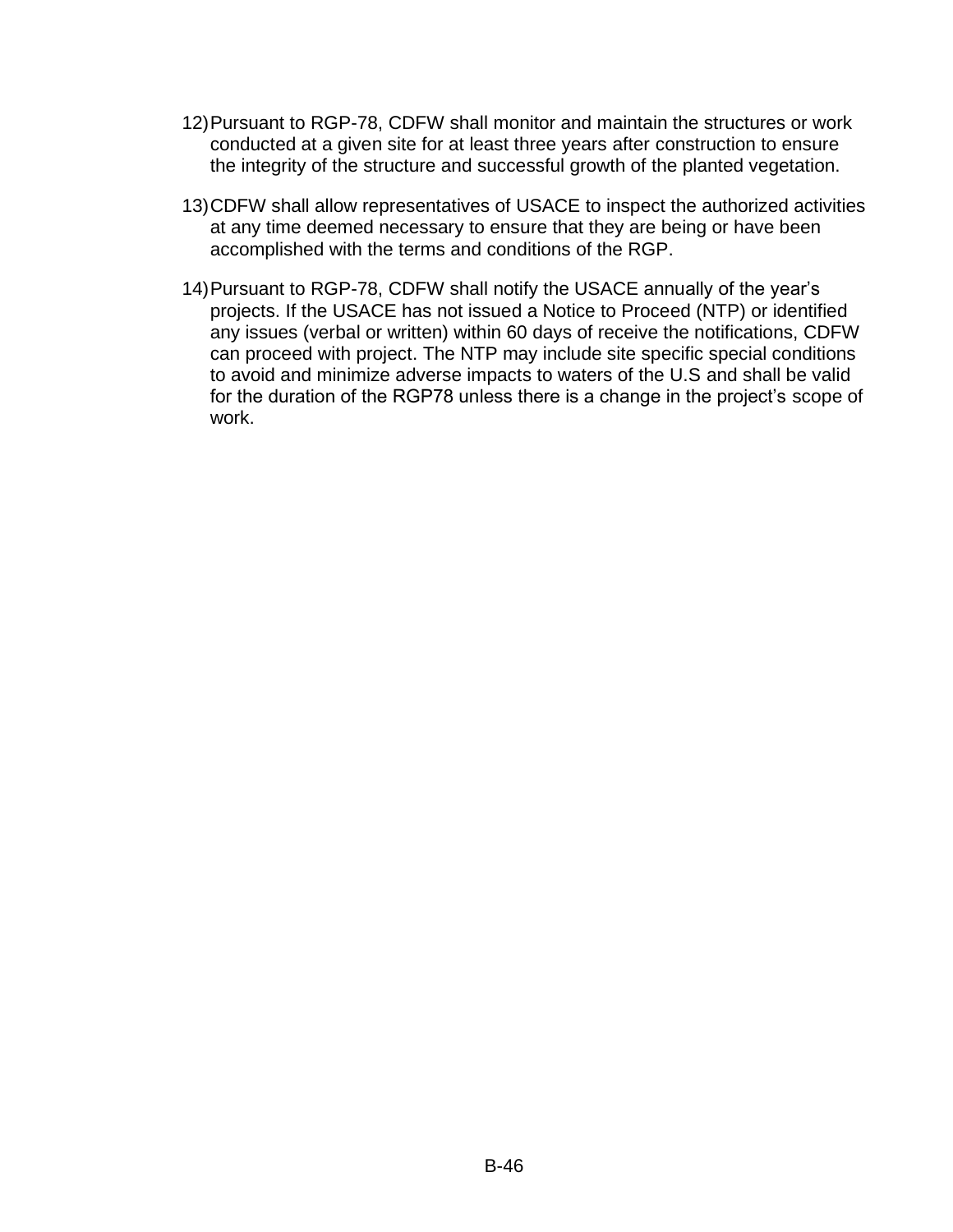12) Pursuant to RGP-78, CDFW shall monitor and maintain the structures or work conducted at a given site for at least three years after construction to ensure the integrity of the structure and successful growth of the planted vegetation.

13) CDFW shall allow representatives of USACE to inspect the authorized activities at any time deemed necessary to ensure that they are being or have been accomplished with the terms and conditions of the RGP.

14) Pursuant to RGP-78, CDFW shall notify the USACE annually of the year's projects. If the USACE has not issued a Notice to Proceed (NTP) or identified any issues (verbal or written) within 60 days of receive the notifications, CDFW can proceed with project. The NTP may include site specific special conditions to avoid and minimize adverse impacts to waters of the U.S and shall be valid for the duration of the RGP78 unless there is a change in the project's scope of work.